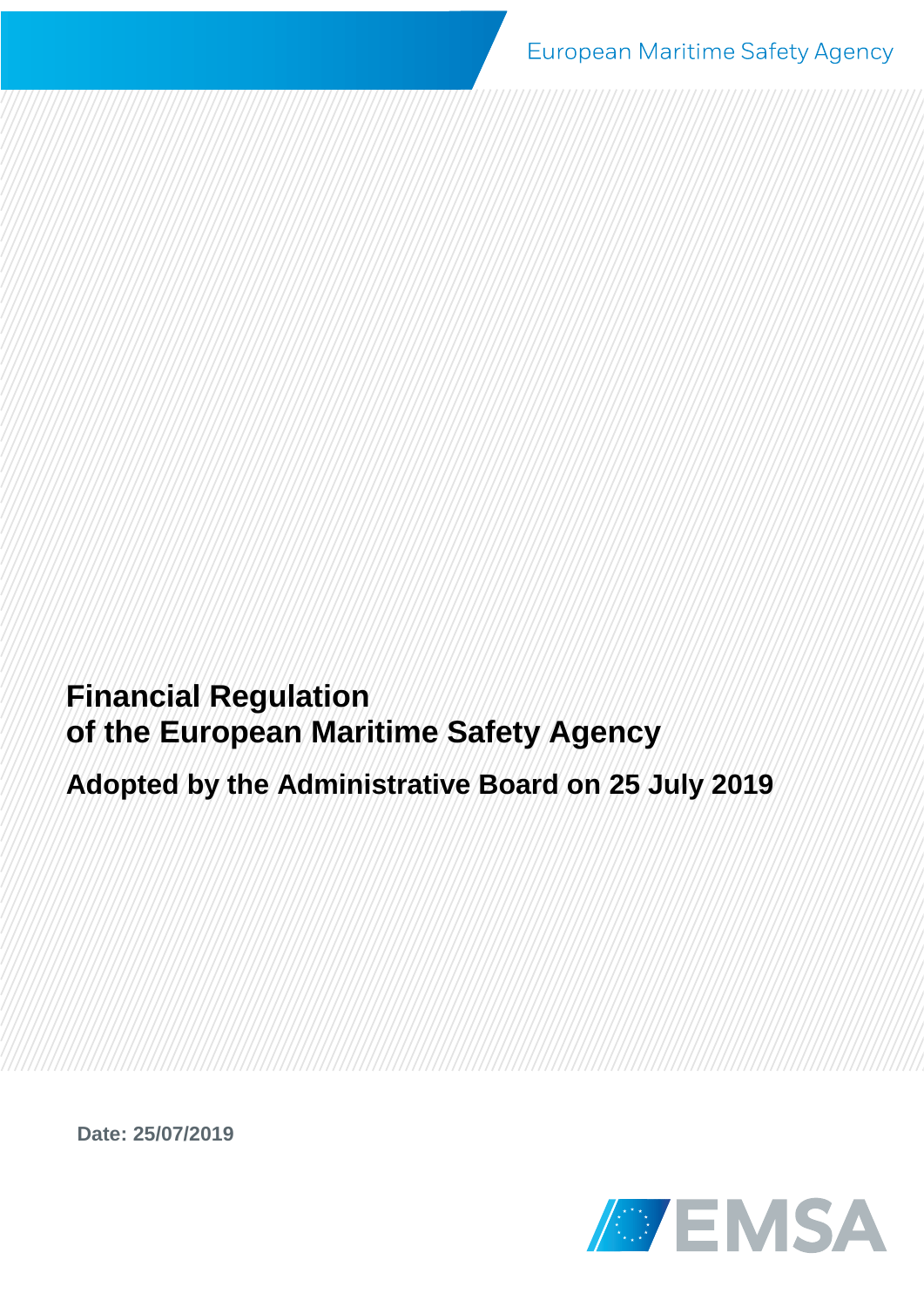European Maritime Safety Agency

# Financial Regulation of the European Maritime Safety Agency

## Adopted by the Administrative Board on 25 July 2019

**Date: 25/07/2019**

EMSA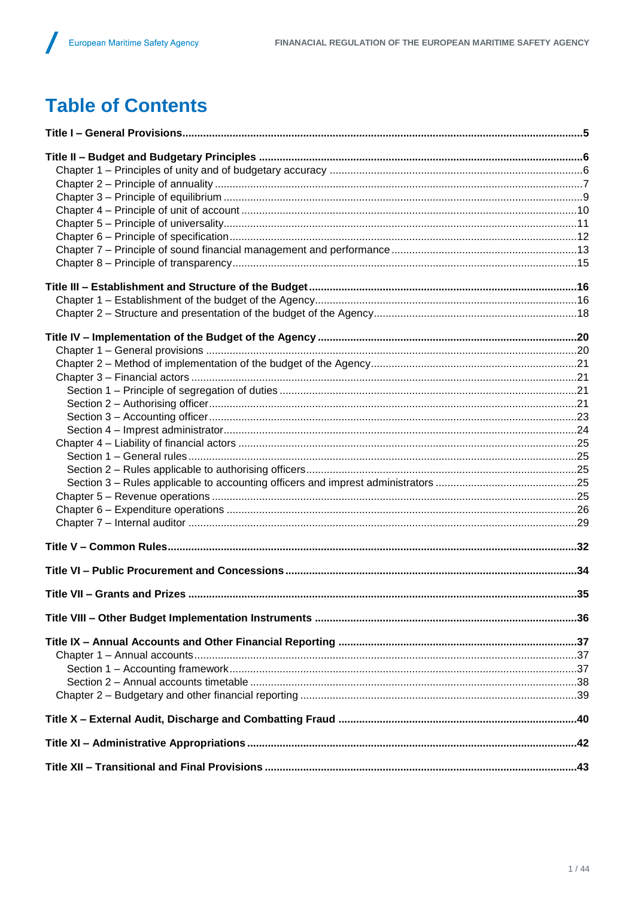# Table of Contents

**Title I – General Provisions** ... 5

**Title II – Budget and Budgetary Principles** ... 6

- Chapter 1 – Principles of unity and of budgetary accuracy ... 6
- Chapter 2 – Principle of annuality ... 7
- Chapter 3 – Principle of equilibrium ... 9
- Chapter 4 – Principle of unit of account ... 10
- Chapter 5 – Principle of universality ... 11
- Chapter 6 – Principle of specification ... 12
- Chapter 7 – Principle of sound financial management and performance ... 13
- Chapter 8 – Principle of transparency ... 15

**Title III – Establishment and Structure of the Budget** ... 16

- Chapter 1 – Establishment of the budget of the Agency ... 16
- Chapter 2 – Structure and presentation of the budget of the Agency ... 18

**Title IV – Implementation of the Budget of the Agency** ... 20

- Chapter 1 – General provisions ... 20
- Chapter 2 – Method of implementation of the budget of the Agency ... 21
- Chapter 3 – Financial actors ... 21
  - Section 1 – Principle of segregation of duties ... 21
  - Section 2 – Authorising officer ... 21
  - Section 3 – Accounting officer ... 23
  - Section 4 – Imprest administrator ... 24
- Chapter 4 – Liability of financial actors ... 25
  - Section 1 – General rules ... 25
  - Section 2 – Rules applicable to authorising officers ... 25
  - Section 3 – Rules applicable to accounting officers and imprest administrators ... 25
- Chapter 5 – Revenue operations ... 25
- Chapter 6 – Expenditure operations ... 26
- Chapter 7 – Internal auditor ... 29

**Title V – Common Rules** ... 32

**Title VI – Public Procurement and Concessions** ... 34

**Title VII – Grants and Prizes** ... 35

**Title VIII – Other Budget Implementation Instruments** ... 36

**Title IX – Annual Accounts and Other Financial Reporting** ... 37

- Chapter 1 – Annual accounts ... 37
  - Section 1 – Accounting framework ... 37
  - Section 2 – Annual accounts timetable ... 38
- Chapter 2 – Budgetary and other financial reporting ... 39

**Title X – External Audit, Discharge and Combatting Fraud** ... 40

**Title XI – Administrative Appropriations** ... 42

**Title XII – Transitional and Final Provisions** ... 43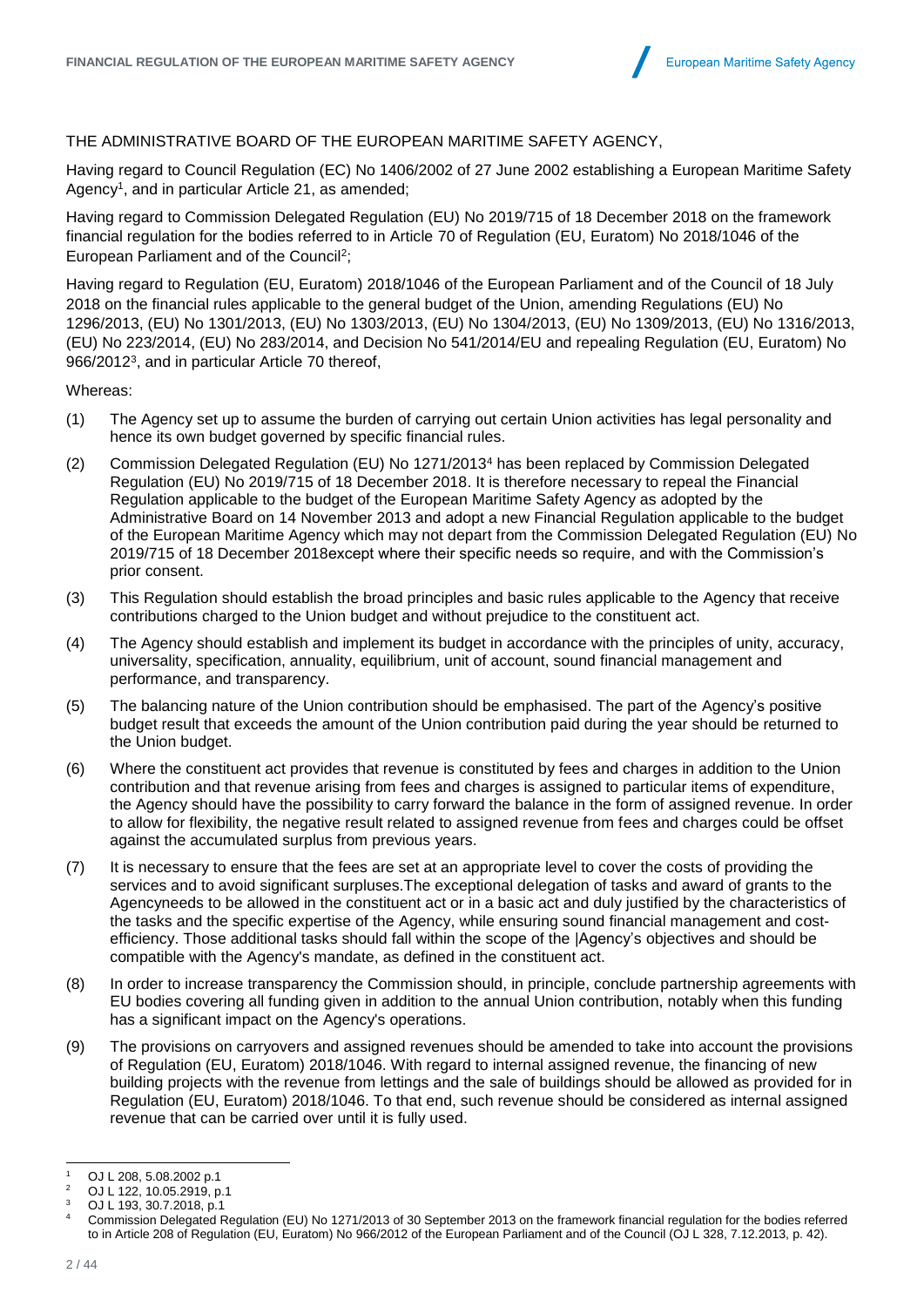THE ADMINISTRATIVE BOARD OF THE EUROPEAN MARITIME SAFETY AGENCY,

Having regard to Council Regulation (EC) No 1406/2002 of 27 June 2002 establishing a European Maritime Safety Agency[1], and in particular Article 21, as amended;

Having regard to Commission Delegated Regulation (EU) No 2019/715 of 18 December 2018 on the framework financial regulation for the bodies referred to in Article 70 of Regulation (EU, Euratom) No 2018/1046 of the European Parliament and of the Council[2];

Having regard to Regulation (EU, Euratom) 2018/1046 of the European Parliament and of the Council of 18 July 2018 on the financial rules applicable to the general budget of the Union, amending Regulations (EU) No 1296/2013, (EU) No 1301/2013, (EU) No 1303/2013, (EU) No 1304/2013, (EU) No 1309/2013, (EU) No 1316/2013, (EU) No 223/2014, (EU) No 283/2014, and Decision No 541/2014/EU and repealing Regulation (EU, Euratom) No 966/2012[3], and in particular Article 70 thereof,

Whereas:

(1) The Agency set up to assume the burden of carrying out certain Union activities has legal personality and hence its own budget governed by specific financial rules.

(2) Commission Delegated Regulation (EU) No 1271/2013[4] has been replaced by Commission Delegated Regulation (EU) No 2019/715 of 18 December 2018. It is therefore necessary to repeal the Financial Regulation applicable to the budget of the European Maritime Safety Agency as adopted by the Administrative Board on 14 November 2013 and adopt a new Financial Regulation applicable to the budget of the European Maritime Agency which may not depart from the Commission Delegated Regulation (EU) No 2019/715 of 18 December 2018except where their specific needs so require, and with the Commission's prior consent.

(3) This Regulation should establish the broad principles and basic rules applicable to the Agency that receive contributions charged to the Union budget and without prejudice to the constituent act.

(4) The Agency should establish and implement its budget in accordance with the principles of unity, accuracy, universality, specification, annuality, equilibrium, unit of account, sound financial management and performance, and transparency.

(5) The balancing nature of the Union contribution should be emphasised. The part of the Agency's positive budget result that exceeds the amount of the Union contribution paid during the year should be returned to the Union budget.

(6) Where the constituent act provides that revenue is constituted by fees and charges in addition to the Union contribution and that revenue arising from fees and charges is assigned to particular items of expenditure, the Agency should have the possibility to carry forward the balance in the form of assigned revenue. In order to allow for flexibility, the negative result related to assigned revenue from fees and charges could be offset against the accumulated surplus from previous years.

(7) It is necessary to ensure that the fees are set at an appropriate level to cover the costs of providing the services and to avoid significant surpluses.The exceptional delegation of tasks and award of grants to the Agencyneeds to be allowed in the constituent act or in a basic act and duly justified by the characteristics of the tasks and the specific expertise of the Agency, while ensuring sound financial management and cost-efficiency. Those additional tasks should fall within the scope of the |Agency's objectives and should be compatible with the Agency's mandate, as defined in the constituent act.

(8) In order to increase transparency the Commission should, in principle, conclude partnership agreements with EU bodies covering all funding given in addition to the annual Union contribution, notably when this funding has a significant impact on the Agency's operations.

(9) The provisions on carryovers and assigned revenues should be amended to take into account the provisions of Regulation (EU, Euratom) 2018/1046. With regard to internal assigned revenue, the financing of new building projects with the revenue from lettings and the sale of buildings should be allowed as provided for in Regulation (EU, Euratom) 2018/1046. To that end, such revenue should be considered as internal assigned revenue that can be carried over until it is fully used.

---

[1] OJ L 208, 5.08.2002 p.1

[2] OJ L 122, 10.05.2919, p.1

[3] OJ L 193, 30.7.2018, p.1

[4] Commission Delegated Regulation (EU) No 1271/2013 of 30 September 2013 on the framework financial regulation for the bodies referred to in Article 208 of Regulation (EU, Euratom) No 966/2012 of the European Parliament and of the Council (OJ L 328, 7.12.2013, p. 42).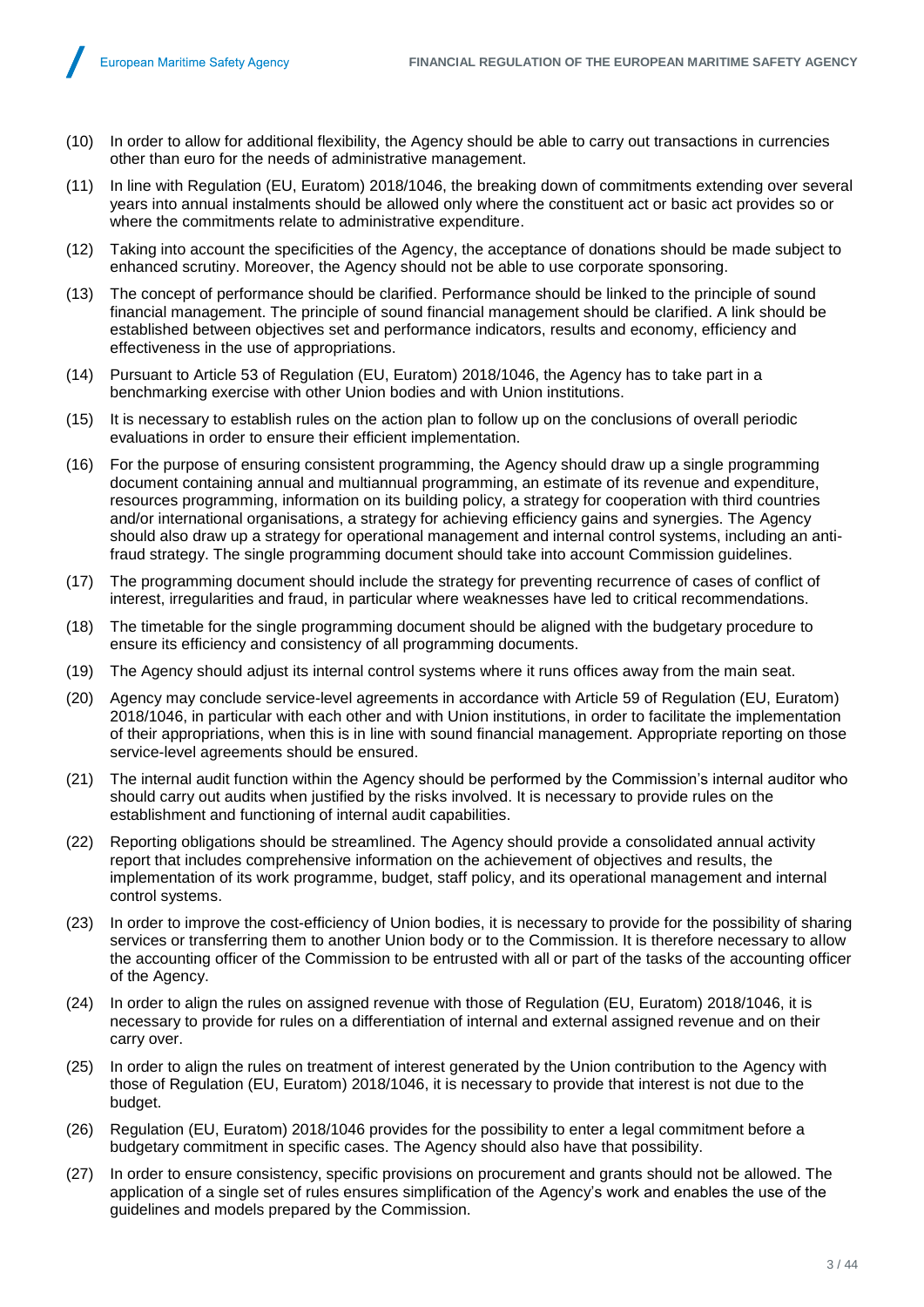(10) In order to allow for additional flexibility, the Agency should be able to carry out transactions in currencies other than euro for the needs of administrative management.

(11) In line with Regulation (EU, Euratom) 2018/1046, the breaking down of commitments extending over several years into annual instalments should be allowed only where the constituent act or basic act provides so or where the commitments relate to administrative expenditure.

(12) Taking into account the specificities of the Agency, the acceptance of donations should be made subject to enhanced scrutiny. Moreover, the Agency should not be able to use corporate sponsoring.

(13) The concept of performance should be clarified. Performance should be linked to the principle of sound financial management. The principle of sound financial management should be clarified. A link should be established between objectives set and performance indicators, results and economy, efficiency and effectiveness in the use of appropriations.

(14) Pursuant to Article 53 of Regulation (EU, Euratom) 2018/1046, the Agency has to take part in a benchmarking exercise with other Union bodies and with Union institutions.

(15) It is necessary to establish rules on the action plan to follow up on the conclusions of overall periodic evaluations in order to ensure their efficient implementation.

(16) For the purpose of ensuring consistent programming, the Agency should draw up a single programming document containing annual and multiannual programming, an estimate of its revenue and expenditure, resources programming, information on its building policy, a strategy for cooperation with third countries and/or international organisations, a strategy for achieving efficiency gains and synergies. The Agency should also draw up a strategy for operational management and internal control systems, including an anti-fraud strategy. The single programming document should take into account Commission guidelines.

(17) The programming document should include the strategy for preventing recurrence of cases of conflict of interest, irregularities and fraud, in particular where weaknesses have led to critical recommendations.

(18) The timetable for the single programming document should be aligned with the budgetary procedure to ensure its efficiency and consistency of all programming documents.

(19) The Agency should adjust its internal control systems where it runs offices away from the main seat.

(20) Agency may conclude service-level agreements in accordance with Article 59 of Regulation (EU, Euratom) 2018/1046, in particular with each other and with Union institutions, in order to facilitate the implementation of their appropriations, when this is in line with sound financial management. Appropriate reporting on those service-level agreements should be ensured.

(21) The internal audit function within the Agency should be performed by the Commission's internal auditor who should carry out audits when justified by the risks involved. It is necessary to provide rules on the establishment and functioning of internal audit capabilities.

(22) Reporting obligations should be streamlined. The Agency should provide a consolidated annual activity report that includes comprehensive information on the achievement of objectives and results, the implementation of its work programme, budget, staff policy, and its operational management and internal control systems.

(23) In order to improve the cost-efficiency of Union bodies, it is necessary to provide for the possibility of sharing services or transferring them to another Union body or to the Commission. It is therefore necessary to allow the accounting officer of the Commission to be entrusted with all or part of the tasks of the accounting officer of the Agency.

(24) In order to align the rules on assigned revenue with those of Regulation (EU, Euratom) 2018/1046, it is necessary to provide for rules on a differentiation of internal and external assigned revenue and on their carry over.

(25) In order to align the rules on treatment of interest generated by the Union contribution to the Agency with those of Regulation (EU, Euratom) 2018/1046, it is necessary to provide that interest is not due to the budget.

(26) Regulation (EU, Euratom) 2018/1046 provides for the possibility to enter a legal commitment before a budgetary commitment in specific cases. The Agency should also have that possibility.

(27) In order to ensure consistency, specific provisions on procurement and grants should not be allowed. The application of a single set of rules ensures simplification of the Agency's work and enables the use of the guidelines and models prepared by the Commission.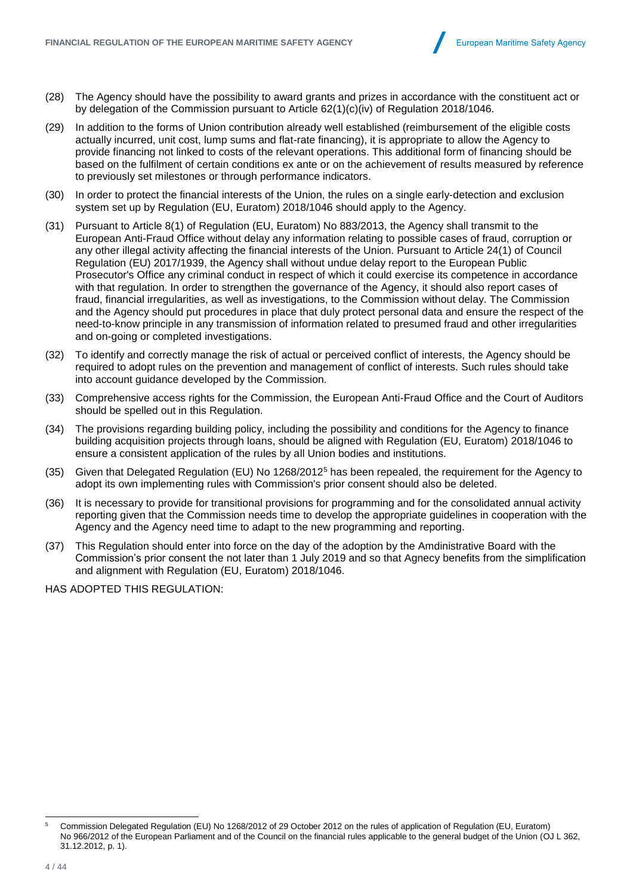(28) The Agency should have the possibility to award grants and prizes in accordance with the constituent act or by delegation of the Commission pursuant to Article 62(1)(c)(iv) of Regulation 2018/1046.

(29) In addition to the forms of Union contribution already well established (reimbursement of the eligible costs actually incurred, unit cost, lump sums and flat-rate financing), it is appropriate to allow the Agency to provide financing not linked to costs of the relevant operations. This additional form of financing should be based on the fulfilment of certain conditions ex ante or on the achievement of results measured by reference to previously set milestones or through performance indicators.

(30) In order to protect the financial interests of the Union, the rules on a single early-detection and exclusion system set up by Regulation (EU, Euratom) 2018/1046 should apply to the Agency.

(31) Pursuant to Article 8(1) of Regulation (EU, Euratom) No 883/2013, the Agency shall transmit to the European Anti-Fraud Office without delay any information relating to possible cases of fraud, corruption or any other illegal activity affecting the financial interests of the Union. Pursuant to Article 24(1) of Council Regulation (EU) 2017/1939, the Agency shall without undue delay report to the European Public Prosecutor's Office any criminal conduct in respect of which it could exercise its competence in accordance with that regulation. In order to strengthen the governance of the Agency, it should also report cases of fraud, financial irregularities, as well as investigations, to the Commission without delay. The Commission and the Agency should put procedures in place that duly protect personal data and ensure the respect of the need-to-know principle in any transmission of information related to presumed fraud and other irregularities and on-going or completed investigations.

(32) To identify and correctly manage the risk of actual or perceived conflict of interests, the Agency should be required to adopt rules on the prevention and management of conflict of interests. Such rules should take into account guidance developed by the Commission.

(33) Comprehensive access rights for the Commission, the European Anti-Fraud Office and the Court of Auditors should be spelled out in this Regulation.

(34) The provisions regarding building policy, including the possibility and conditions for the Agency to finance building acquisition projects through loans, should be aligned with Regulation (EU, Euratom) 2018/1046 to ensure a consistent application of the rules by all Union bodies and institutions.

(35) Given that Delegated Regulation (EU) No 1268/2012[5] has been repealed, the requirement for the Agency to adopt its own implementing rules with Commission's prior consent should also be deleted.

(36) It is necessary to provide for transitional provisions for programming and for the consolidated annual activity reporting given that the Commission needs time to develop the appropriate guidelines in cooperation with the Agency and the Agency need time to adapt to the new programming and reporting.

(37) This Regulation should enter into force on the day of the adoption by the Amdinistrative Board with the Commission's prior consent the not later than 1 July 2019 and so that Agnecy benefits from the simplification and alignment with Regulation (EU, Euratom) 2018/1046.

HAS ADOPTED THIS REGULATION:

---

[5] Commission Delegated Regulation (EU) No 1268/2012 of 29 October 2012 on the rules of application of Regulation (EU, Euratom) No 966/2012 of the European Parliament and of the Council on the financial rules applicable to the general budget of the Union (OJ L 362, 31.12.2012, p. 1).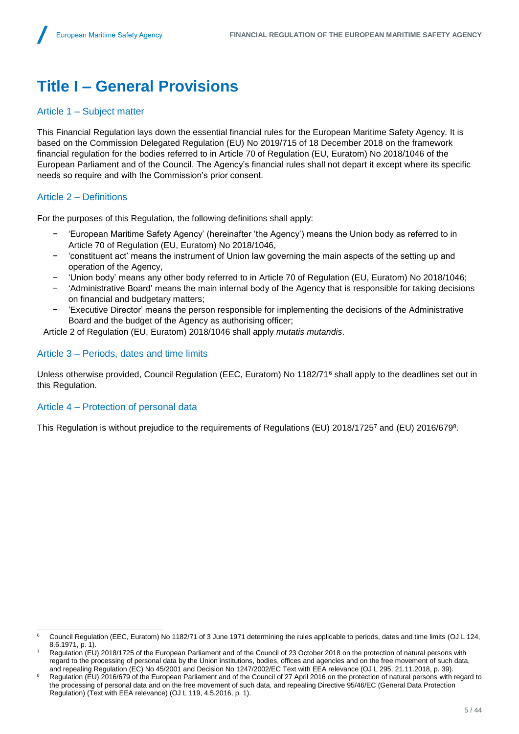# Title I – General Provisions

## Article 1 – Subject matter

This Financial Regulation lays down the essential financial rules for the European Maritime Safety Agency. It is based on the Commission Delegated Regulation (EU) No 2019/715 of 18 December 2018 on the framework financial regulation for the bodies referred to in Article 70 of Regulation (EU, Euratom) No 2018/1046 of the European Parliament and of the Council. The Agency's financial rules shall not depart it except where its specific needs so require and with the Commission's prior consent.

## Article 2 – Definitions

For the purposes of this Regulation, the following definitions shall apply:

- 'European Maritime Safety Agency' (hereinafter 'the Agency') means the Union body as referred to in Article 70 of Regulation (EU, Euratom) No 2018/1046,
- 'constituent act' means the instrument of Union law governing the main aspects of the setting up and operation of the Agency,
- 'Union body' means any other body referred to in Article 70 of Regulation (EU, Euratom) No 2018/1046;
- 'Administrative Board' means the main internal body of the Agency that is responsible for taking decisions on financial and budgetary matters;
- 'Executive Director' means the person responsible for implementing the decisions of the Administrative Board and the budget of the Agency as authorising officer;

Article 2 of Regulation (EU, Euratom) 2018/1046 shall apply *mutatis mutandis*.

## Article 3 – Periods, dates and time limits

Unless otherwise provided, Council Regulation (EEC, Euratom) No 1182/71[6] shall apply to the deadlines set out in this Regulation.

## Article 4 – Protection of personal data

This Regulation is without prejudice to the requirements of Regulations (EU) 2018/1725[7] and (EU) 2016/679[8].

---

[6] Council Regulation (EEC, Euratom) No 1182/71 of 3 June 1971 determining the rules applicable to periods, dates and time limits (OJ L 124, 8.6.1971, p. 1).

[7] Regulation (EU) 2018/1725 of the European Parliament and of the Council of 23 October 2018 on the protection of natural persons with regard to the processing of personal data by the Union institutions, bodies, offices and agencies and on the free movement of such data, and repealing Regulation (EC) No 45/2001 and Decision No 1247/2002/EC Text with EEA relevance (OJ L 295, 21.11.2018, p. 39).

[8] Regulation (EU) 2016/679 of the European Parliament and of the Council of 27 April 2016 on the protection of natural persons with regard to the processing of personal data and on the free movement of such data, and repealing Directive 95/46/EC (General Data Protection Regulation) (Text with EEA relevance) (OJ L 119, 4.5.2016, p. 1).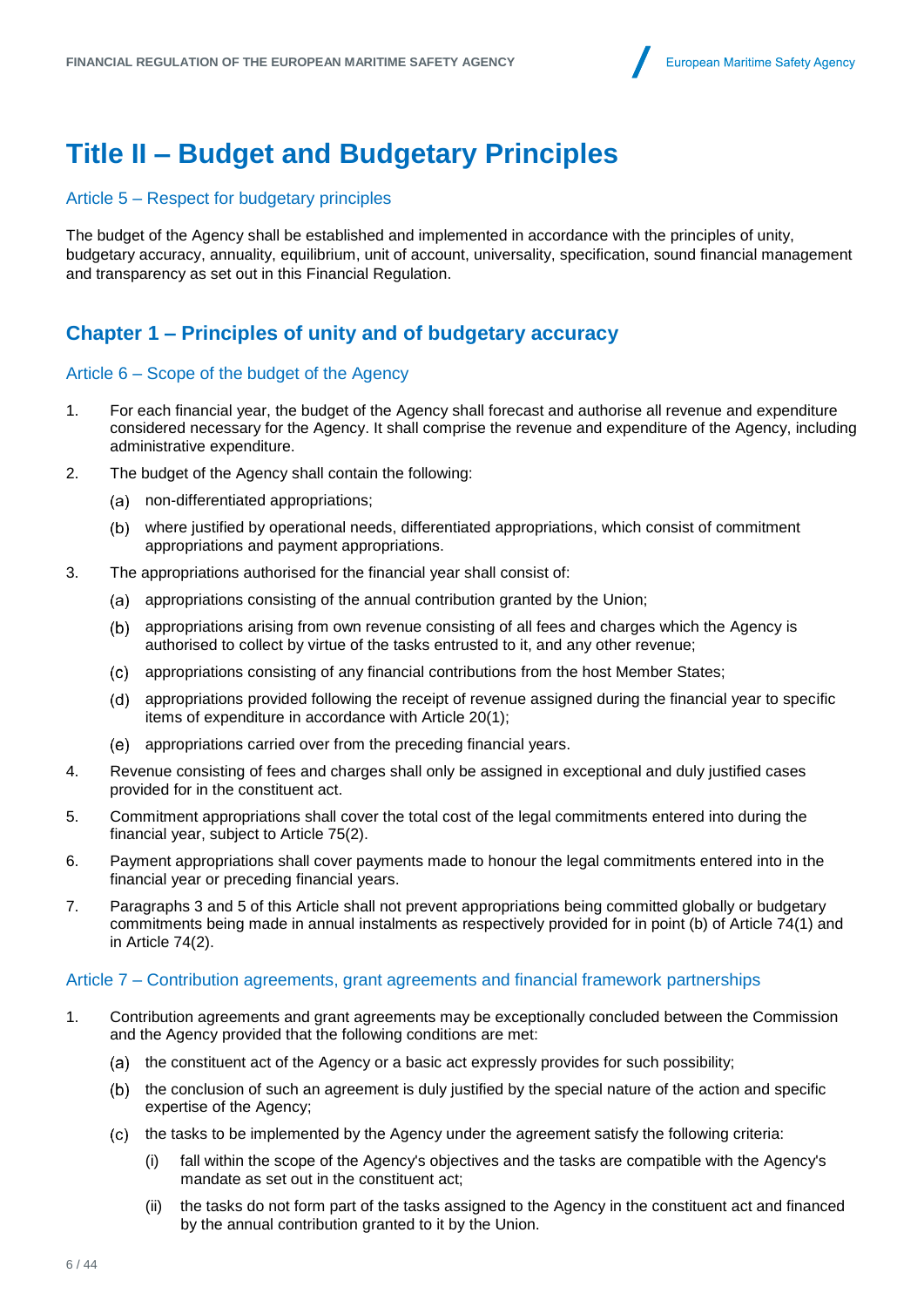# Title II – Budget and Budgetary Principles

## Article 5 – Respect for budgetary principles

The budget of the Agency shall be established and implemented in accordance with the principles of unity, budgetary accuracy, annuality, equilibrium, unit of account, universality, specification, sound financial management and transparency as set out in this Financial Regulation.

## Chapter 1 – Principles of unity and of budgetary accuracy

### Article 6 – Scope of the budget of the Agency

1. For each financial year, the budget of the Agency shall forecast and authorise all revenue and expenditure considered necessary for the Agency. It shall comprise the revenue and expenditure of the Agency, including administrative expenditure.
2. The budget of the Agency shall contain the following:
   (a) non-differentiated appropriations;
   (b) where justified by operational needs, differentiated appropriations, which consist of commitment appropriations and payment appropriations.
3. The appropriations authorised for the financial year shall consist of:
   (a) appropriations consisting of the annual contribution granted by the Union;
   (b) appropriations arising from own revenue consisting of all fees and charges which the Agency is authorised to collect by virtue of the tasks entrusted to it, and any other revenue;
   (c) appropriations consisting of any financial contributions from the host Member States;
   (d) appropriations provided following the receipt of revenue assigned during the financial year to specific items of expenditure in accordance with Article 20(1);
   (e) appropriations carried over from the preceding financial years.
4. Revenue consisting of fees and charges shall only be assigned in exceptional and duly justified cases provided for in the constituent act.
5. Commitment appropriations shall cover the total cost of the legal commitments entered into during the financial year, subject to Article 75(2).
6. Payment appropriations shall cover payments made to honour the legal commitments entered into in the financial year or preceding financial years.
7. Paragraphs 3 and 5 of this Article shall not prevent appropriations being committed globally or budgetary commitments being made in annual instalments as respectively provided for in point (b) of Article 74(1) and in Article 74(2).

### Article 7 – Contribution agreements, grant agreements and financial framework partnerships

1. Contribution agreements and grant agreements may be exceptionally concluded between the Commission and the Agency provided that the following conditions are met:
   (a) the constituent act of the Agency or a basic act expressly provides for such possibility;
   (b) the conclusion of such an agreement is duly justified by the special nature of the action and specific expertise of the Agency;
   (c) the tasks to be implemented by the Agency under the agreement satisfy the following criteria:
      (i) fall within the scope of the Agency's objectives and the tasks are compatible with the Agency's mandate as set out in the constituent act;
      (ii) the tasks do not form part of the tasks assigned to the Agency in the constituent act and financed by the annual contribution granted to it by the Union.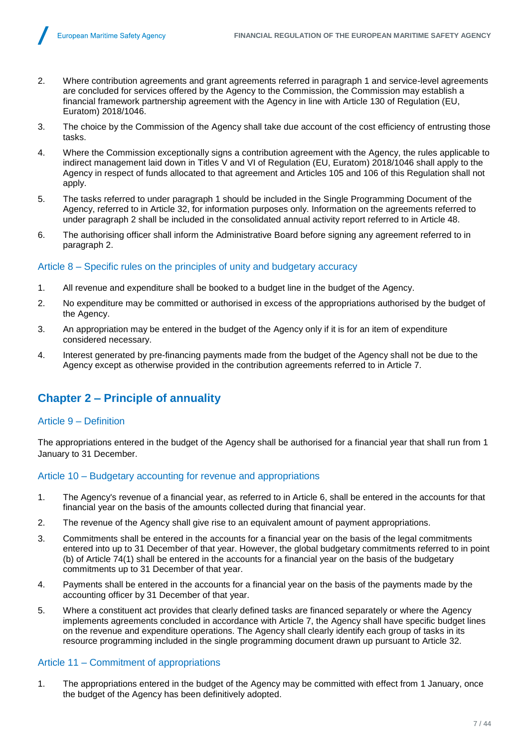2. Where contribution agreements and grant agreements referred in paragraph 1 and service-level agreements are concluded for services offered by the Agency to the Commission, the Commission may establish a financial framework partnership agreement with the Agency in line with Article 130 of Regulation (EU, Euratom) 2018/1046.

3. The choice by the Commission of the Agency shall take due account of the cost efficiency of entrusting those tasks.

4. Where the Commission exceptionally signs a contribution agreement with the Agency, the rules applicable to indirect management laid down in Titles V and VI of Regulation (EU, Euratom) 2018/1046 shall apply to the Agency in respect of funds allocated to that agreement and Articles 105 and 106 of this Regulation shall not apply.

5. The tasks referred to under paragraph 1 should be included in the Single Programming Document of the Agency, referred to in Article 32, for information purposes only. Information on the agreements referred to under paragraph 2 shall be included in the consolidated annual activity report referred to in Article 48.

6. The authorising officer shall inform the Administrative Board before signing any agreement referred to in paragraph 2.

### Article 8 – Specific rules on the principles of unity and budgetary accuracy

1. All revenue and expenditure shall be booked to a budget line in the budget of the Agency.

2. No expenditure may be committed or authorised in excess of the appropriations authorised by the budget of the Agency.

3. An appropriation may be entered in the budget of the Agency only if it is for an item of expenditure considered necessary.

4. Interest generated by pre-financing payments made from the budget of the Agency shall not be due to the Agency except as otherwise provided in the contribution agreements referred to in Article 7.

## Chapter 2 – Principle of annuality

### Article 9 – Definition

The appropriations entered in the budget of the Agency shall be authorised for a financial year that shall run from 1 January to 31 December.

### Article 10 – Budgetary accounting for revenue and appropriations

1. The Agency's revenue of a financial year, as referred to in Article 6, shall be entered in the accounts for that financial year on the basis of the amounts collected during that financial year.

2. The revenue of the Agency shall give rise to an equivalent amount of payment appropriations.

3. Commitments shall be entered in the accounts for a financial year on the basis of the legal commitments entered into up to 31 December of that year. However, the global budgetary commitments referred to in point (b) of Article 74(1) shall be entered in the accounts for a financial year on the basis of the budgetary commitments up to 31 December of that year.

4. Payments shall be entered in the accounts for a financial year on the basis of the payments made by the accounting officer by 31 December of that year.

5. Where a constituent act provides that clearly defined tasks are financed separately or where the Agency implements agreements concluded in accordance with Article 7, the Agency shall have specific budget lines on the revenue and expenditure operations. The Agency shall clearly identify each group of tasks in its resource programming included in the single programming document drawn up pursuant to Article 32.

### Article 11 – Commitment of appropriations

1. The appropriations entered in the budget of the Agency may be committed with effect from 1 January, once the budget of the Agency has been definitively adopted.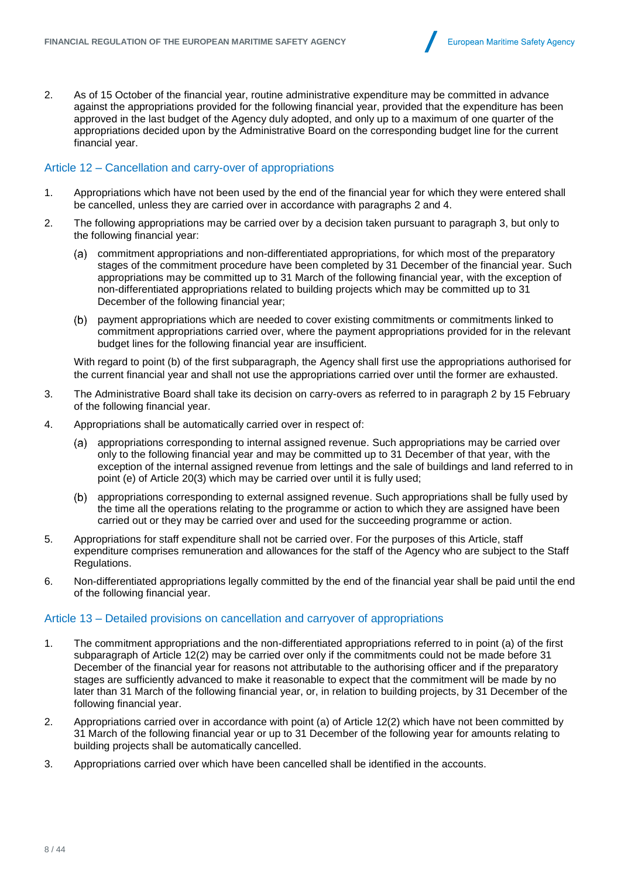2. As of 15 October of the financial year, routine administrative expenditure may be committed in advance against the appropriations provided for the following financial year, provided that the expenditure has been approved in the last budget of the Agency duly adopted, and only up to a maximum of one quarter of the appropriations decided upon by the Administrative Board on the corresponding budget line for the current financial year.

## Article 12 – Cancellation and carry-over of appropriations

1. Appropriations which have not been used by the end of the financial year for which they were entered shall be cancelled, unless they are carried over in accordance with paragraphs 2 and 4.

2. The following appropriations may be carried over by a decision taken pursuant to paragraph 3, but only to the following financial year:

   (a) commitment appropriations and non-differentiated appropriations, for which most of the preparatory stages of the commitment procedure have been completed by 31 December of the financial year. Such appropriations may be committed up to 31 March of the following financial year, with the exception of non-differentiated appropriations related to building projects which may be committed up to 31 December of the following financial year;

   (b) payment appropriations which are needed to cover existing commitments or commitments linked to commitment appropriations carried over, where the payment appropriations provided for in the relevant budget lines for the following financial year are insufficient.

   With regard to point (b) of the first subparagraph, the Agency shall first use the appropriations authorised for the current financial year and shall not use the appropriations carried over until the former are exhausted.

3. The Administrative Board shall take its decision on carry-overs as referred to in paragraph 2 by 15 February of the following financial year.

4. Appropriations shall be automatically carried over in respect of:

   (a) appropriations corresponding to internal assigned revenue. Such appropriations may be carried over only to the following financial year and may be committed up to 31 December of that year, with the exception of the internal assigned revenue from lettings and the sale of buildings and land referred to in point (e) of Article 20(3) which may be carried over until it is fully used;

   (b) appropriations corresponding to external assigned revenue. Such appropriations shall be fully used by the time all the operations relating to the programme or action to which they are assigned have been carried out or they may be carried over and used for the succeeding programme or action.

5. Appropriations for staff expenditure shall not be carried over. For the purposes of this Article, staff expenditure comprises remuneration and allowances for the staff of the Agency who are subject to the Staff Regulations.

6. Non-differentiated appropriations legally committed by the end of the financial year shall be paid until the end of the following financial year.

## Article 13 – Detailed provisions on cancellation and carryover of appropriations

1. The commitment appropriations and the non-differentiated appropriations referred to in point (a) of the first subparagraph of Article 12(2) may be carried over only if the commitments could not be made before 31 December of the financial year for reasons not attributable to the authorising officer and if the preparatory stages are sufficiently advanced to make it reasonable to expect that the commitment will be made by no later than 31 March of the following financial year, or, in relation to building projects, by 31 December of the following financial year.

2. Appropriations carried over in accordance with point (a) of Article 12(2) which have not been committed by 31 March of the following financial year or up to 31 December of the following year for amounts relating to building projects shall be automatically cancelled.

3. Appropriations carried over which have been cancelled shall be identified in the accounts.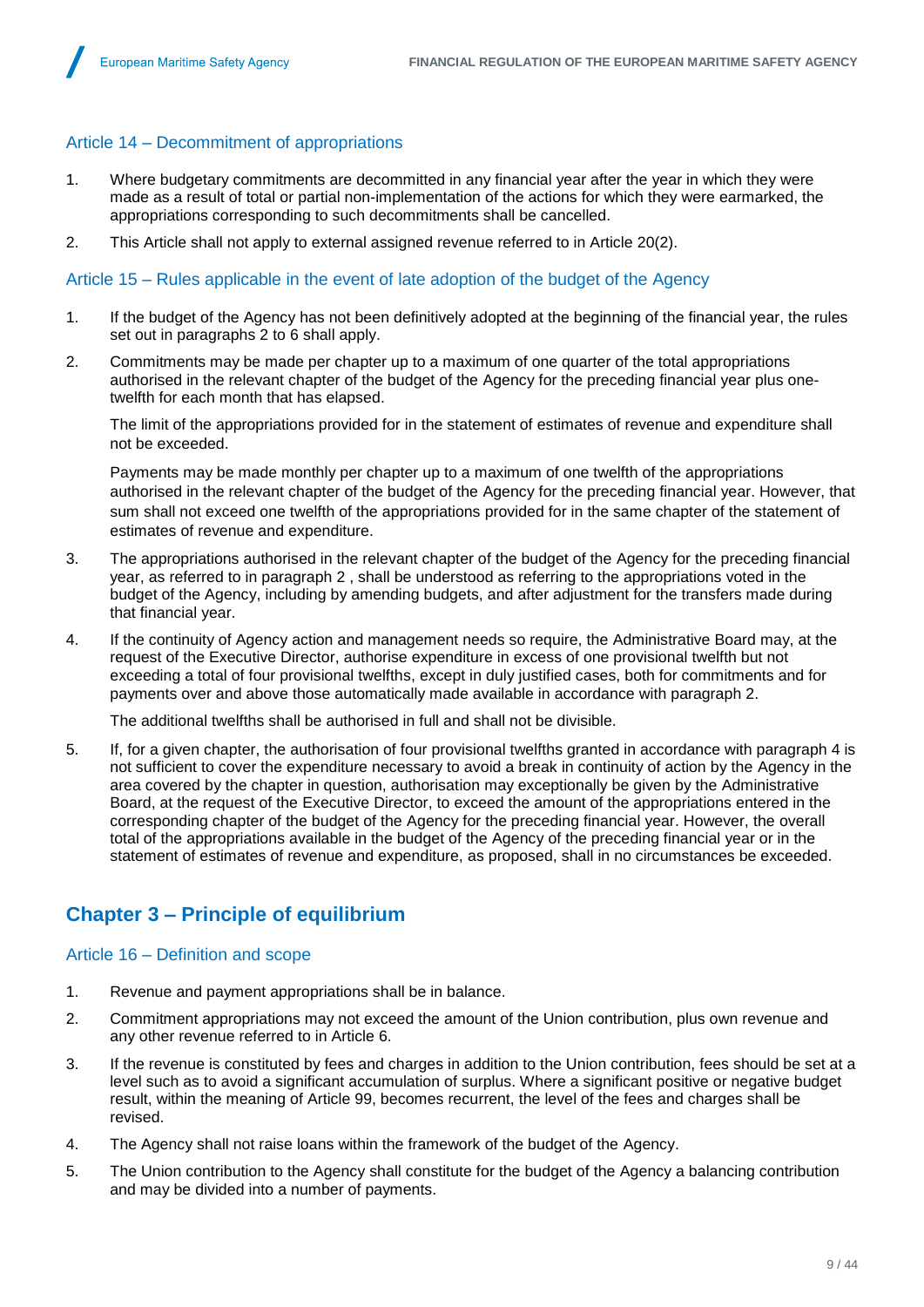### Article 14 – Decommitment of appropriations

1. Where budgetary commitments are decommitted in any financial year after the year in which they were made as a result of total or partial non-implementation of the actions for which they were earmarked, the appropriations corresponding to such decommitments shall be cancelled.
2. This Article shall not apply to external assigned revenue referred to in Article 20(2).

### Article 15 – Rules applicable in the event of late adoption of the budget of the Agency

1. If the budget of the Agency has not been definitively adopted at the beginning of the financial year, the rules set out in paragraphs 2 to 6 shall apply.
2. Commitments may be made per chapter up to a maximum of one quarter of the total appropriations authorised in the relevant chapter of the budget of the Agency for the preceding financial year plus one-twelfth for each month that has elapsed.

   The limit of the appropriations provided for in the statement of estimates of revenue and expenditure shall not be exceeded.

   Payments may be made monthly per chapter up to a maximum of one twelfth of the appropriations authorised in the relevant chapter of the budget of the Agency for the preceding financial year. However, that sum shall not exceed one twelfth of the appropriations provided for in the same chapter of the statement of estimates of revenue and expenditure.
3. The appropriations authorised in the relevant chapter of the budget of the Agency for the preceding financial year, as referred to in paragraph 2 , shall be understood as referring to the appropriations voted in the budget of the Agency, including by amending budgets, and after adjustment for the transfers made during that financial year.
4. If the continuity of Agency action and management needs so require, the Administrative Board may, at the request of the Executive Director, authorise expenditure in excess of one provisional twelfth but not exceeding a total of four provisional twelfths, except in duly justified cases, both for commitments and for payments over and above those automatically made available in accordance with paragraph 2.

   The additional twelfths shall be authorised in full and shall not be divisible.
5. If, for a given chapter, the authorisation of four provisional twelfths granted in accordance with paragraph 4 is not sufficient to cover the expenditure necessary to avoid a break in continuity of action by the Agency in the area covered by the chapter in question, authorisation may exceptionally be given by the Administrative Board, at the request of the Executive Director, to exceed the amount of the appropriations entered in the corresponding chapter of the budget of the Agency for the preceding financial year. However, the overall total of the appropriations available in the budget of the Agency of the preceding financial year or in the statement of estimates of revenue and expenditure, as proposed, shall in no circumstances be exceeded.

## Chapter 3 – Principle of equilibrium

### Article 16 – Definition and scope

1. Revenue and payment appropriations shall be in balance.
2. Commitment appropriations may not exceed the amount of the Union contribution, plus own revenue and any other revenue referred to in Article 6.
3. If the revenue is constituted by fees and charges in addition to the Union contribution, fees should be set at a level such as to avoid a significant accumulation of surplus. Where a significant positive or negative budget result, within the meaning of Article 99, becomes recurrent, the level of the fees and charges shall be revised.
4. The Agency shall not raise loans within the framework of the budget of the Agency.
5. The Union contribution to the Agency shall constitute for the budget of the Agency a balancing contribution and may be divided into a number of payments.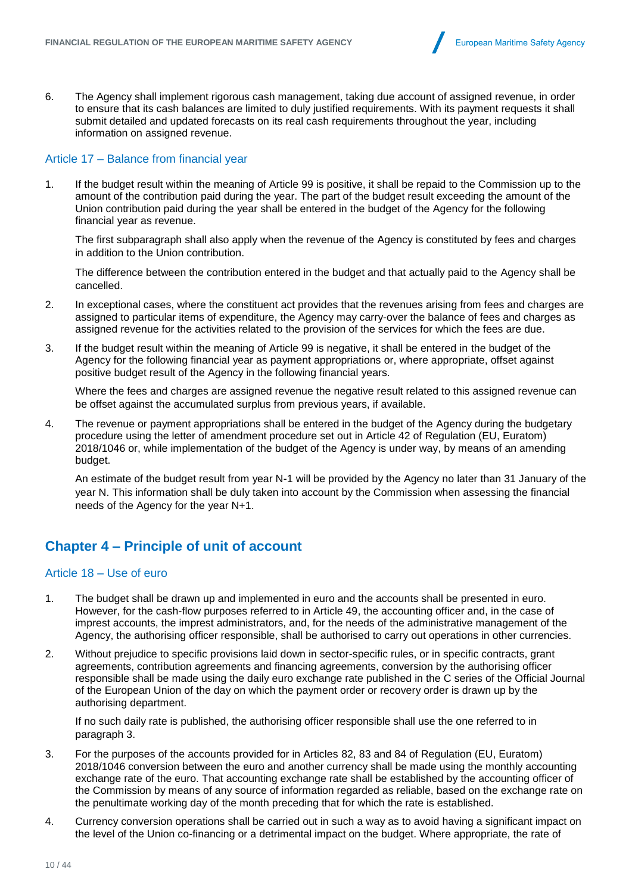6. The Agency shall implement rigorous cash management, taking due account of assigned revenue, in order to ensure that its cash balances are limited to duly justified requirements. With its payment requests it shall submit detailed and updated forecasts on its real cash requirements throughout the year, including information on assigned revenue.

### Article 17 – Balance from financial year

1. If the budget result within the meaning of Article 99 is positive, it shall be repaid to the Commission up to the amount of the contribution paid during the year. The part of the budget result exceeding the amount of the Union contribution paid during the year shall be entered in the budget of the Agency for the following financial year as revenue.

   The first subparagraph shall also apply when the revenue of the Agency is constituted by fees and charges in addition to the Union contribution.

   The difference between the contribution entered in the budget and that actually paid to the Agency shall be cancelled.

2. In exceptional cases, where the constituent act provides that the revenues arising from fees and charges are assigned to particular items of expenditure, the Agency may carry-over the balance of fees and charges as assigned revenue for the activities related to the provision of the services for which the fees are due.

3. If the budget result within the meaning of Article 99 is negative, it shall be entered in the budget of the Agency for the following financial year as payment appropriations or, where appropriate, offset against positive budget result of the Agency in the following financial years.

   Where the fees and charges are assigned revenue the negative result related to this assigned revenue can be offset against the accumulated surplus from previous years, if available.

4. The revenue or payment appropriations shall be entered in the budget of the Agency during the budgetary procedure using the letter of amendment procedure set out in Article 42 of Regulation (EU, Euratom) 2018/1046 or, while implementation of the budget of the Agency is under way, by means of an amending budget.

   An estimate of the budget result from year N-1 will be provided by the Agency no later than 31 January of the year N. This information shall be duly taken into account by the Commission when assessing the financial needs of the Agency for the year N+1.

## Chapter 4 – Principle of unit of account

### Article 18 – Use of euro

1. The budget shall be drawn up and implemented in euro and the accounts shall be presented in euro. However, for the cash-flow purposes referred to in Article 49, the accounting officer and, in the case of imprest accounts, the imprest administrators, and, for the needs of the administrative management of the Agency, the authorising officer responsible, shall be authorised to carry out operations in other currencies.

2. Without prejudice to specific provisions laid down in sector-specific rules, or in specific contracts, grant agreements, contribution agreements and financing agreements, conversion by the authorising officer responsible shall be made using the daily euro exchange rate published in the C series of the Official Journal of the European Union of the day on which the payment order or recovery order is drawn up by the authorising department.

   If no such daily rate is published, the authorising officer responsible shall use the one referred to in paragraph 3.

3. For the purposes of the accounts provided for in Articles 82, 83 and 84 of Regulation (EU, Euratom) 2018/1046 conversion between the euro and another currency shall be made using the monthly accounting exchange rate of the euro. That accounting exchange rate shall be established by the accounting officer of the Commission by means of any source of information regarded as reliable, based on the exchange rate on the penultimate working day of the month preceding that for which the rate is established.

4. Currency conversion operations shall be carried out in such a way as to avoid having a significant impact on the level of the Union co-financing or a detrimental impact on the budget. Where appropriate, the rate of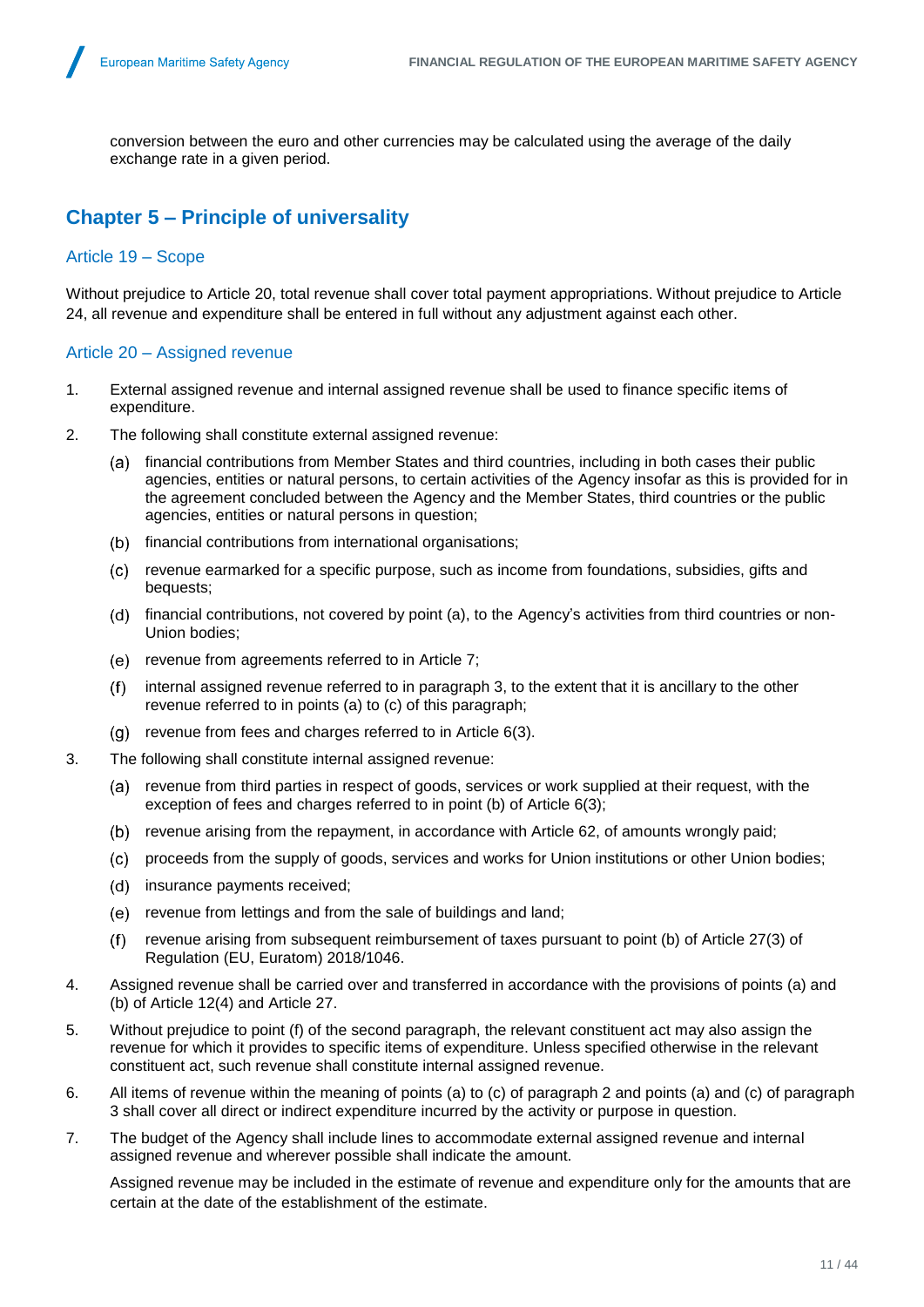conversion between the euro and other currencies may be calculated using the average of the daily exchange rate in a given period.

## Chapter 5 – Principle of universality

### Article 19 – Scope

Without prejudice to Article 20, total revenue shall cover total payment appropriations. Without prejudice to Article 24, all revenue and expenditure shall be entered in full without any adjustment against each other.

### Article 20 – Assigned revenue

1. External assigned revenue and internal assigned revenue shall be used to finance specific items of expenditure.
2. The following shall constitute external assigned revenue:
   (a) financial contributions from Member States and third countries, including in both cases their public agencies, entities or natural persons, to certain activities of the Agency insofar as this is provided for in the agreement concluded between the Agency and the Member States, third countries or the public agencies, entities or natural persons in question;
   (b) financial contributions from international organisations;
   (c) revenue earmarked for a specific purpose, such as income from foundations, subsidies, gifts and bequests;
   (d) financial contributions, not covered by point (a), to the Agency's activities from third countries or non-Union bodies;
   (e) revenue from agreements referred to in Article 7;
   (f) internal assigned revenue referred to in paragraph 3, to the extent that it is ancillary to the other revenue referred to in points (a) to (c) of this paragraph;
   (g) revenue from fees and charges referred to in Article 6(3).
3. The following shall constitute internal assigned revenue:
   (a) revenue from third parties in respect of goods, services or work supplied at their request, with the exception of fees and charges referred to in point (b) of Article 6(3);
   (b) revenue arising from the repayment, in accordance with Article 62, of amounts wrongly paid;
   (c) proceeds from the supply of goods, services and works for Union institutions or other Union bodies;
   (d) insurance payments received;
   (e) revenue from lettings and from the sale of buildings and land;
   (f) revenue arising from subsequent reimbursement of taxes pursuant to point (b) of Article 27(3) of Regulation (EU, Euratom) 2018/1046.
4. Assigned revenue shall be carried over and transferred in accordance with the provisions of points (a) and (b) of Article 12(4) and Article 27.
5. Without prejudice to point (f) of the second paragraph, the relevant constituent act may also assign the revenue for which it provides to specific items of expenditure. Unless specified otherwise in the relevant constituent act, such revenue shall constitute internal assigned revenue.
6. All items of revenue within the meaning of points (a) to (c) of paragraph 2 and points (a) and (c) of paragraph 3 shall cover all direct or indirect expenditure incurred by the activity or purpose in question.
7. The budget of the Agency shall include lines to accommodate external assigned revenue and internal assigned revenue and wherever possible shall indicate the amount.

   Assigned revenue may be included in the estimate of revenue and expenditure only for the amounts that are certain at the date of the establishment of the estimate.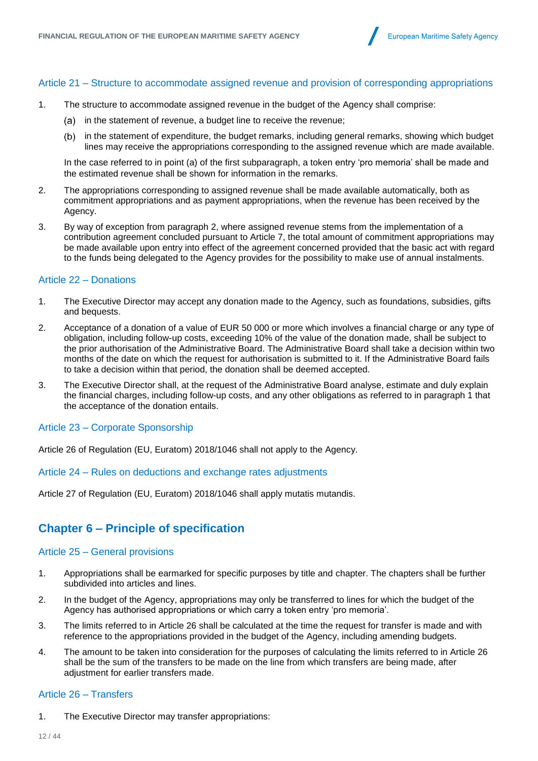### Article 21 – Structure to accommodate assigned revenue and provision of corresponding appropriations

1. The structure to accommodate assigned revenue in the budget of the Agency shall comprise:
   (a) in the statement of revenue, a budget line to receive the revenue;
   (b) in the statement of expenditure, the budget remarks, including general remarks, showing which budget lines may receive the appropriations corresponding to the assigned revenue which are made available.

   In the case referred to in point (a) of the first subparagraph, a token entry 'pro memoria' shall be made and the estimated revenue shall be shown for information in the remarks.

2. The appropriations corresponding to assigned revenue shall be made available automatically, both as commitment appropriations and as payment appropriations, when the revenue has been received by the Agency.

3. By way of exception from paragraph 2, where assigned revenue stems from the implementation of a contribution agreement concluded pursuant to Article 7, the total amount of commitment appropriations may be made available upon entry into effect of the agreement concerned provided that the basic act with regard to the funds being delegated to the Agency provides for the possibility to make use of annual instalments.

### Article 22 – Donations

1. The Executive Director may accept any donation made to the Agency, such as foundations, subsidies, gifts and bequests.

2. Acceptance of a donation of a value of EUR 50 000 or more which involves a financial charge or any type of obligation, including follow-up costs, exceeding 10% of the value of the donation made, shall be subject to the prior authorisation of the Administrative Board. The Administrative Board shall take a decision within two months of the date on which the request for authorisation is submitted to it. If the Administrative Board fails to take a decision within that period, the donation shall be deemed accepted.

3. The Executive Director shall, at the request of the Administrative Board analyse, estimate and duly explain the financial charges, including follow-up costs, and any other obligations as referred to in paragraph 1 that the acceptance of the donation entails.

### Article 23 – Corporate Sponsorship

Article 26 of Regulation (EU, Euratom) 2018/1046 shall not apply to the Agency.

### Article 24 – Rules on deductions and exchange rates adjustments

Article 27 of Regulation (EU, Euratom) 2018/1046 shall apply mutatis mutandis.

## Chapter 6 – Principle of specification

### Article 25 – General provisions

1. Appropriations shall be earmarked for specific purposes by title and chapter. The chapters shall be further subdivided into articles and lines.

2. In the budget of the Agency, appropriations may only be transferred to lines for which the budget of the Agency has authorised appropriations or which carry a token entry 'pro memoria'.

3. The limits referred to in Article 26 shall be calculated at the time the request for transfer is made and with reference to the appropriations provided in the budget of the Agency, including amending budgets.

4. The amount to be taken into consideration for the purposes of calculating the limits referred to in Article 26 shall be the sum of the transfers to be made on the line from which transfers are being made, after adjustment for earlier transfers made.

### Article 26 – Transfers

1. The Executive Director may transfer appropriations: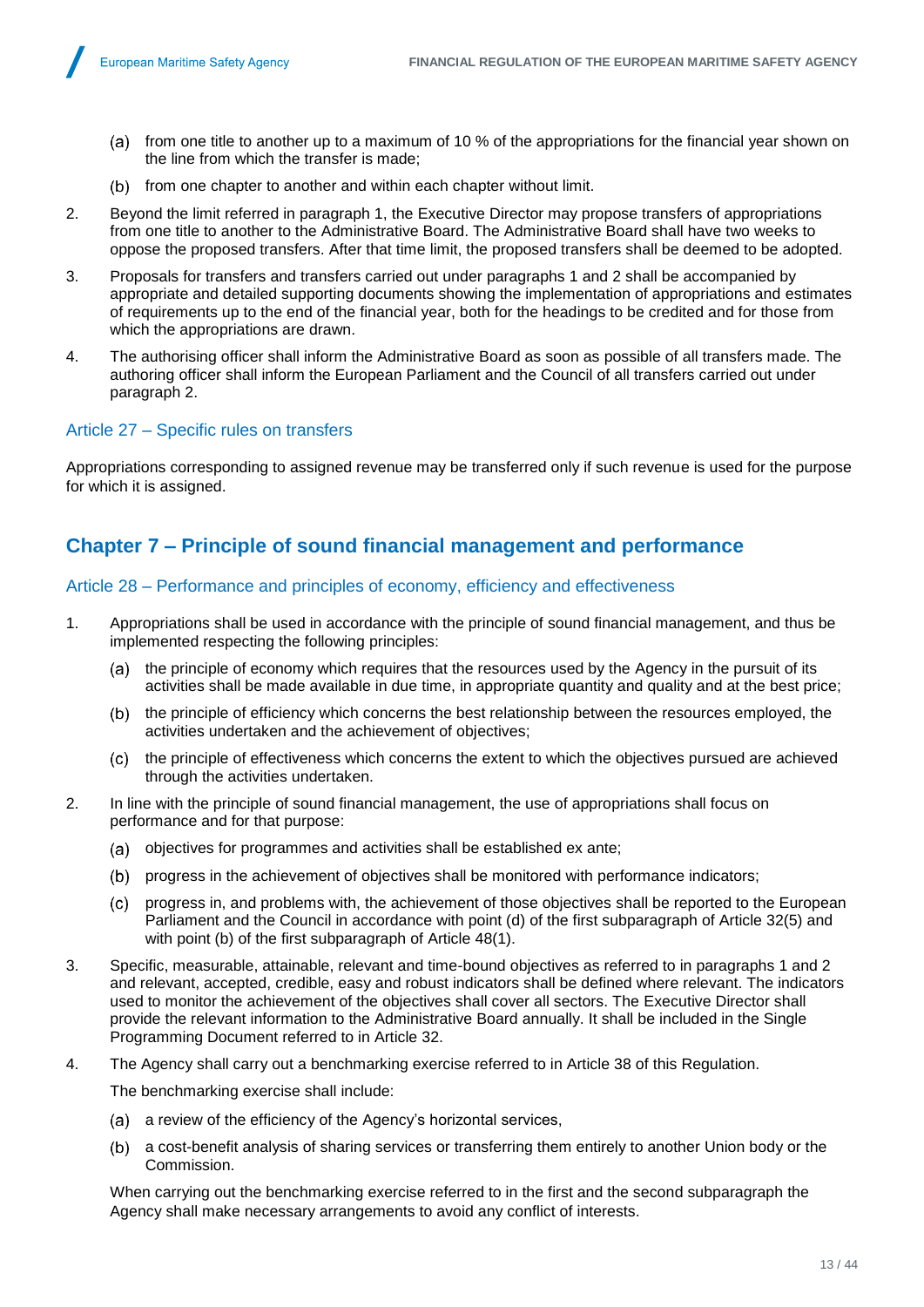(a) from one title to another up to a maximum of 10 % of the appropriations for the financial year shown on the line from which the transfer is made;

(b) from one chapter to another and within each chapter without limit.

2. Beyond the limit referred in paragraph 1, the Executive Director may propose transfers of appropriations from one title to another to the Administrative Board. The Administrative Board shall have two weeks to oppose the proposed transfers. After that time limit, the proposed transfers shall be deemed to be adopted.

3. Proposals for transfers and transfers carried out under paragraphs 1 and 2 shall be accompanied by appropriate and detailed supporting documents showing the implementation of appropriations and estimates of requirements up to the end of the financial year, both for the headings to be credited and for those from which the appropriations are drawn.

4. The authorising officer shall inform the Administrative Board as soon as possible of all transfers made. The authoring officer shall inform the European Parliament and the Council of all transfers carried out under paragraph 2.

### Article 27 – Specific rules on transfers

Appropriations corresponding to assigned revenue may be transferred only if such revenue is used for the purpose for which it is assigned.

## Chapter 7 – Principle of sound financial management and performance

### Article 28 – Performance and principles of economy, efficiency and effectiveness

1. Appropriations shall be used in accordance with the principle of sound financial management, and thus be implemented respecting the following principles:

   (a) the principle of economy which requires that the resources used by the Agency in the pursuit of its activities shall be made available in due time, in appropriate quantity and quality and at the best price;

   (b) the principle of efficiency which concerns the best relationship between the resources employed, the activities undertaken and the achievement of objectives;

   (c) the principle of effectiveness which concerns the extent to which the objectives pursued are achieved through the activities undertaken.

2. In line with the principle of sound financial management, the use of appropriations shall focus on performance and for that purpose:

   (a) objectives for programmes and activities shall be established ex ante;

   (b) progress in the achievement of objectives shall be monitored with performance indicators;

   (c) progress in, and problems with, the achievement of those objectives shall be reported to the European Parliament and the Council in accordance with point (d) of the first subparagraph of Article 32(5) and with point (b) of the first subparagraph of Article 48(1).

3. Specific, measurable, attainable, relevant and time-bound objectives as referred to in paragraphs 1 and 2 and relevant, accepted, credible, easy and robust indicators shall be defined where relevant. The indicators used to monitor the achievement of the objectives shall cover all sectors. The Executive Director shall provide the relevant information to the Administrative Board annually. It shall be included in the Single Programming Document referred to in Article 32.

4. The Agency shall carry out a benchmarking exercise referred to in Article 38 of this Regulation.

   The benchmarking exercise shall include:

   (a) a review of the efficiency of the Agency's horizontal services,

   (b) a cost-benefit analysis of sharing services or transferring them entirely to another Union body or the Commission.

   When carrying out the benchmarking exercise referred to in the first and the second subparagraph the Agency shall make necessary arrangements to avoid any conflict of interests.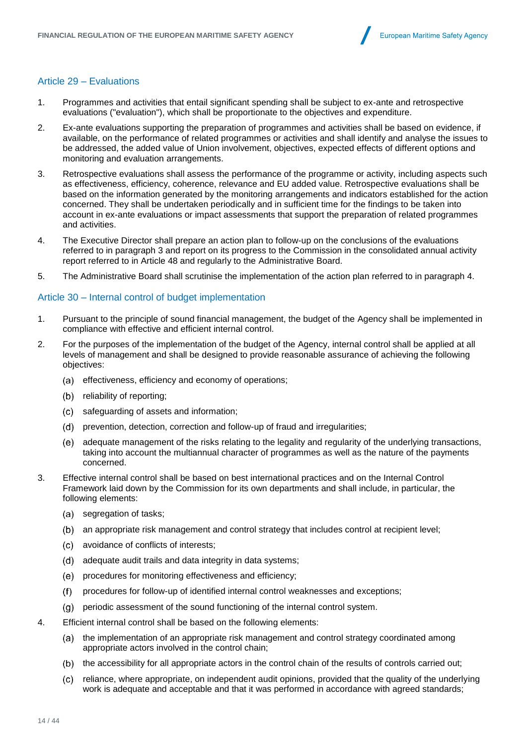## Article 29 – Evaluations

1. Programmes and activities that entail significant spending shall be subject to ex-ante and retrospective evaluations ("evaluation"), which shall be proportionate to the objectives and expenditure.
2. Ex-ante evaluations supporting the preparation of programmes and activities shall be based on evidence, if available, on the performance of related programmes or activities and shall identify and analyse the issues to be addressed, the added value of Union involvement, objectives, expected effects of different options and monitoring and evaluation arrangements.
3. Retrospective evaluations shall assess the performance of the programme or activity, including aspects such as effectiveness, efficiency, coherence, relevance and EU added value. Retrospective evaluations shall be based on the information generated by the monitoring arrangements and indicators established for the action concerned. They shall be undertaken periodically and in sufficient time for the findings to be taken into account in ex-ante evaluations or impact assessments that support the preparation of related programmes and activities.
4. The Executive Director shall prepare an action plan to follow-up on the conclusions of the evaluations referred to in paragraph 3 and report on its progress to the Commission in the consolidated annual activity report referred to in Article 48 and regularly to the Administrative Board.
5. The Administrative Board shall scrutinise the implementation of the action plan referred to in paragraph 4.

## Article 30 – Internal control of budget implementation

1. Pursuant to the principle of sound financial management, the budget of the Agency shall be implemented in compliance with effective and efficient internal control.
2. For the purposes of the implementation of the budget of the Agency, internal control shall be applied at all levels of management and shall be designed to provide reasonable assurance of achieving the following objectives:
   (a) effectiveness, efficiency and economy of operations;
   (b) reliability of reporting;
   (c) safeguarding of assets and information;
   (d) prevention, detection, correction and follow-up of fraud and irregularities;
   (e) adequate management of the risks relating to the legality and regularity of the underlying transactions, taking into account the multiannual character of programmes as well as the nature of the payments concerned.
3. Effective internal control shall be based on best international practices and on the Internal Control Framework laid down by the Commission for its own departments and shall include, in particular, the following elements:
   (a) segregation of tasks;
   (b) an appropriate risk management and control strategy that includes control at recipient level;
   (c) avoidance of conflicts of interests;
   (d) adequate audit trails and data integrity in data systems;
   (e) procedures for monitoring effectiveness and efficiency;
   (f) procedures for follow-up of identified internal control weaknesses and exceptions;
   (g) periodic assessment of the sound functioning of the internal control system.
4. Efficient internal control shall be based on the following elements:
   (a) the implementation of an appropriate risk management and control strategy coordinated among appropriate actors involved in the control chain;
   (b) the accessibility for all appropriate actors in the control chain of the results of controls carried out;
   (c) reliance, where appropriate, on independent audit opinions, provided that the quality of the underlying work is adequate and acceptable and that it was performed in accordance with agreed standards;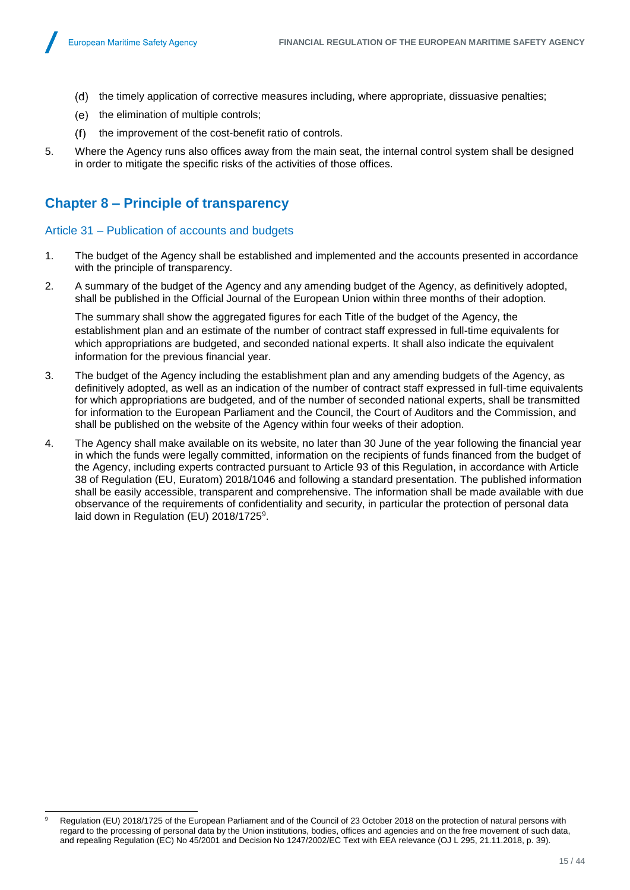(d) the timely application of corrective measures including, where appropriate, dissuasive penalties;

(e) the elimination of multiple controls;

(f) the improvement of the cost-benefit ratio of controls.

5. Where the Agency runs also offices away from the main seat, the internal control system shall be designed in order to mitigate the specific risks of the activities of those offices.

## Chapter 8 – Principle of transparency

### Article 31 – Publication of accounts and budgets

1. The budget of the Agency shall be established and implemented and the accounts presented in accordance with the principle of transparency.

2. A summary of the budget of the Agency and any amending budget of the Agency, as definitively adopted, shall be published in the Official Journal of the European Union within three months of their adoption.

   The summary shall show the aggregated figures for each Title of the budget of the Agency, the establishment plan and an estimate of the number of contract staff expressed in full-time equivalents for which appropriations are budgeted, and seconded national experts. It shall also indicate the equivalent information for the previous financial year.

3. The budget of the Agency including the establishment plan and any amending budgets of the Agency, as definitively adopted, as well as an indication of the number of contract staff expressed in full-time equivalents for which appropriations are budgeted, and of the number of seconded national experts, shall be transmitted for information to the European Parliament and the Council, the Court of Auditors and the Commission, and shall be published on the website of the Agency within four weeks of their adoption.

4. The Agency shall make available on its website, no later than 30 June of the year following the financial year in which the funds were legally committed, information on the recipients of funds financed from the budget of the Agency, including experts contracted pursuant to Article 93 of this Regulation, in accordance with Article 38 of Regulation (EU, Euratom) 2018/1046 and following a standard presentation. The published information shall be easily accessible, transparent and comprehensive. The information shall be made available with due observance of the requirements of confidentiality and security, in particular the protection of personal data laid down in Regulation (EU) 2018/1725[9].

---

[9] Regulation (EU) 2018/1725 of the European Parliament and of the Council of 23 October 2018 on the protection of natural persons with regard to the processing of personal data by the Union institutions, bodies, offices and agencies and on the free movement of such data, and repealing Regulation (EC) No 45/2001 and Decision No 1247/2002/EC Text with EEA relevance (OJ L 295, 21.11.2018, p. 39).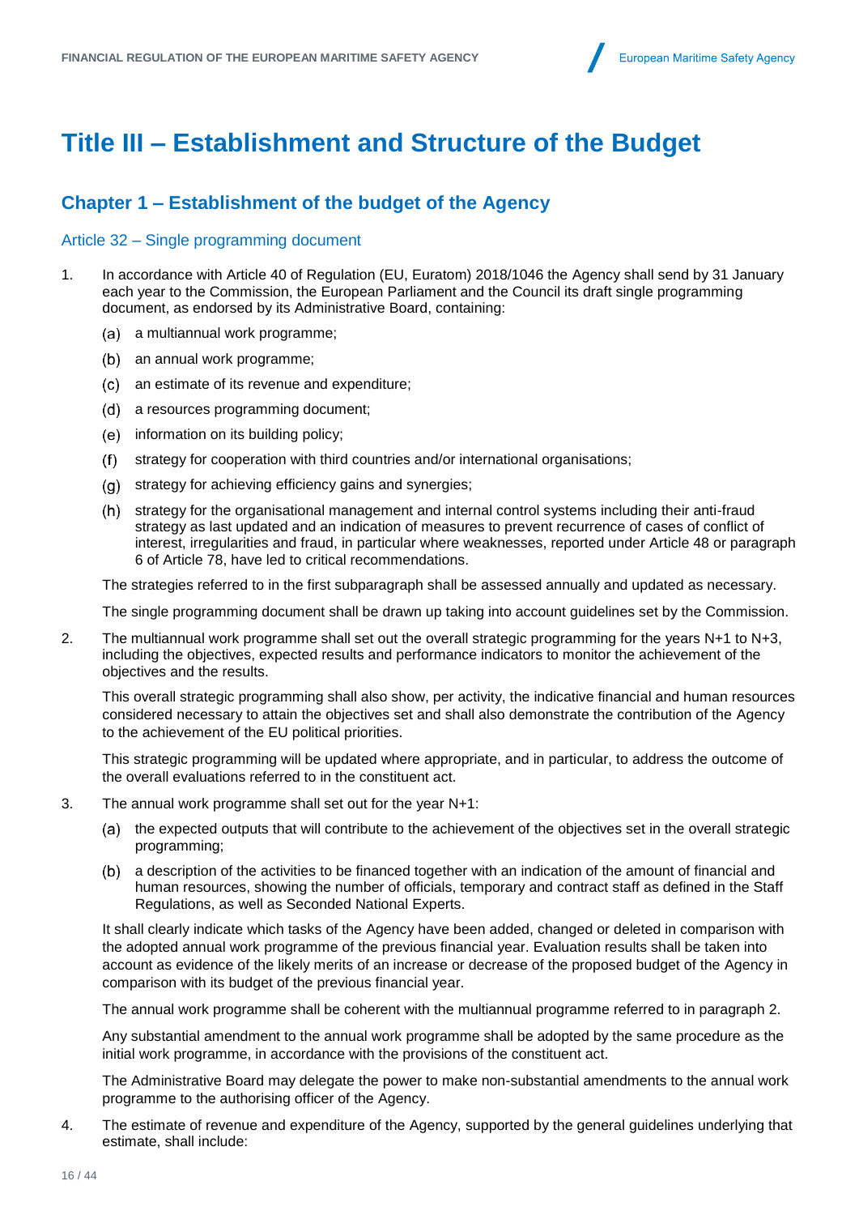# Title III – Establishment and Structure of the Budget

## Chapter 1 – Establishment of the budget of the Agency

### Article 32 – Single programming document

1. In accordance with Article 40 of Regulation (EU, Euratom) 2018/1046 the Agency shall send by 31 January each year to the Commission, the European Parliament and the Council its draft single programming document, as endorsed by its Administrative Board, containing:

   (a) a multiannual work programme;

   (b) an annual work programme;

   (c) an estimate of its revenue and expenditure;

   (d) a resources programming document;

   (e) information on its building policy;

   (f) strategy for cooperation with third countries and/or international organisations;

   (g) strategy for achieving efficiency gains and synergies;

   (h) strategy for the organisational management and internal control systems including their anti-fraud strategy as last updated and an indication of measures to prevent recurrence of cases of conflict of interest, irregularities and fraud, in particular where weaknesses, reported under Article 48 or paragraph 6 of Article 78, have led to critical recommendations.

   The strategies referred to in the first subparagraph shall be assessed annually and updated as necessary.

   The single programming document shall be drawn up taking into account guidelines set by the Commission.

2. The multiannual work programme shall set out the overall strategic programming for the years N+1 to N+3, including the objectives, expected results and performance indicators to monitor the achievement of the objectives and the results.

   This overall strategic programming shall also show, per activity, the indicative financial and human resources considered necessary to attain the objectives set and shall also demonstrate the contribution of the Agency to the achievement of the EU political priorities.

   This strategic programming will be updated where appropriate, and in particular, to address the outcome of the overall evaluations referred to in the constituent act.

3. The annual work programme shall set out for the year N+1:

   (a) the expected outputs that will contribute to the achievement of the objectives set in the overall strategic programming;

   (b) a description of the activities to be financed together with an indication of the amount of financial and human resources, showing the number of officials, temporary and contract staff as defined in the Staff Regulations, as well as Seconded National Experts.

   It shall clearly indicate which tasks of the Agency have been added, changed or deleted in comparison with the adopted annual work programme of the previous financial year. Evaluation results shall be taken into account as evidence of the likely merits of an increase or decrease of the proposed budget of the Agency in comparison with its budget of the previous financial year.

   The annual work programme shall be coherent with the multiannual programme referred to in paragraph 2.

   Any substantial amendment to the annual work programme shall be adopted by the same procedure as the initial work programme, in accordance with the provisions of the constituent act.

   The Administrative Board may delegate the power to make non-substantial amendments to the annual work programme to the authorising officer of the Agency.

4. The estimate of revenue and expenditure of the Agency, supported by the general guidelines underlying that estimate, shall include: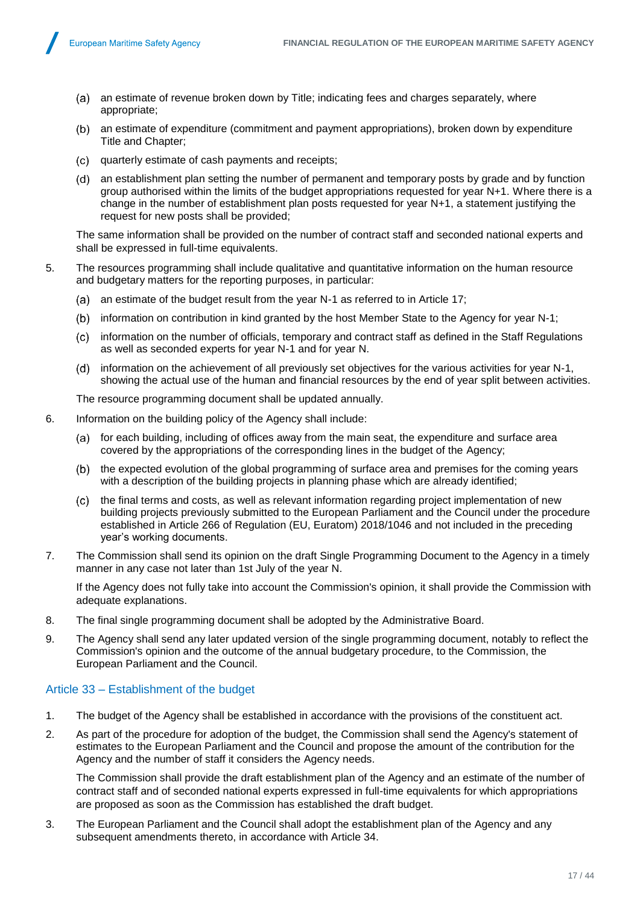(a) an estimate of revenue broken down by Title; indicating fees and charges separately, where appropriate;

(b) an estimate of expenditure (commitment and payment appropriations), broken down by expenditure Title and Chapter;

(c) quarterly estimate of cash payments and receipts;

(d) an establishment plan setting the number of permanent and temporary posts by grade and by function group authorised within the limits of the budget appropriations requested for year N+1. Where there is a change in the number of establishment plan posts requested for year N+1, a statement justifying the request for new posts shall be provided;

The same information shall be provided on the number of contract staff and seconded national experts and shall be expressed in full-time equivalents.

5. The resources programming shall include qualitative and quantitative information on the human resource and budgetary matters for the reporting purposes, in particular:

   (a) an estimate of the budget result from the year N-1 as referred to in Article 17;

   (b) information on contribution in kind granted by the host Member State to the Agency for year N-1;

   (c) information on the number of officials, temporary and contract staff as defined in the Staff Regulations as well as seconded experts for year N-1 and for year N.

   (d) information on the achievement of all previously set objectives for the various activities for year N-1, showing the actual use of the human and financial resources by the end of year split between activities.

   The resource programming document shall be updated annually.

6. Information on the building policy of the Agency shall include:

   (a) for each building, including of offices away from the main seat, the expenditure and surface area covered by the appropriations of the corresponding lines in the budget of the Agency;

   (b) the expected evolution of the global programming of surface area and premises for the coming years with a description of the building projects in planning phase which are already identified;

   (c) the final terms and costs, as well as relevant information regarding project implementation of new building projects previously submitted to the European Parliament and the Council under the procedure established in Article 266 of Regulation (EU, Euratom) 2018/1046 and not included in the preceding year's working documents.

7. The Commission shall send its opinion on the draft Single Programming Document to the Agency in a timely manner in any case not later than 1st July of the year N.

   If the Agency does not fully take into account the Commission's opinion, it shall provide the Commission with adequate explanations.

8. The final single programming document shall be adopted by the Administrative Board.

9. The Agency shall send any later updated version of the single programming document, notably to reflect the Commission's opinion and the outcome of the annual budgetary procedure, to the Commission, the European Parliament and the Council.

## Article 33 – Establishment of the budget

1. The budget of the Agency shall be established in accordance with the provisions of the constituent act.

2. As part of the procedure for adoption of the budget, the Commission shall send the Agency's statement of estimates to the European Parliament and the Council and propose the amount of the contribution for the Agency and the number of staff it considers the Agency needs.

   The Commission shall provide the draft establishment plan of the Agency and an estimate of the number of contract staff and of seconded national experts expressed in full-time equivalents for which appropriations are proposed as soon as the Commission has established the draft budget.

3. The European Parliament and the Council shall adopt the establishment plan of the Agency and any subsequent amendments thereto, in accordance with Article 34.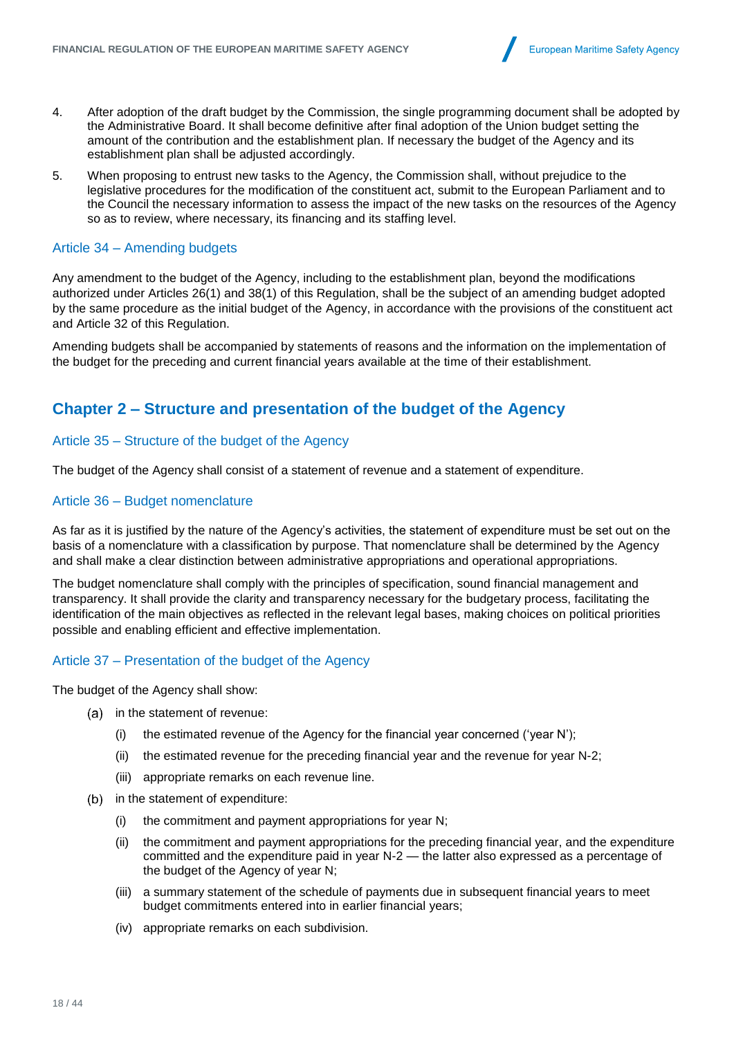4. After adoption of the draft budget by the Commission, the single programming document shall be adopted by the Administrative Board. It shall become definitive after final adoption of the Union budget setting the amount of the contribution and the establishment plan. If necessary the budget of the Agency and its establishment plan shall be adjusted accordingly.

5. When proposing to entrust new tasks to the Agency, the Commission shall, without prejudice to the legislative procedures for the modification of the constituent act, submit to the European Parliament and to the Council the necessary information to assess the impact of the new tasks on the resources of the Agency so as to review, where necessary, its financing and its staffing level.

### Article 34 – Amending budgets

Any amendment to the budget of the Agency, including to the establishment plan, beyond the modifications authorized under Articles 26(1) and 38(1) of this Regulation, shall be the subject of an amending budget adopted by the same procedure as the initial budget of the Agency, in accordance with the provisions of the constituent act and Article 32 of this Regulation.

Amending budgets shall be accompanied by statements of reasons and the information on the implementation of the budget for the preceding and current financial years available at the time of their establishment.

## Chapter 2 – Structure and presentation of the budget of the Agency

### Article 35 – Structure of the budget of the Agency

The budget of the Agency shall consist of a statement of revenue and a statement of expenditure.

### Article 36 – Budget nomenclature

As far as it is justified by the nature of the Agency's activities, the statement of expenditure must be set out on the basis of a nomenclature with a classification by purpose. That nomenclature shall be determined by the Agency and shall make a clear distinction between administrative appropriations and operational appropriations.

The budget nomenclature shall comply with the principles of specification, sound financial management and transparency. It shall provide the clarity and transparency necessary for the budgetary process, facilitating the identification of the main objectives as reflected in the relevant legal bases, making choices on political priorities possible and enabling efficient and effective implementation.

### Article 37 – Presentation of the budget of the Agency

The budget of the Agency shall show:

(a) in the statement of revenue:

  (i) the estimated revenue of the Agency for the financial year concerned ('year N');

  (ii) the estimated revenue for the preceding financial year and the revenue for year N-2;

  (iii) appropriate remarks on each revenue line.

(b) in the statement of expenditure:

  (i) the commitment and payment appropriations for year N;

  (ii) the commitment and payment appropriations for the preceding financial year, and the expenditure committed and the expenditure paid in year N-2 — the latter also expressed as a percentage of the budget of the Agency of year N;

  (iii) a summary statement of the schedule of payments due in subsequent financial years to meet budget commitments entered into in earlier financial years;

  (iv) appropriate remarks on each subdivision.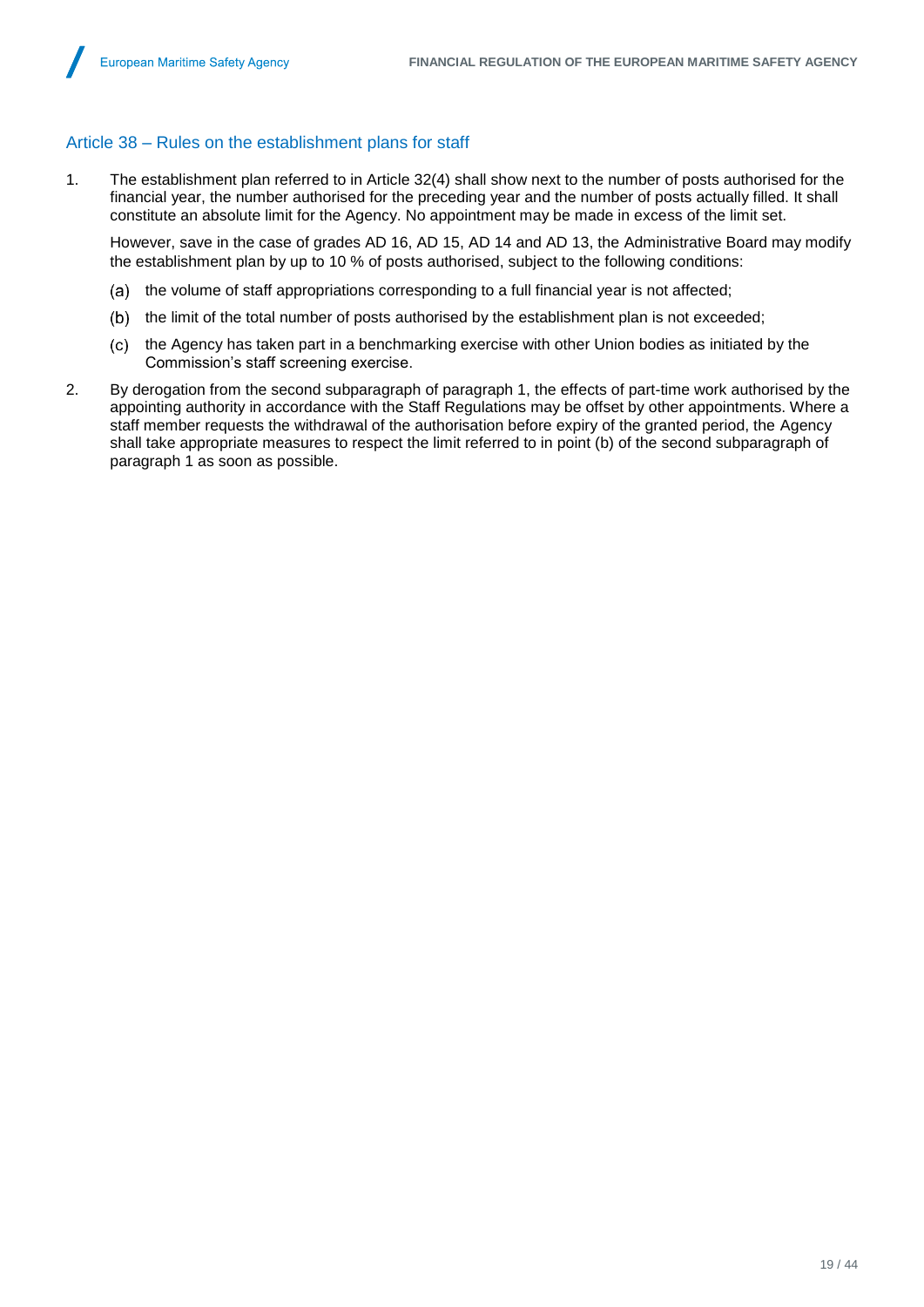## Article 38 – Rules on the establishment plans for staff

1. The establishment plan referred to in Article 32(4) shall show next to the number of posts authorised for the financial year, the number authorised for the preceding year and the number of posts actually filled. It shall constitute an absolute limit for the Agency. No appointment may be made in excess of the limit set.

   However, save in the case of grades AD 16, AD 15, AD 14 and AD 13, the Administrative Board may modify the establishment plan by up to 10 % of posts authorised, subject to the following conditions:

   (a) the volume of staff appropriations corresponding to a full financial year is not affected;

   (b) the limit of the total number of posts authorised by the establishment plan is not exceeded;

   (c) the Agency has taken part in a benchmarking exercise with other Union bodies as initiated by the Commission's staff screening exercise.

2. By derogation from the second subparagraph of paragraph 1, the effects of part-time work authorised by the appointing authority in accordance with the Staff Regulations may be offset by other appointments. Where a staff member requests the withdrawal of the authorisation before expiry of the granted period, the Agency shall take appropriate measures to respect the limit referred to in point (b) of the second subparagraph of paragraph 1 as soon as possible.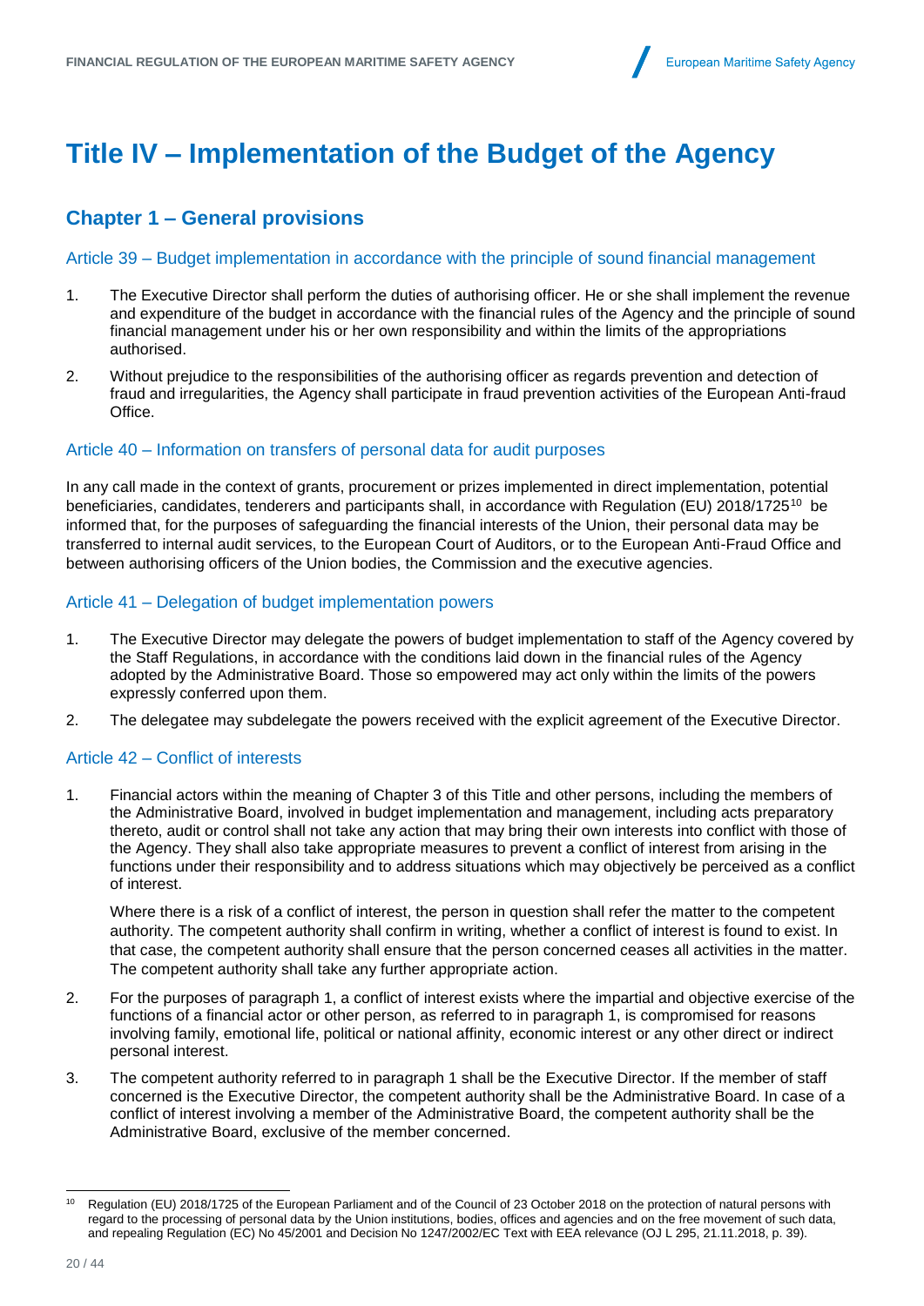# Title IV – Implementation of the Budget of the Agency

## Chapter 1 – General provisions

### Article 39 – Budget implementation in accordance with the principle of sound financial management

1. The Executive Director shall perform the duties of authorising officer. He or she shall implement the revenue and expenditure of the budget in accordance with the financial rules of the Agency and the principle of sound financial management under his or her own responsibility and within the limits of the appropriations authorised.

2. Without prejudice to the responsibilities of the authorising officer as regards prevention and detection of fraud and irregularities, the Agency shall participate in fraud prevention activities of the European Anti-fraud Office.

### Article 40 – Information on transfers of personal data for audit purposes

In any call made in the context of grants, procurement or prizes implemented in direct implementation, potential beneficiaries, candidates, tenderers and participants shall, in accordance with Regulation (EU) 2018/1725[10] be informed that, for the purposes of safeguarding the financial interests of the Union, their personal data may be transferred to internal audit services, to the European Court of Auditors, or to the European Anti-Fraud Office and between authorising officers of the Union bodies, the Commission and the executive agencies.

### Article 41 – Delegation of budget implementation powers

1. The Executive Director may delegate the powers of budget implementation to staff of the Agency covered by the Staff Regulations, in accordance with the conditions laid down in the financial rules of the Agency adopted by the Administrative Board. Those so empowered may act only within the limits of the powers expressly conferred upon them.

2. The delegatee may subdelegate the powers received with the explicit agreement of the Executive Director.

### Article 42 – Conflict of interests

1. Financial actors within the meaning of Chapter 3 of this Title and other persons, including the members of the Administrative Board, involved in budget implementation and management, including acts preparatory thereto, audit or control shall not take any action that may bring their own interests into conflict with those of the Agency. They shall also take appropriate measures to prevent a conflict of interest from arising in the functions under their responsibility and to address situations which may objectively be perceived as a conflict of interest.

   Where there is a risk of a conflict of interest, the person in question shall refer the matter to the competent authority. The competent authority shall confirm in writing, whether a conflict of interest is found to exist. In that case, the competent authority shall ensure that the person concerned ceases all activities in the matter. The competent authority shall take any further appropriate action.

2. For the purposes of paragraph 1, a conflict of interest exists where the impartial and objective exercise of the functions of a financial actor or other person, as referred to in paragraph 1, is compromised for reasons involving family, emotional life, political or national affinity, economic interest or any other direct or indirect personal interest.

3. The competent authority referred to in paragraph 1 shall be the Executive Director. If the member of staff concerned is the Executive Director, the competent authority shall be the Administrative Board. In case of a conflict of interest involving a member of the Administrative Board, the competent authority shall be the Administrative Board, exclusive of the member concerned.

---

[10] Regulation (EU) 2018/1725 of the European Parliament and of the Council of 23 October 2018 on the protection of natural persons with regard to the processing of personal data by the Union institutions, bodies, offices and agencies and on the free movement of such data, and repealing Regulation (EC) No 45/2001 and Decision No 1247/2002/EC Text with EEA relevance (OJ L 295, 21.11.2018, p. 39).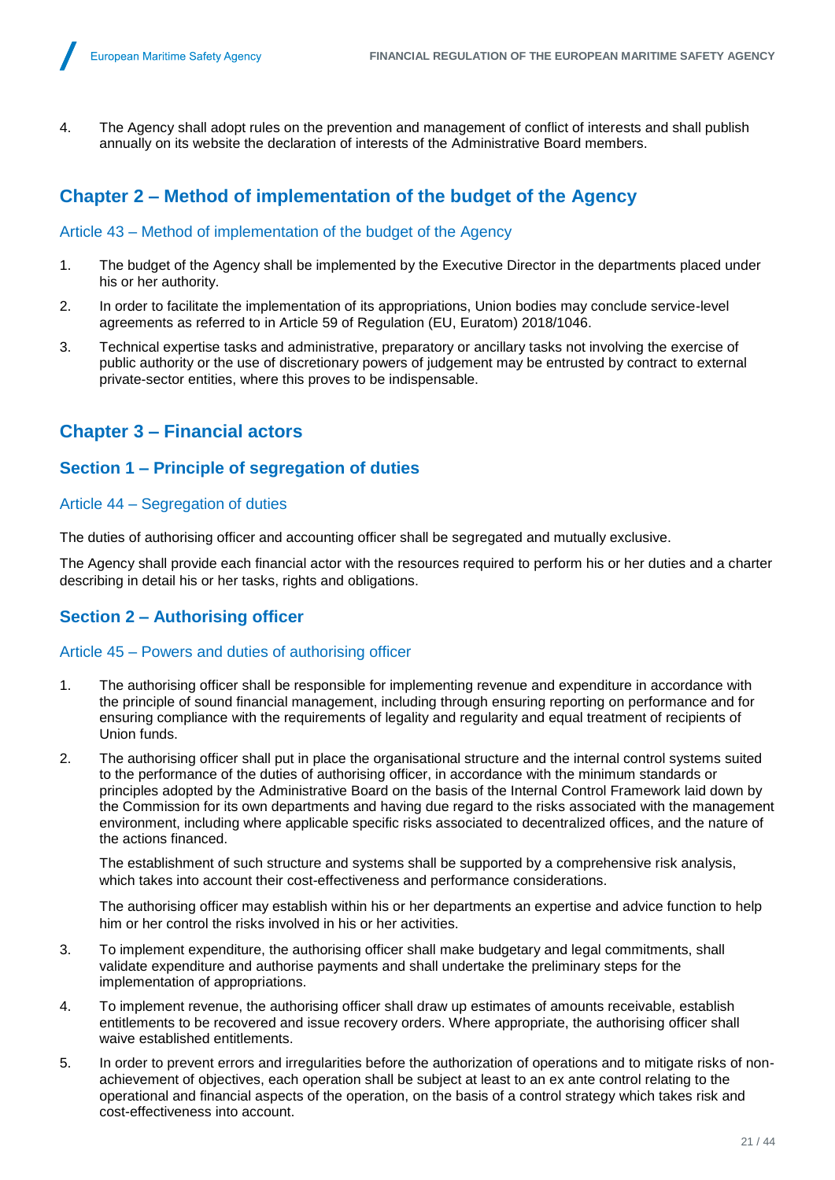4. The Agency shall adopt rules on the prevention and management of conflict of interests and shall publish annually on its website the declaration of interests of the Administrative Board members.

## Chapter 2 – Method of implementation of the budget of the Agency

### Article 43 – Method of implementation of the budget of the Agency

1. The budget of the Agency shall be implemented by the Executive Director in the departments placed under his or her authority.
2. In order to facilitate the implementation of its appropriations, Union bodies may conclude service-level agreements as referred to in Article 59 of Regulation (EU, Euratom) 2018/1046.
3. Technical expertise tasks and administrative, preparatory or ancillary tasks not involving the exercise of public authority or the use of discretionary powers of judgement may be entrusted by contract to external private-sector entities, where this proves to be indispensable.

## Chapter 3 – Financial actors

## Section 1 – Principle of segregation of duties

### Article 44 – Segregation of duties

The duties of authorising officer and accounting officer shall be segregated and mutually exclusive.

The Agency shall provide each financial actor with the resources required to perform his or her duties and a charter describing in detail his or her tasks, rights and obligations.

## Section 2 – Authorising officer

### Article 45 – Powers and duties of authorising officer

1. The authorising officer shall be responsible for implementing revenue and expenditure in accordance with the principle of sound financial management, including through ensuring reporting on performance and for ensuring compliance with the requirements of legality and regularity and equal treatment of recipients of Union funds.
2. The authorising officer shall put in place the organisational structure and the internal control systems suited to the performance of the duties of authorising officer, in accordance with the minimum standards or principles adopted by the Administrative Board on the basis of the Internal Control Framework laid down by the Commission for its own departments and having due regard to the risks associated with the management environment, including where applicable specific risks associated to decentralized offices, and the nature of the actions financed.

   The establishment of such structure and systems shall be supported by a comprehensive risk analysis, which takes into account their cost-effectiveness and performance considerations.

   The authorising officer may establish within his or her departments an expertise and advice function to help him or her control the risks involved in his or her activities.
3. To implement expenditure, the authorising officer shall make budgetary and legal commitments, shall validate expenditure and authorise payments and shall undertake the preliminary steps for the implementation of appropriations.
4. To implement revenue, the authorising officer shall draw up estimates of amounts receivable, establish entitlements to be recovered and issue recovery orders. Where appropriate, the authorising officer shall waive established entitlements.
5. In order to prevent errors and irregularities before the authorization of operations and to mitigate risks of non-achievement of objectives, each operation shall be subject at least to an ex ante control relating to the operational and financial aspects of the operation, on the basis of a control strategy which takes risk and cost-effectiveness into account.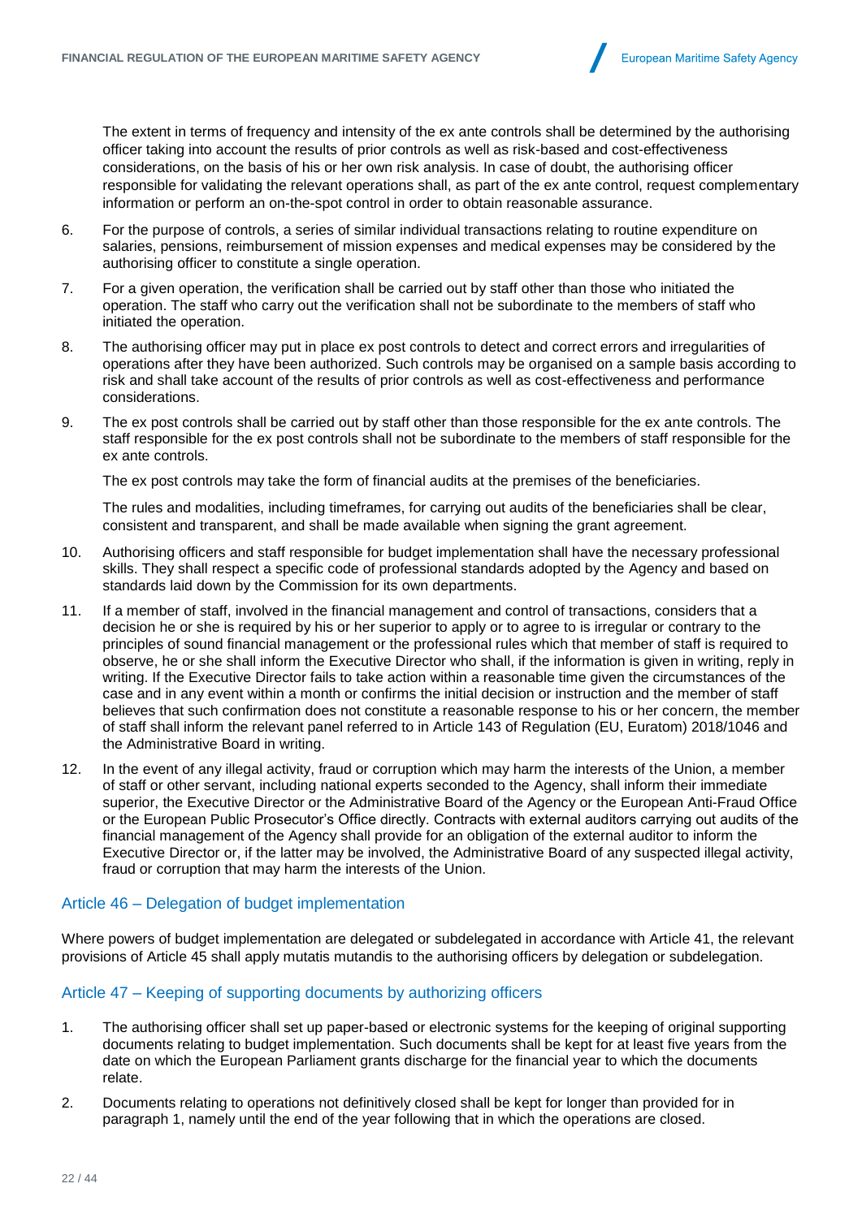The extent in terms of frequency and intensity of the ex ante controls shall be determined by the authorising officer taking into account the results of prior controls as well as risk-based and cost-effectiveness considerations, on the basis of his or her own risk analysis. In case of doubt, the authorising officer responsible for validating the relevant operations shall, as part of the ex ante control, request complementary information or perform an on-the-spot control in order to obtain reasonable assurance.

6. For the purpose of controls, a series of similar individual transactions relating to routine expenditure on salaries, pensions, reimbursement of mission expenses and medical expenses may be considered by the authorising officer to constitute a single operation.

7. For a given operation, the verification shall be carried out by staff other than those who initiated the operation. The staff who carry out the verification shall not be subordinate to the members of staff who initiated the operation.

8. The authorising officer may put in place ex post controls to detect and correct errors and irregularities of operations after they have been authorized. Such controls may be organised on a sample basis according to risk and shall take account of the results of prior controls as well as cost-effectiveness and performance considerations.

9. The ex post controls shall be carried out by staff other than those responsible for the ex ante controls. The staff responsible for the ex post controls shall not be subordinate to the members of staff responsible for the ex ante controls.

   The ex post controls may take the form of financial audits at the premises of the beneficiaries.

   The rules and modalities, including timeframes, for carrying out audits of the beneficiaries shall be clear, consistent and transparent, and shall be made available when signing the grant agreement.

10. Authorising officers and staff responsible for budget implementation shall have the necessary professional skills. They shall respect a specific code of professional standards adopted by the Agency and based on standards laid down by the Commission for its own departments.

11. If a member of staff, involved in the financial management and control of transactions, considers that a decision he or she is required by his or her superior to apply or to agree to is irregular or contrary to the principles of sound financial management or the professional rules which that member of staff is required to observe, he or she shall inform the Executive Director who shall, if the information is given in writing, reply in writing. If the Executive Director fails to take action within a reasonable time given the circumstances of the case and in any event within a month or confirms the initial decision or instruction and the member of staff believes that such confirmation does not constitute a reasonable response to his or her concern, the member of staff shall inform the relevant panel referred to in Article 143 of Regulation (EU, Euratom) 2018/1046 and the Administrative Board in writing.

12. In the event of any illegal activity, fraud or corruption which may harm the interests of the Union, a member of staff or other servant, including national experts seconded to the Agency, shall inform their immediate superior, the Executive Director or the Administrative Board of the Agency or the European Anti-Fraud Office or the European Public Prosecutor's Office directly. Contracts with external auditors carrying out audits of the financial management of the Agency shall provide for an obligation of the external auditor to inform the Executive Director or, if the latter may be involved, the Administrative Board of any suspected illegal activity, fraud or corruption that may harm the interests of the Union.

### Article 46 – Delegation of budget implementation

Where powers of budget implementation are delegated or subdelegated in accordance with Article 41, the relevant provisions of Article 45 shall apply mutatis mutandis to the authorising officers by delegation or subdelegation.

### Article 47 – Keeping of supporting documents by authorizing officers

1. The authorising officer shall set up paper-based or electronic systems for the keeping of original supporting documents relating to budget implementation. Such documents shall be kept for at least five years from the date on which the European Parliament grants discharge for the financial year to which the documents relate.

2. Documents relating to operations not definitively closed shall be kept for longer than provided for in paragraph 1, namely until the end of the year following that in which the operations are closed.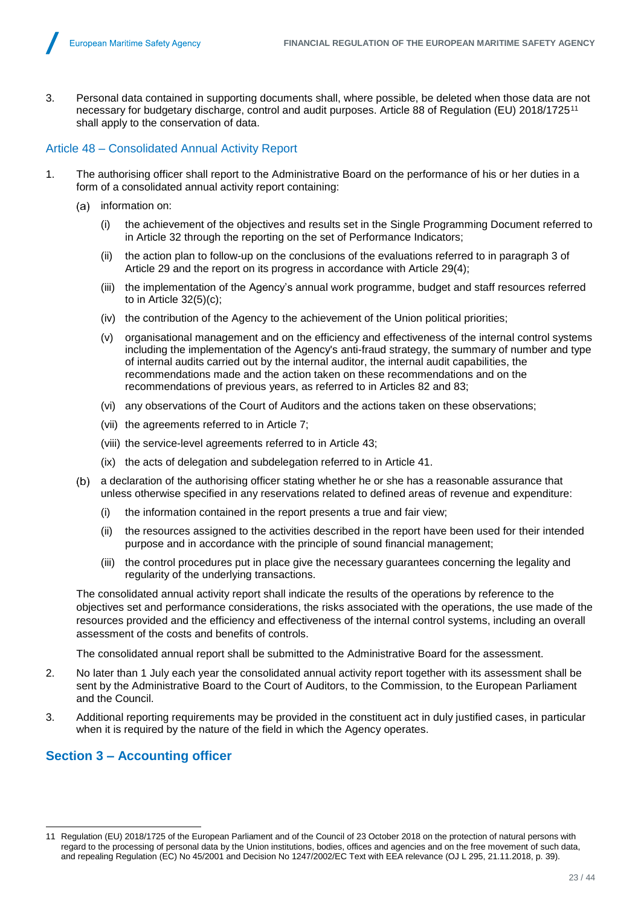3. Personal data contained in supporting documents shall, where possible, be deleted when those data are not necessary for budgetary discharge, control and audit purposes. Article 88 of Regulation (EU) 2018/1725[11] shall apply to the conservation of data.

### Article 48 – Consolidated Annual Activity Report

1. The authorising officer shall report to the Administrative Board on the performance of his or her duties in a form of a consolidated annual activity report containing:

   (a) information on:

      (i) the achievement of the objectives and results set in the Single Programming Document referred to in Article 32 through the reporting on the set of Performance Indicators;

      (ii) the action plan to follow-up on the conclusions of the evaluations referred to in paragraph 3 of Article 29 and the report on its progress in accordance with Article 29(4);

      (iii) the implementation of the Agency's annual work programme, budget and staff resources referred to in Article 32(5)(c);

      (iv) the contribution of the Agency to the achievement of the Union political priorities;

      (v) organisational management and on the efficiency and effectiveness of the internal control systems including the implementation of the Agency's anti-fraud strategy, the summary of number and type of internal audits carried out by the internal auditor, the internal audit capabilities, the recommendations made and the action taken on these recommendations and on the recommendations of previous years, as referred to in Articles 82 and 83;

      (vi) any observations of the Court of Auditors and the actions taken on these observations;

      (vii) the agreements referred to in Article 7;

      (viii) the service-level agreements referred to in Article 43;

      (ix) the acts of delegation and subdelegation referred to in Article 41.

   (b) a declaration of the authorising officer stating whether he or she has a reasonable assurance that unless otherwise specified in any reservations related to defined areas of revenue and expenditure:

      (i) the information contained in the report presents a true and fair view;

      (ii) the resources assigned to the activities described in the report have been used for their intended purpose and in accordance with the principle of sound financial management;

      (iii) the control procedures put in place give the necessary guarantees concerning the legality and regularity of the underlying transactions.

   The consolidated annual activity report shall indicate the results of the operations by reference to the objectives set and performance considerations, the risks associated with the operations, the use made of the resources provided and the efficiency and effectiveness of the internal control systems, including an overall assessment of the costs and benefits of controls.

   The consolidated annual report shall be submitted to the Administrative Board for the assessment.

2. No later than 1 July each year the consolidated annual activity report together with its assessment shall be sent by the Administrative Board to the Court of Auditors, to the Commission, to the European Parliament and the Council.

3. Additional reporting requirements may be provided in the constituent act in duly justified cases, in particular when it is required by the nature of the field in which the Agency operates.

## Section 3 – Accounting officer

[11] Regulation (EU) 2018/1725 of the European Parliament and of the Council of 23 October 2018 on the protection of natural persons with regard to the processing of personal data by the Union institutions, bodies, offices and agencies and on the free movement of such data, and repealing Regulation (EC) No 45/2001 and Decision No 1247/2002/EC Text with EEA relevance (OJ L 295, 21.11.2018, p. 39).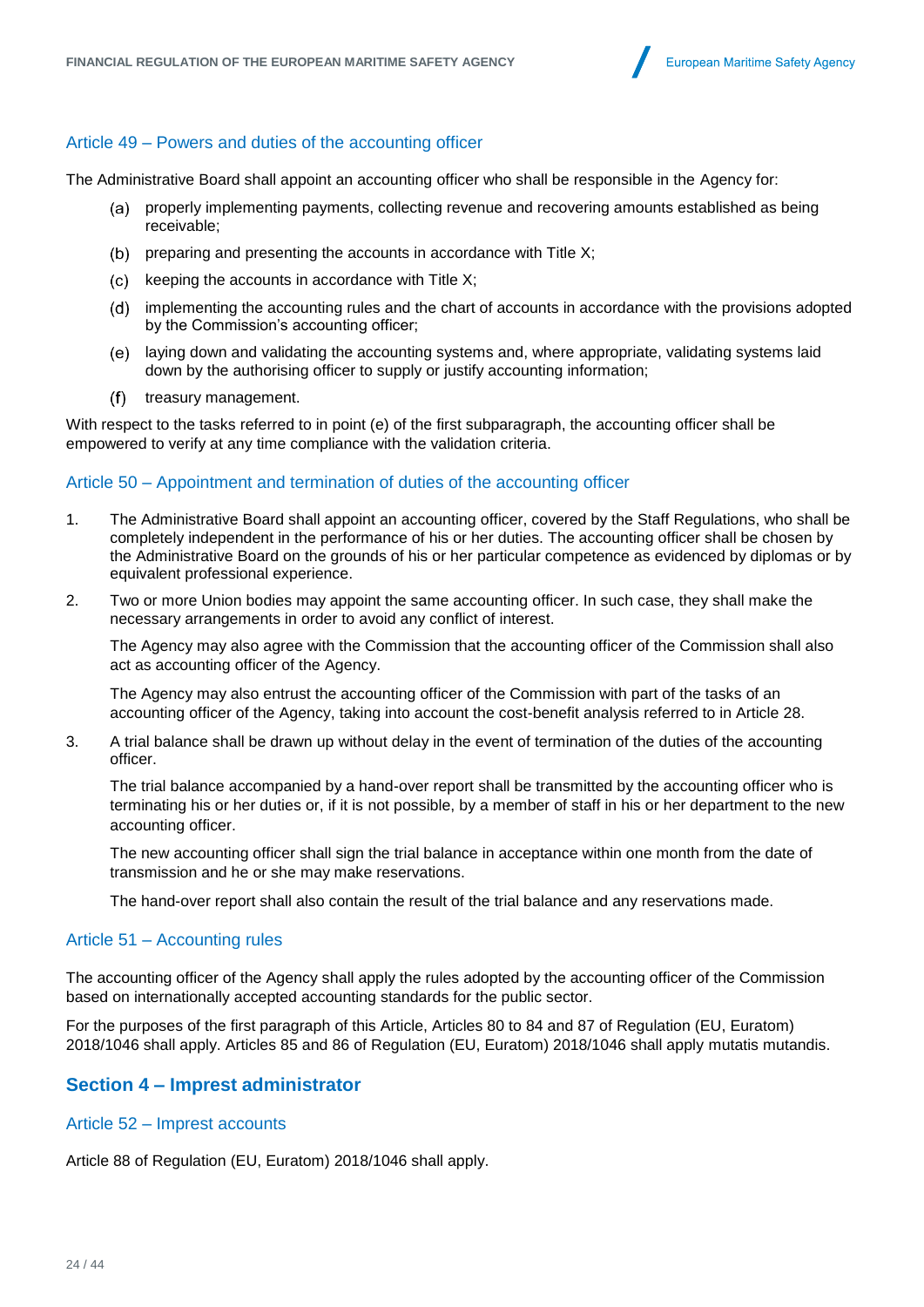### Article 49 – Powers and duties of the accounting officer

The Administrative Board shall appoint an accounting officer who shall be responsible in the Agency for:

(a) properly implementing payments, collecting revenue and recovering amounts established as being receivable;

(b) preparing and presenting the accounts in accordance with Title X;

(c) keeping the accounts in accordance with Title X;

(d) implementing the accounting rules and the chart of accounts in accordance with the provisions adopted by the Commission's accounting officer;

(e) laying down and validating the accounting systems and, where appropriate, validating systems laid down by the authorising officer to supply or justify accounting information;

(f) treasury management.

With respect to the tasks referred to in point (e) of the first subparagraph, the accounting officer shall be empowered to verify at any time compliance with the validation criteria.

### Article 50 – Appointment and termination of duties of the accounting officer

1. The Administrative Board shall appoint an accounting officer, covered by the Staff Regulations, who shall be completely independent in the performance of his or her duties. The accounting officer shall be chosen by the Administrative Board on the grounds of his or her particular competence as evidenced by diplomas or by equivalent professional experience.

2. Two or more Union bodies may appoint the same accounting officer. In such case, they shall make the necessary arrangements in order to avoid any conflict of interest.

   The Agency may also agree with the Commission that the accounting officer of the Commission shall also act as accounting officer of the Agency.

   The Agency may also entrust the accounting officer of the Commission with part of the tasks of an accounting officer of the Agency, taking into account the cost-benefit analysis referred to in Article 28.

3. A trial balance shall be drawn up without delay in the event of termination of the duties of the accounting officer.

   The trial balance accompanied by a hand-over report shall be transmitted by the accounting officer who is terminating his or her duties or, if it is not possible, by a member of staff in his or her department to the new accounting officer.

   The new accounting officer shall sign the trial balance in acceptance within one month from the date of transmission and he or she may make reservations.

   The hand-over report shall also contain the result of the trial balance and any reservations made.

### Article 51 – Accounting rules

The accounting officer of the Agency shall apply the rules adopted by the accounting officer of the Commission based on internationally accepted accounting standards for the public sector.

For the purposes of the first paragraph of this Article, Articles 80 to 84 and 87 of Regulation (EU, Euratom) 2018/1046 shall apply. Articles 85 and 86 of Regulation (EU, Euratom) 2018/1046 shall apply mutatis mutandis.

## Section 4 – Imprest administrator

### Article 52 – Imprest accounts

Article 88 of Regulation (EU, Euratom) 2018/1046 shall apply.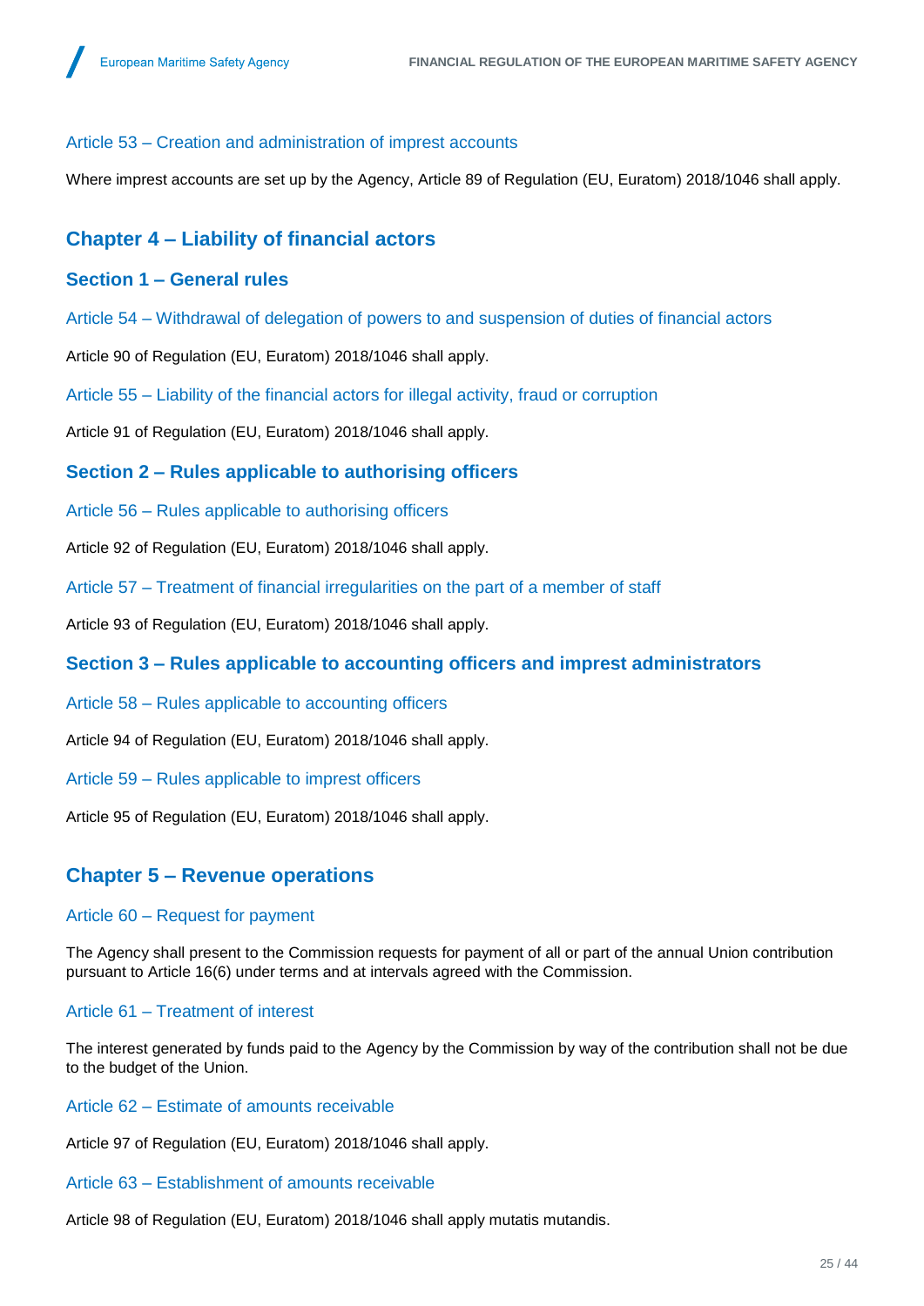### Article 53 – Creation and administration of imprest accounts

Where imprest accounts are set up by the Agency, Article 89 of Regulation (EU, Euratom) 2018/1046 shall apply.

# Chapter 4 – Liability of financial actors

## Section 1 – General rules

### Article 54 – Withdrawal of delegation of powers to and suspension of duties of financial actors

Article 90 of Regulation (EU, Euratom) 2018/1046 shall apply.

### Article 55 – Liability of the financial actors for illegal activity, fraud or corruption

Article 91 of Regulation (EU, Euratom) 2018/1046 shall apply.

## Section 2 – Rules applicable to authorising officers

### Article 56 – Rules applicable to authorising officers

Article 92 of Regulation (EU, Euratom) 2018/1046 shall apply.

### Article 57 – Treatment of financial irregularities on the part of a member of staff

Article 93 of Regulation (EU, Euratom) 2018/1046 shall apply.

## Section 3 – Rules applicable to accounting officers and imprest administrators

### Article 58 – Rules applicable to accounting officers

Article 94 of Regulation (EU, Euratom) 2018/1046 shall apply.

### Article 59 – Rules applicable to imprest officers

Article 95 of Regulation (EU, Euratom) 2018/1046 shall apply.

# Chapter 5 – Revenue operations

### Article 60 – Request for payment

The Agency shall present to the Commission requests for payment of all or part of the annual Union contribution pursuant to Article 16(6) under terms and at intervals agreed with the Commission.

### Article 61 – Treatment of interest

The interest generated by funds paid to the Agency by the Commission by way of the contribution shall not be due to the budget of the Union.

### Article 62 – Estimate of amounts receivable

Article 97 of Regulation (EU, Euratom) 2018/1046 shall apply.

### Article 63 – Establishment of amounts receivable

Article 98 of Regulation (EU, Euratom) 2018/1046 shall apply mutatis mutandis.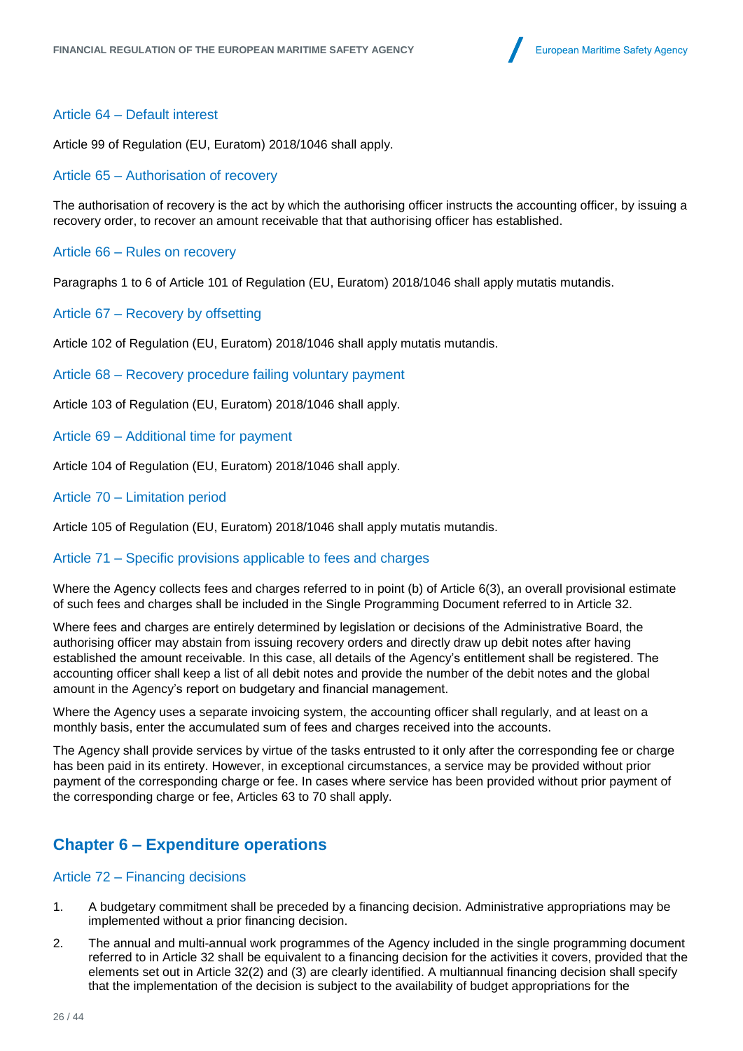### Article 64 – Default interest

Article 99 of Regulation (EU, Euratom) 2018/1046 shall apply.

### Article 65 – Authorisation of recovery

The authorisation of recovery is the act by which the authorising officer instructs the accounting officer, by issuing a recovery order, to recover an amount receivable that that authorising officer has established.

### Article 66 – Rules on recovery

Paragraphs 1 to 6 of Article 101 of Regulation (EU, Euratom) 2018/1046 shall apply mutatis mutandis.

### Article 67 – Recovery by offsetting

Article 102 of Regulation (EU, Euratom) 2018/1046 shall apply mutatis mutandis.

### Article 68 – Recovery procedure failing voluntary payment

Article 103 of Regulation (EU, Euratom) 2018/1046 shall apply.

### Article 69 – Additional time for payment

Article 104 of Regulation (EU, Euratom) 2018/1046 shall apply.

### Article 70 – Limitation period

Article 105 of Regulation (EU, Euratom) 2018/1046 shall apply mutatis mutandis.

### Article 71 – Specific provisions applicable to fees and charges

Where the Agency collects fees and charges referred to in point (b) of Article 6(3), an overall provisional estimate of such fees and charges shall be included in the Single Programming Document referred to in Article 32.

Where fees and charges are entirely determined by legislation or decisions of the Administrative Board, the authorising officer may abstain from issuing recovery orders and directly draw up debit notes after having established the amount receivable. In this case, all details of the Agency's entitlement shall be registered. The accounting officer shall keep a list of all debit notes and provide the number of the debit notes and the global amount in the Agency's report on budgetary and financial management.

Where the Agency uses a separate invoicing system, the accounting officer shall regularly, and at least on a monthly basis, enter the accumulated sum of fees and charges received into the accounts.

The Agency shall provide services by virtue of the tasks entrusted to it only after the corresponding fee or charge has been paid in its entirety. However, in exceptional circumstances, a service may be provided without prior payment of the corresponding charge or fee. In cases where service has been provided without prior payment of the corresponding charge or fee, Articles 63 to 70 shall apply.

## Chapter 6 – Expenditure operations

### Article 72 – Financing decisions

1. A budgetary commitment shall be preceded by a financing decision. Administrative appropriations may be implemented without a prior financing decision.
2. The annual and multi-annual work programmes of the Agency included in the single programming document referred to in Article 32 shall be equivalent to a financing decision for the activities it covers, provided that the elements set out in Article 32(2) and (3) are clearly identified. A multiannual financing decision shall specify that the implementation of the decision is subject to the availability of budget appropriations for the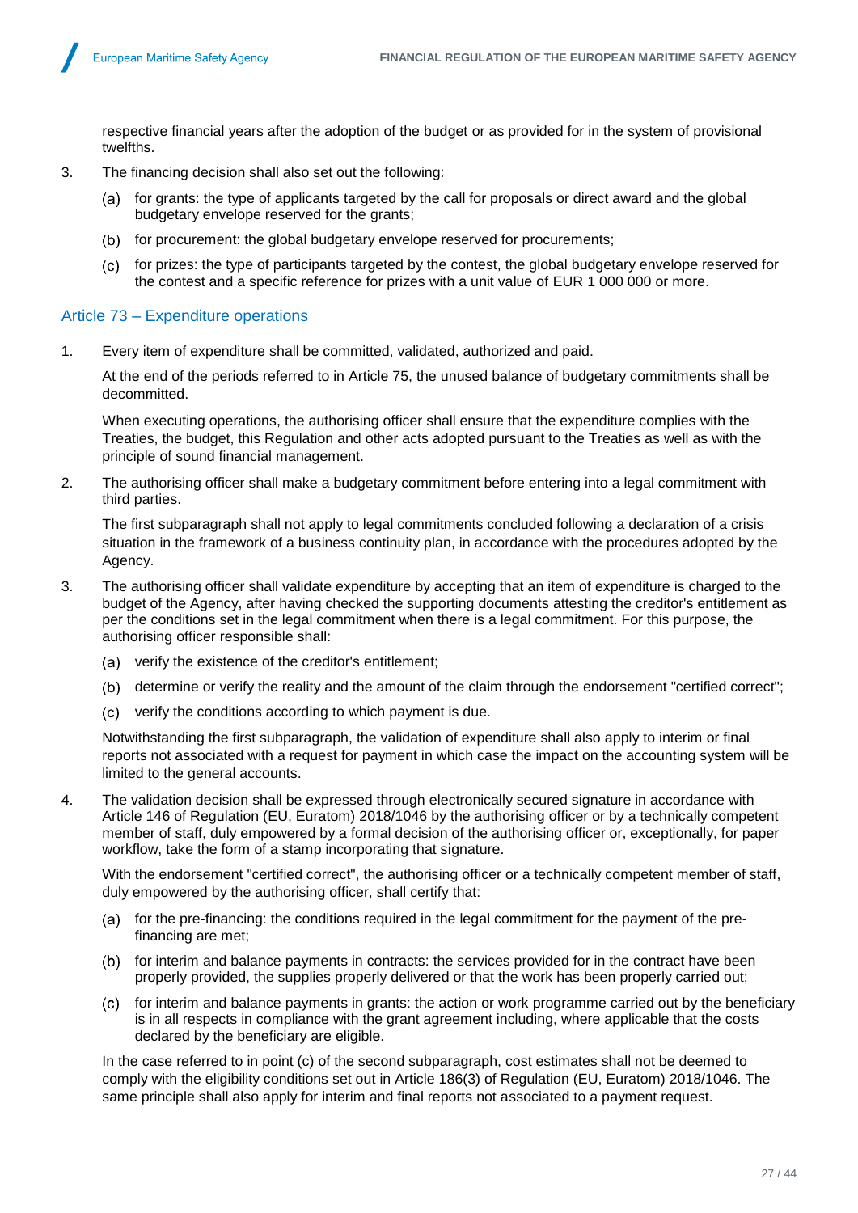respective financial years after the adoption of the budget or as provided for in the system of provisional twelfths.

3. The financing decision shall also set out the following:

   (a) for grants: the type of applicants targeted by the call for proposals or direct award and the global budgetary envelope reserved for the grants;

   (b) for procurement: the global budgetary envelope reserved for procurements;

   (c) for prizes: the type of participants targeted by the contest, the global budgetary envelope reserved for the contest and a specific reference for prizes with a unit value of EUR 1 000 000 or more.

## Article 73 – Expenditure operations

1. Every item of expenditure shall be committed, validated, authorized and paid.

   At the end of the periods referred to in Article 75, the unused balance of budgetary commitments shall be decommitted.

   When executing operations, the authorising officer shall ensure that the expenditure complies with the Treaties, the budget, this Regulation and other acts adopted pursuant to the Treaties as well as with the principle of sound financial management.

2. The authorising officer shall make a budgetary commitment before entering into a legal commitment with third parties.

   The first subparagraph shall not apply to legal commitments concluded following a declaration of a crisis situation in the framework of a business continuity plan, in accordance with the procedures adopted by the Agency.

3. The authorising officer shall validate expenditure by accepting that an item of expenditure is charged to the budget of the Agency, after having checked the supporting documents attesting the creditor's entitlement as per the conditions set in the legal commitment when there is a legal commitment. For this purpose, the authorising officer responsible shall:

   (a) verify the existence of the creditor's entitlement;

   (b) determine or verify the reality and the amount of the claim through the endorsement "certified correct";

   (c) verify the conditions according to which payment is due.

   Notwithstanding the first subparagraph, the validation of expenditure shall also apply to interim or final reports not associated with a request for payment in which case the impact on the accounting system will be limited to the general accounts.

4. The validation decision shall be expressed through electronically secured signature in accordance with Article 146 of Regulation (EU, Euratom) 2018/1046 by the authorising officer or by a technically competent member of staff, duly empowered by a formal decision of the authorising officer or, exceptionally, for paper workflow, take the form of a stamp incorporating that signature.

   With the endorsement "certified correct", the authorising officer or a technically competent member of staff, duly empowered by the authorising officer, shall certify that:

   (a) for the pre-financing: the conditions required in the legal commitment for the payment of the pre-financing are met;

   (b) for interim and balance payments in contracts: the services provided for in the contract have been properly provided, the supplies properly delivered or that the work has been properly carried out;

   (c) for interim and balance payments in grants: the action or work programme carried out by the beneficiary is in all respects in compliance with the grant agreement including, where applicable that the costs declared by the beneficiary are eligible.

   In the case referred to in point (c) of the second subparagraph, cost estimates shall not be deemed to comply with the eligibility conditions set out in Article 186(3) of Regulation (EU, Euratom) 2018/1046. The same principle shall also apply for interim and final reports not associated to a payment request.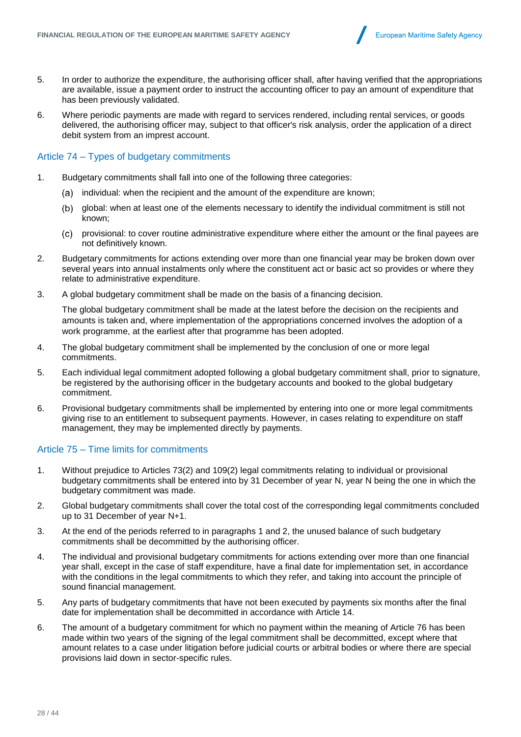5. In order to authorize the expenditure, the authorising officer shall, after having verified that the appropriations are available, issue a payment order to instruct the accounting officer to pay an amount of expenditure that has been previously validated.

6. Where periodic payments are made with regard to services rendered, including rental services, or goods delivered, the authorising officer may, subject to that officer's risk analysis, order the application of a direct debit system from an imprest account.

## Article 74 – Types of budgetary commitments

1. Budgetary commitments shall fall into one of the following three categories:
   (a) individual: when the recipient and the amount of the expenditure are known;
   (b) global: when at least one of the elements necessary to identify the individual commitment is still not known;
   (c) provisional: to cover routine administrative expenditure where either the amount or the final payees are not definitively known.

2. Budgetary commitments for actions extending over more than one financial year may be broken down over several years into annual instalments only where the constituent act or basic act so provides or where they relate to administrative expenditure.

3. A global budgetary commitment shall be made on the basis of a financing decision.

   The global budgetary commitment shall be made at the latest before the decision on the recipients and amounts is taken and, where implementation of the appropriations concerned involves the adoption of a work programme, at the earliest after that programme has been adopted.

4. The global budgetary commitment shall be implemented by the conclusion of one or more legal commitments.

5. Each individual legal commitment adopted following a global budgetary commitment shall, prior to signature, be registered by the authorising officer in the budgetary accounts and booked to the global budgetary commitment.

6. Provisional budgetary commitments shall be implemented by entering into one or more legal commitments giving rise to an entitlement to subsequent payments. However, in cases relating to expenditure on staff management, they may be implemented directly by payments.

## Article 75 – Time limits for commitments

1. Without prejudice to Articles 73(2) and 109(2) legal commitments relating to individual or provisional budgetary commitments shall be entered into by 31 December of year N, year N being the one in which the budgetary commitment was made.

2. Global budgetary commitments shall cover the total cost of the corresponding legal commitments concluded up to 31 December of year N+1.

3. At the end of the periods referred to in paragraphs 1 and 2, the unused balance of such budgetary commitments shall be decommitted by the authorising officer.

4. The individual and provisional budgetary commitments for actions extending over more than one financial year shall, except in the case of staff expenditure, have a final date for implementation set, in accordance with the conditions in the legal commitments to which they refer, and taking into account the principle of sound financial management.

5. Any parts of budgetary commitments that have not been executed by payments six months after the final date for implementation shall be decommitted in accordance with Article 14.

6. The amount of a budgetary commitment for which no payment within the meaning of Article 76 has been made within two years of the signing of the legal commitment shall be decommitted, except where that amount relates to a case under litigation before judicial courts or arbitral bodies or where there are special provisions laid down in sector-specific rules.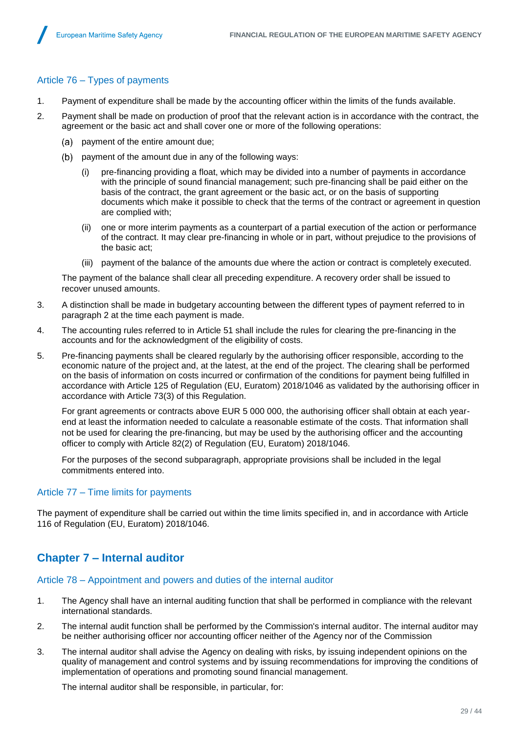### Article 76 – Types of payments

1. Payment of expenditure shall be made by the accounting officer within the limits of the funds available.
2. Payment shall be made on production of proof that the relevant action is in accordance with the contract, the agreement or the basic act and shall cover one or more of the following operations:
   (a) payment of the entire amount due;
   (b) payment of the amount due in any of the following ways:
      (i) pre-financing providing a float, which may be divided into a number of payments in accordance with the principle of sound financial management; such pre-financing shall be paid either on the basis of the contract, the grant agreement or the basic act, or on the basis of supporting documents which make it possible to check that the terms of the contract or agreement in question are complied with;
      (ii) one or more interim payments as a counterpart of a partial execution of the action or performance of the contract. It may clear pre-financing in whole or in part, without prejudice to the provisions of the basic act;
      (iii) payment of the balance of the amounts due where the action or contract is completely executed.

   The payment of the balance shall clear all preceding expenditure. A recovery order shall be issued to recover unused amounts.
3. A distinction shall be made in budgetary accounting between the different types of payment referred to in paragraph 2 at the time each payment is made.
4. The accounting rules referred to in Article 51 shall include the rules for clearing the pre-financing in the accounts and for the acknowledgment of the eligibility of costs.
5. Pre-financing payments shall be cleared regularly by the authorising officer responsible, according to the economic nature of the project and, at the latest, at the end of the project. The clearing shall be performed on the basis of information on costs incurred or confirmation of the conditions for payment being fulfilled in accordance with Article 125 of Regulation (EU, Euratom) 2018/1046 as validated by the authorising officer in accordance with Article 73(3) of this Regulation.

   For grant agreements or contracts above EUR 5 000 000, the authorising officer shall obtain at each year-end at least the information needed to calculate a reasonable estimate of the costs. That information shall not be used for clearing the pre-financing, but may be used by the authorising officer and the accounting officer to comply with Article 82(2) of Regulation (EU, Euratom) 2018/1046.

   For the purposes of the second subparagraph, appropriate provisions shall be included in the legal commitments entered into.

### Article 77 – Time limits for payments

The payment of expenditure shall be carried out within the time limits specified in, and in accordance with Article 116 of Regulation (EU, Euratom) 2018/1046.

## Chapter 7 – Internal auditor

### Article 78 – Appointment and powers and duties of the internal auditor

1. The Agency shall have an internal auditing function that shall be performed in compliance with the relevant international standards.
2. The internal audit function shall be performed by the Commission's internal auditor. The internal auditor may be neither authorising officer nor accounting officer neither of the Agency nor of the Commission
3. The internal auditor shall advise the Agency on dealing with risks, by issuing independent opinions on the quality of management and control systems and by issuing recommendations for improving the conditions of implementation of operations and promoting sound financial management.

   The internal auditor shall be responsible, in particular, for: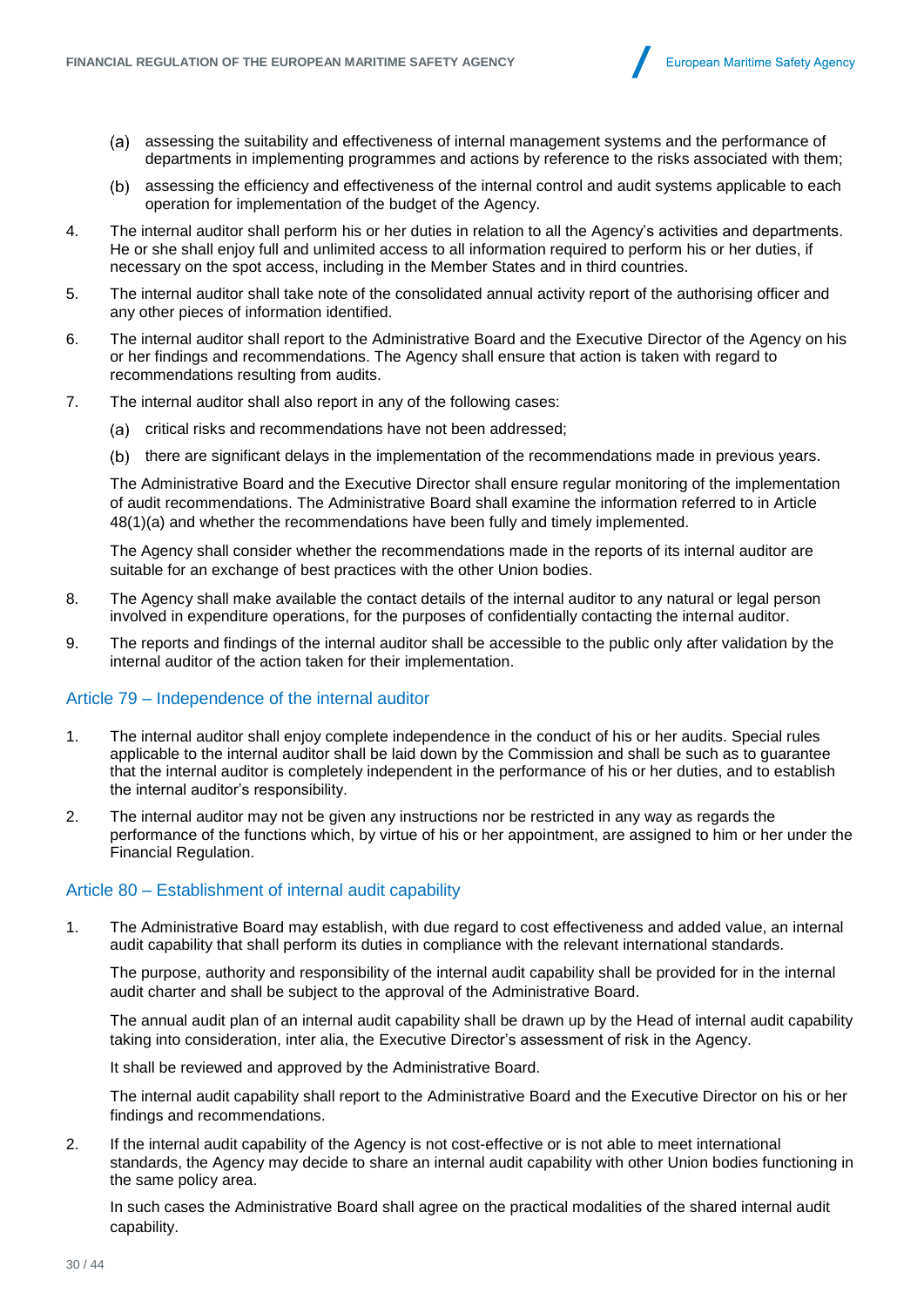(a) assessing the suitability and effectiveness of internal management systems and the performance of departments in implementing programmes and actions by reference to the risks associated with them;

(b) assessing the efficiency and effectiveness of the internal control and audit systems applicable to each operation for implementation of the budget of the Agency.

4. The internal auditor shall perform his or her duties in relation to all the Agency's activities and departments. He or she shall enjoy full and unlimited access to all information required to perform his or her duties, if necessary on the spot access, including in the Member States and in third countries.

5. The internal auditor shall take note of the consolidated annual activity report of the authorising officer and any other pieces of information identified.

6. The internal auditor shall report to the Administrative Board and the Executive Director of the Agency on his or her findings and recommendations. The Agency shall ensure that action is taken with regard to recommendations resulting from audits.

7. The internal auditor shall also report in any of the following cases:

   (a) critical risks and recommendations have not been addressed;

   (b) there are significant delays in the implementation of the recommendations made in previous years.

   The Administrative Board and the Executive Director shall ensure regular monitoring of the implementation of audit recommendations. The Administrative Board shall examine the information referred to in Article 48(1)(a) and whether the recommendations have been fully and timely implemented.

   The Agency shall consider whether the recommendations made in the reports of its internal auditor are suitable for an exchange of best practices with the other Union bodies.

8. The Agency shall make available the contact details of the internal auditor to any natural or legal person involved in expenditure operations, for the purposes of confidentially contacting the internal auditor.

9. The reports and findings of the internal auditor shall be accessible to the public only after validation by the internal auditor of the action taken for their implementation.

## Article 79 – Independence of the internal auditor

1. The internal auditor shall enjoy complete independence in the conduct of his or her audits. Special rules applicable to the internal auditor shall be laid down by the Commission and shall be such as to guarantee that the internal auditor is completely independent in the performance of his or her duties, and to establish the internal auditor's responsibility.

2. The internal auditor may not be given any instructions nor be restricted in any way as regards the performance of the functions which, by virtue of his or her appointment, are assigned to him or her under the Financial Regulation.

## Article 80 – Establishment of internal audit capability

1. The Administrative Board may establish, with due regard to cost effectiveness and added value, an internal audit capability that shall perform its duties in compliance with the relevant international standards.

   The purpose, authority and responsibility of the internal audit capability shall be provided for in the internal audit charter and shall be subject to the approval of the Administrative Board.

   The annual audit plan of an internal audit capability shall be drawn up by the Head of internal audit capability taking into consideration, inter alia, the Executive Director's assessment of risk in the Agency.

   It shall be reviewed and approved by the Administrative Board.

   The internal audit capability shall report to the Administrative Board and the Executive Director on his or her findings and recommendations.

2. If the internal audit capability of the Agency is not cost-effective or is not able to meet international standards, the Agency may decide to share an internal audit capability with other Union bodies functioning in the same policy area.

   In such cases the Administrative Board shall agree on the practical modalities of the shared internal audit capability.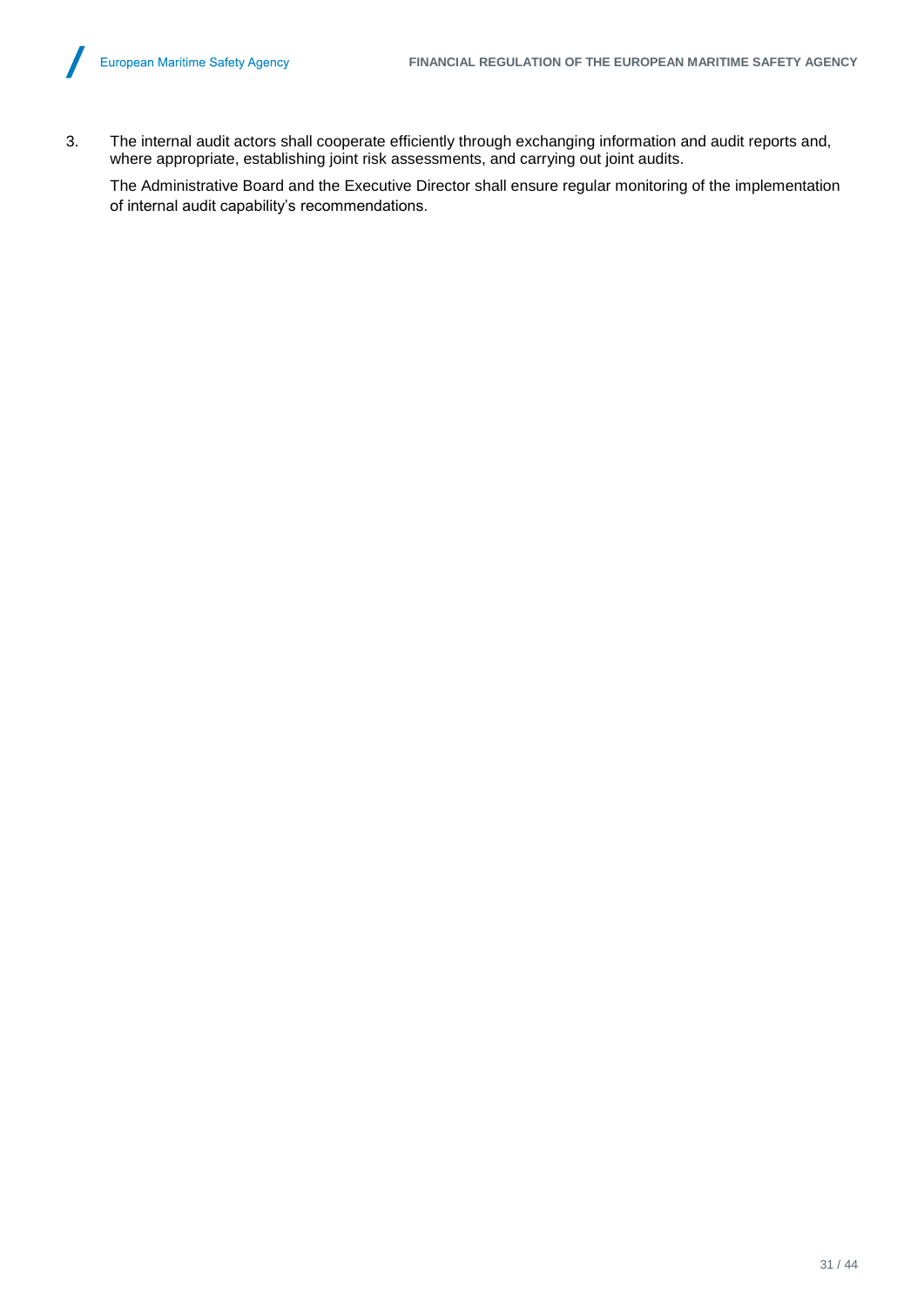3. The internal audit actors shall cooperate efficiently through exchanging information and audit reports and, where appropriate, establishing joint risk assessments, and carrying out joint audits.

   The Administrative Board and the Executive Director shall ensure regular monitoring of the implementation of internal audit capability's recommendations.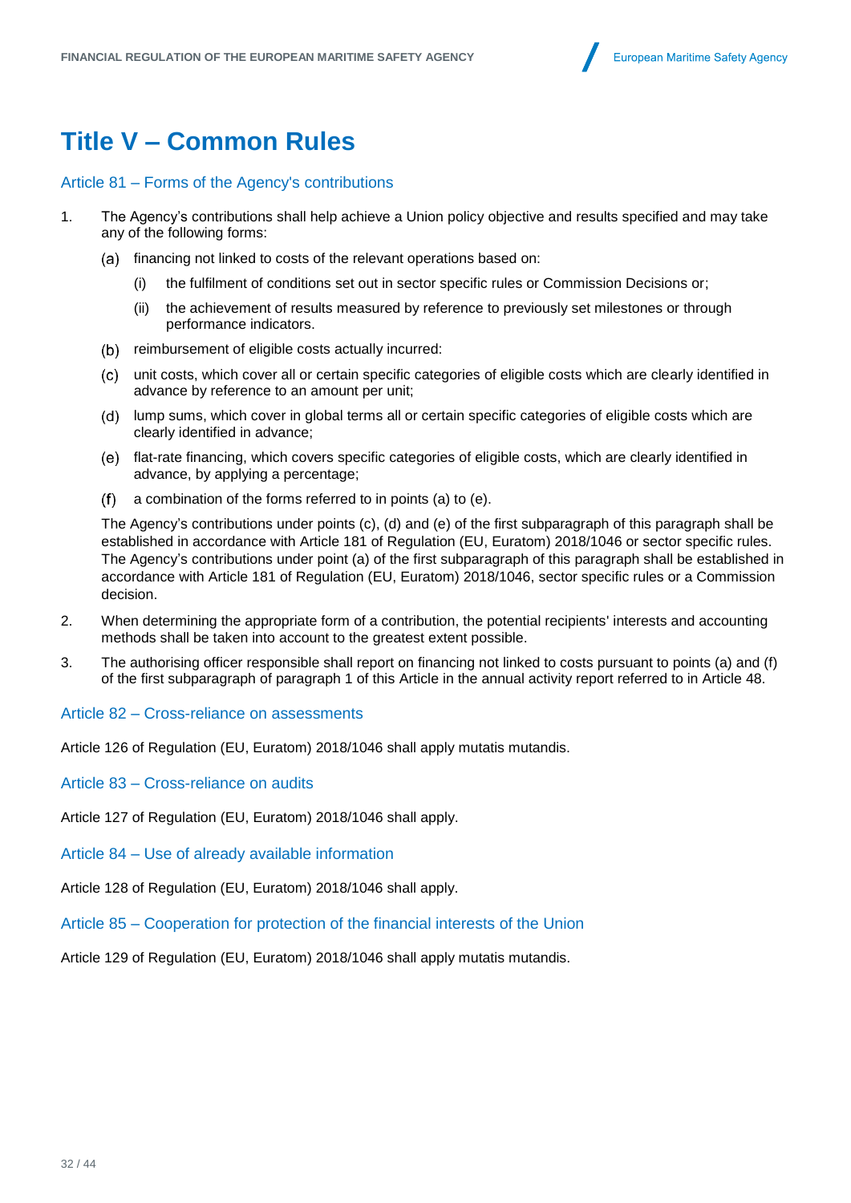# Title V – Common Rules

## Article 81 – Forms of the Agency's contributions

1. The Agency's contributions shall help achieve a Union policy objective and results specified and may take any of the following forms:

   (a) financing not linked to costs of the relevant operations based on:

      (i) the fulfilment of conditions set out in sector specific rules or Commission Decisions or;

      (ii) the achievement of results measured by reference to previously set milestones or through performance indicators.

   (b) reimbursement of eligible costs actually incurred:

   (c) unit costs, which cover all or certain specific categories of eligible costs which are clearly identified in advance by reference to an amount per unit;

   (d) lump sums, which cover in global terms all or certain specific categories of eligible costs which are clearly identified in advance;

   (e) flat-rate financing, which covers specific categories of eligible costs, which are clearly identified in advance, by applying a percentage;

   (f) a combination of the forms referred to in points (a) to (e).

   The Agency's contributions under points (c), (d) and (e) of the first subparagraph of this paragraph shall be established in accordance with Article 181 of Regulation (EU, Euratom) 2018/1046 or sector specific rules. The Agency's contributions under point (a) of the first subparagraph of this paragraph shall be established in accordance with Article 181 of Regulation (EU, Euratom) 2018/1046, sector specific rules or a Commission decision.

2. When determining the appropriate form of a contribution, the potential recipients' interests and accounting methods shall be taken into account to the greatest extent possible.

3. The authorising officer responsible shall report on financing not linked to costs pursuant to points (a) and (f) of the first subparagraph of paragraph 1 of this Article in the annual activity report referred to in Article 48.

## Article 82 – Cross-reliance on assessments

Article 126 of Regulation (EU, Euratom) 2018/1046 shall apply mutatis mutandis.

## Article 83 – Cross-reliance on audits

Article 127 of Regulation (EU, Euratom) 2018/1046 shall apply.

## Article 84 – Use of already available information

Article 128 of Regulation (EU, Euratom) 2018/1046 shall apply.

## Article 85 – Cooperation for protection of the financial interests of the Union

Article 129 of Regulation (EU, Euratom) 2018/1046 shall apply mutatis mutandis.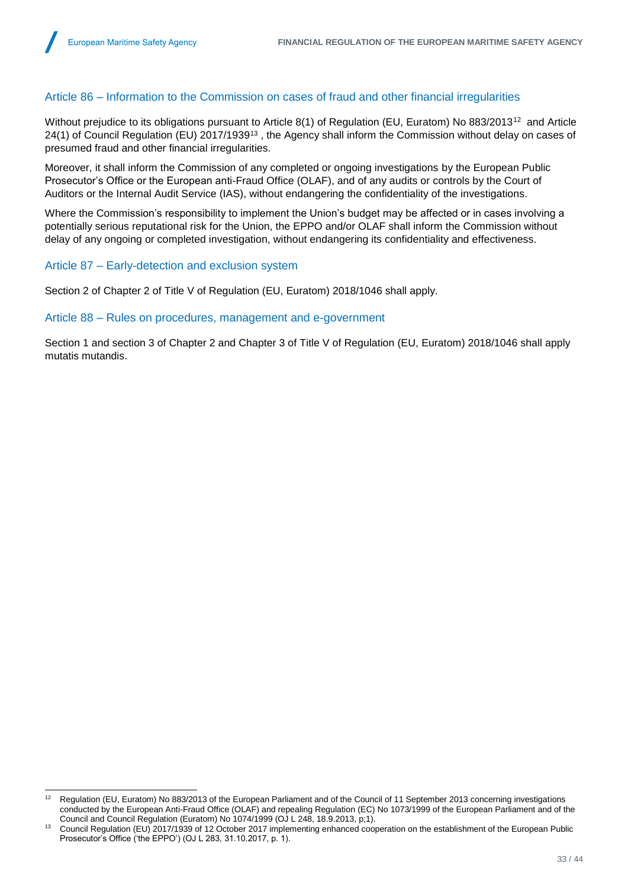## Article 86 – Information to the Commission on cases of fraud and other financial irregularities

Without prejudice to its obligations pursuant to Article 8(1) of Regulation (EU, Euratom) No 883/2013[12] and Article 24(1) of Council Regulation (EU) 2017/1939[13] , the Agency shall inform the Commission without delay on cases of presumed fraud and other financial irregularities.

Moreover, it shall inform the Commission of any completed or ongoing investigations by the European Public Prosecutor's Office or the European anti-Fraud Office (OLAF), and of any audits or controls by the Court of Auditors or the Internal Audit Service (IAS), without endangering the confidentiality of the investigations.

Where the Commission's responsibility to implement the Union's budget may be affected or in cases involving a potentially serious reputational risk for the Union, the EPPO and/or OLAF shall inform the Commission without delay of any ongoing or completed investigation, without endangering its confidentiality and effectiveness.

## Article 87 – Early-detection and exclusion system

Section 2 of Chapter 2 of Title V of Regulation (EU, Euratom) 2018/1046 shall apply.

## Article 88 – Rules on procedures, management and e-government

Section 1 and section 3 of Chapter 2 and Chapter 3 of Title V of Regulation (EU, Euratom) 2018/1046 shall apply mutatis mutandis.

---

[12] Regulation (EU, Euratom) No 883/2013 of the European Parliament and of the Council of 11 September 2013 concerning investigations conducted by the European Anti-Fraud Office (OLAF) and repealing Regulation (EC) No 1073/1999 of the European Parliament and of the Council and Council Regulation (Euratom) No 1074/1999 (OJ L 248, 18.9.2013, p;1).

[13] Council Regulation (EU) 2017/1939 of 12 October 2017 implementing enhanced cooperation on the establishment of the European Public Prosecutor's Office ('the EPPO') (OJ L 283, 31.10.2017, p. 1).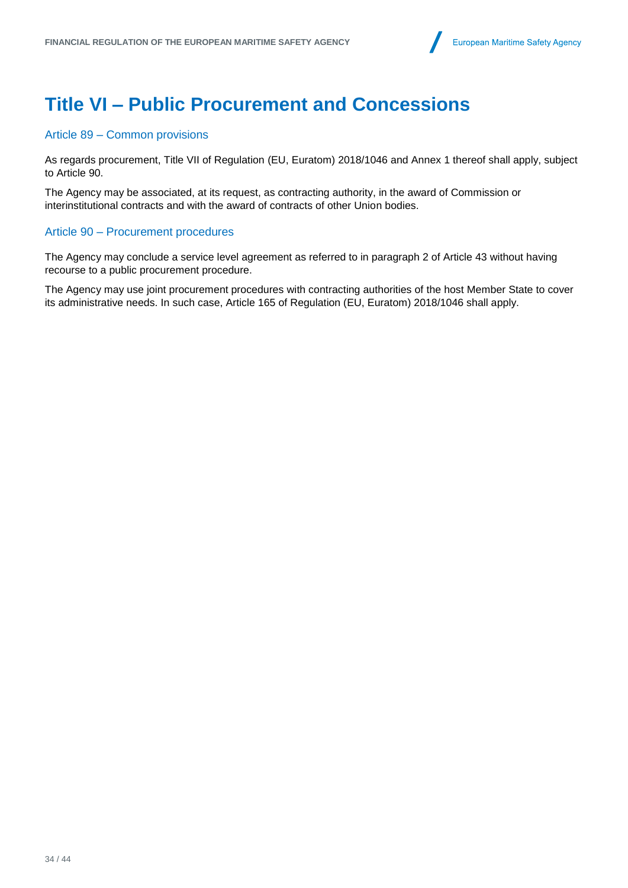# Title VI – Public Procurement and Concessions

## Article 89 – Common provisions

As regards procurement, Title VII of Regulation (EU, Euratom) 2018/1046 and Annex 1 thereof shall apply, subject to Article 90.

The Agency may be associated, at its request, as contracting authority, in the award of Commission or interinstitutional contracts and with the award of contracts of other Union bodies.

## Article 90 – Procurement procedures

The Agency may conclude a service level agreement as referred to in paragraph 2 of Article 43 without having recourse to a public procurement procedure.

The Agency may use joint procurement procedures with contracting authorities of the host Member State to cover its administrative needs. In such case, Article 165 of Regulation (EU, Euratom) 2018/1046 shall apply.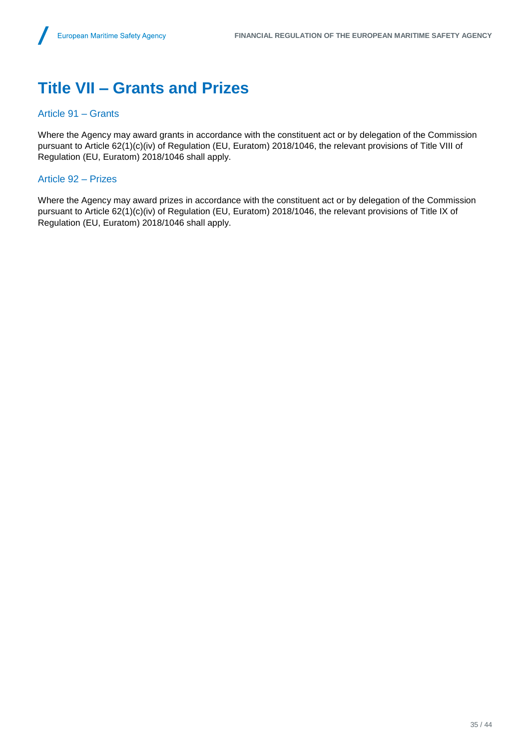# Title VII – Grants and Prizes

## Article 91 – Grants

Where the Agency may award grants in accordance with the constituent act or by delegation of the Commission pursuant to Article 62(1)(c)(iv) of Regulation (EU, Euratom) 2018/1046, the relevant provisions of Title VIII of Regulation (EU, Euratom) 2018/1046 shall apply.

## Article 92 – Prizes

Where the Agency may award prizes in accordance with the constituent act or by delegation of the Commission pursuant to Article 62(1)(c)(iv) of Regulation (EU, Euratom) 2018/1046, the relevant provisions of Title IX of Regulation (EU, Euratom) 2018/1046 shall apply.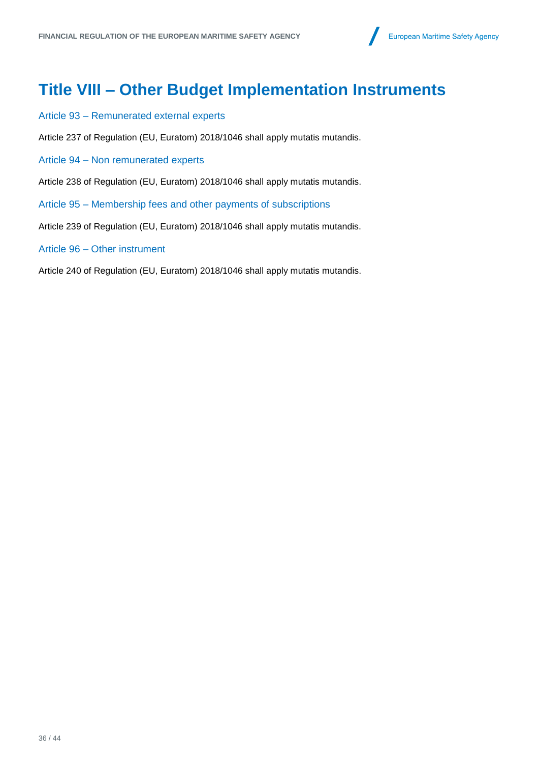# Title VIII – Other Budget Implementation Instruments

## Article 93 – Remunerated external experts

Article 237 of Regulation (EU, Euratom) 2018/1046 shall apply mutatis mutandis.

## Article 94 – Non remunerated experts

Article 238 of Regulation (EU, Euratom) 2018/1046 shall apply mutatis mutandis.

## Article 95 – Membership fees and other payments of subscriptions

Article 239 of Regulation (EU, Euratom) 2018/1046 shall apply mutatis mutandis.

## Article 96 – Other instrument

Article 240 of Regulation (EU, Euratom) 2018/1046 shall apply mutatis mutandis.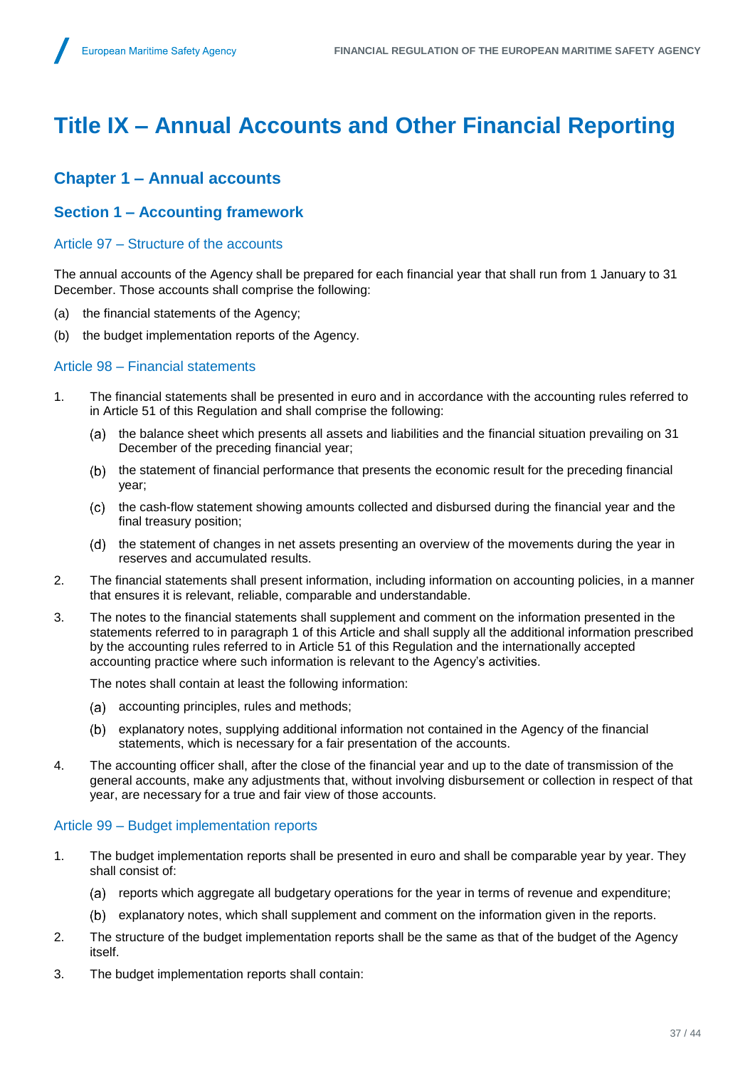# Title IX – Annual Accounts and Other Financial Reporting

## Chapter 1 – Annual accounts

### Section 1 – Accounting framework

#### Article 97 – Structure of the accounts

The annual accounts of the Agency shall be prepared for each financial year that shall run from 1 January to 31 December. Those accounts shall comprise the following:

(a) the financial statements of the Agency;

(b) the budget implementation reports of the Agency.

#### Article 98 – Financial statements

1. The financial statements shall be presented in euro and in accordance with the accounting rules referred to in Article 51 of this Regulation and shall comprise the following:

   (a) the balance sheet which presents all assets and liabilities and the financial situation prevailing on 31 December of the preceding financial year;

   (b) the statement of financial performance that presents the economic result for the preceding financial year;

   (c) the cash-flow statement showing amounts collected and disbursed during the financial year and the final treasury position;

   (d) the statement of changes in net assets presenting an overview of the movements during the year in reserves and accumulated results.

2. The financial statements shall present information, including information on accounting policies, in a manner that ensures it is relevant, reliable, comparable and understandable.

3. The notes to the financial statements shall supplement and comment on the information presented in the statements referred to in paragraph 1 of this Article and shall supply all the additional information prescribed by the accounting rules referred to in Article 51 of this Regulation and the internationally accepted accounting practice where such information is relevant to the Agency's activities.

   The notes shall contain at least the following information:

   (a) accounting principles, rules and methods;

   (b) explanatory notes, supplying additional information not contained in the Agency of the financial statements, which is necessary for a fair presentation of the accounts.

4. The accounting officer shall, after the close of the financial year and up to the date of transmission of the general accounts, make any adjustments that, without involving disbursement or collection in respect of that year, are necessary for a true and fair view of those accounts.

#### Article 99 – Budget implementation reports

1. The budget implementation reports shall be presented in euro and shall be comparable year by year. They shall consist of:

   (a) reports which aggregate all budgetary operations for the year in terms of revenue and expenditure;

   (b) explanatory notes, which shall supplement and comment on the information given in the reports.

2. The structure of the budget implementation reports shall be the same as that of the budget of the Agency itself.

3. The budget implementation reports shall contain: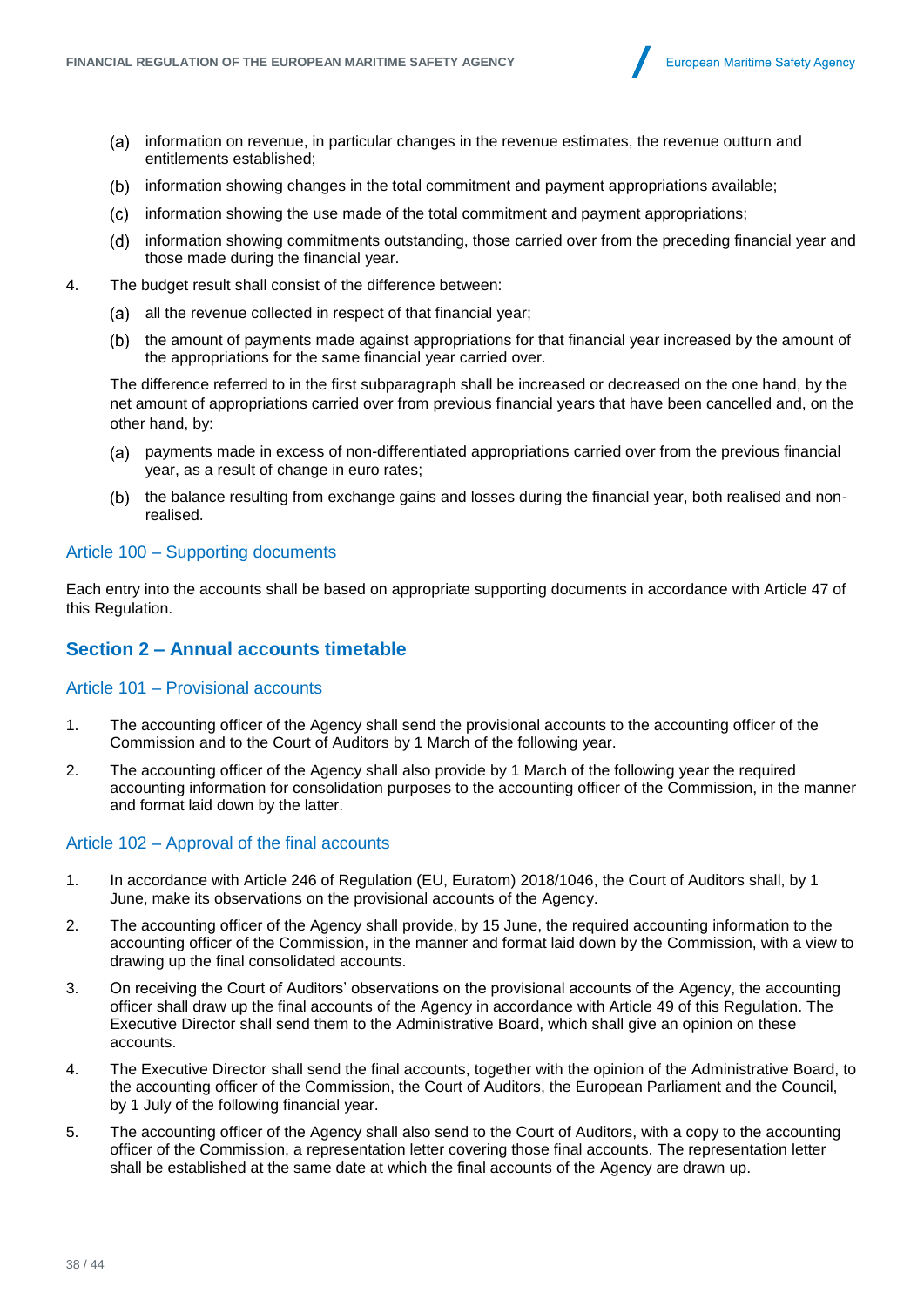(a) information on revenue, in particular changes in the revenue estimates, the revenue outturn and entitlements established;

(b) information showing changes in the total commitment and payment appropriations available;

(c) information showing the use made of the total commitment and payment appropriations;

(d) information showing commitments outstanding, those carried over from the preceding financial year and those made during the financial year.

4. The budget result shall consist of the difference between:

(a) all the revenue collected in respect of that financial year;

(b) the amount of payments made against appropriations for that financial year increased by the amount of the appropriations for the same financial year carried over.

The difference referred to in the first subparagraph shall be increased or decreased on the one hand, by the net amount of appropriations carried over from previous financial years that have been cancelled and, on the other hand, by:

(a) payments made in excess of non-differentiated appropriations carried over from the previous financial year, as a result of change in euro rates;

(b) the balance resulting from exchange gains and losses during the financial year, both realised and non-realised.

### Article 100 – Supporting documents

Each entry into the accounts shall be based on appropriate supporting documents in accordance with Article 47 of this Regulation.

## Section 2 – Annual accounts timetable

### Article 101 – Provisional accounts

1. The accounting officer of the Agency shall send the provisional accounts to the accounting officer of the Commission and to the Court of Auditors by 1 March of the following year.

2. The accounting officer of the Agency shall also provide by 1 March of the following year the required accounting information for consolidation purposes to the accounting officer of the Commission, in the manner and format laid down by the latter.

### Article 102 – Approval of the final accounts

1. In accordance with Article 246 of Regulation (EU, Euratom) 2018/1046, the Court of Auditors shall, by 1 June, make its observations on the provisional accounts of the Agency.

2. The accounting officer of the Agency shall provide, by 15 June, the required accounting information to the accounting officer of the Commission, in the manner and format laid down by the Commission, with a view to drawing up the final consolidated accounts.

3. On receiving the Court of Auditors' observations on the provisional accounts of the Agency, the accounting officer shall draw up the final accounts of the Agency in accordance with Article 49 of this Regulation. The Executive Director shall send them to the Administrative Board, which shall give an opinion on these accounts.

4. The Executive Director shall send the final accounts, together with the opinion of the Administrative Board, to the accounting officer of the Commission, the Court of Auditors, the European Parliament and the Council, by 1 July of the following financial year.

5. The accounting officer of the Agency shall also send to the Court of Auditors, with a copy to the accounting officer of the Commission, a representation letter covering those final accounts. The representation letter shall be established at the same date at which the final accounts of the Agency are drawn up.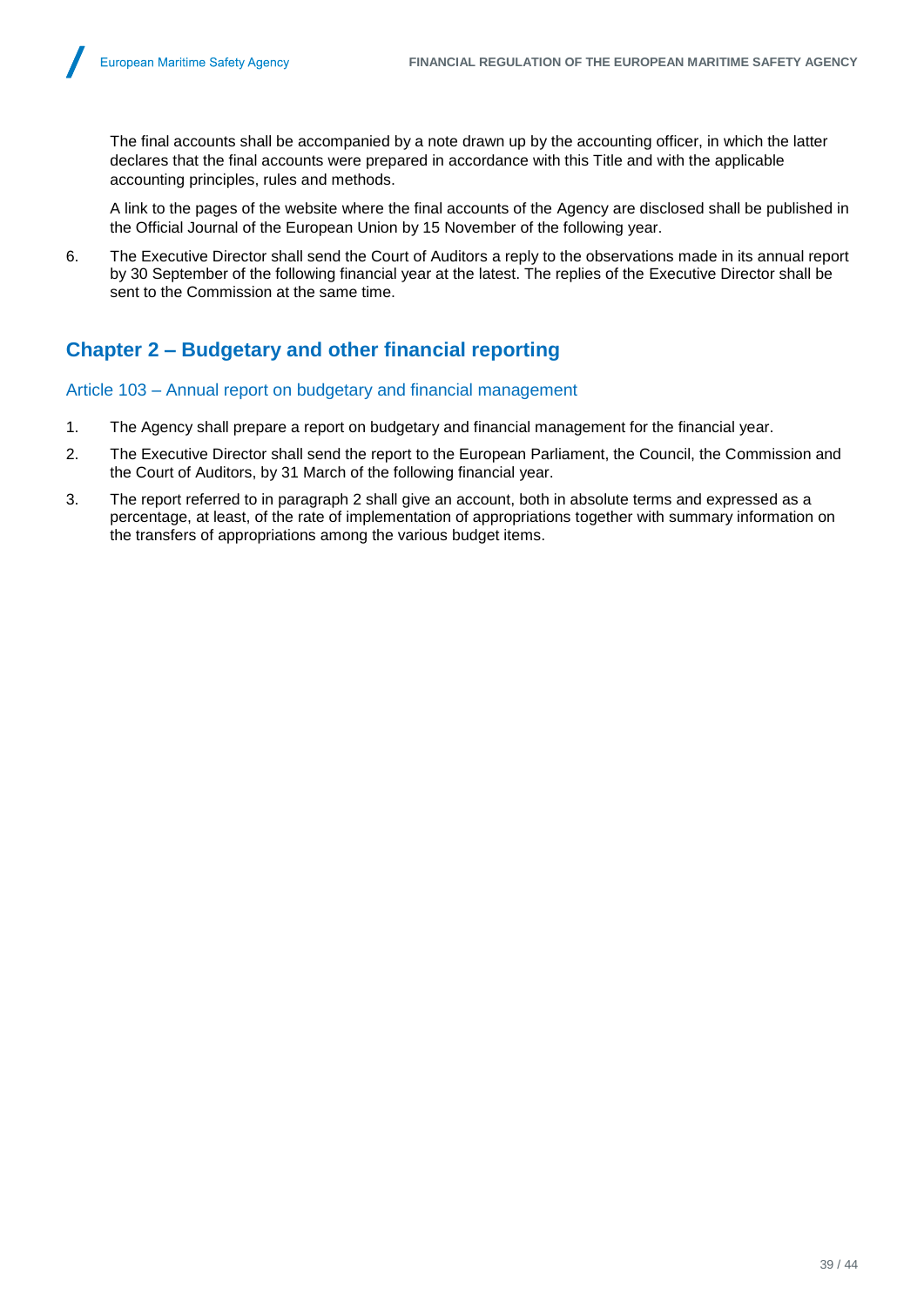The final accounts shall be accompanied by a note drawn up by the accounting officer, in which the latter declares that the final accounts were prepared in accordance with this Title and with the applicable accounting principles, rules and methods.

A link to the pages of the website where the final accounts of the Agency are disclosed shall be published in the Official Journal of the European Union by 15 November of the following year.

6. The Executive Director shall send the Court of Auditors a reply to the observations made in its annual report by 30 September of the following financial year at the latest. The replies of the Executive Director shall be sent to the Commission at the same time.

## Chapter 2 – Budgetary and other financial reporting

### Article 103 – Annual report on budgetary and financial management

1. The Agency shall prepare a report on budgetary and financial management for the financial year.
2. The Executive Director shall send the report to the European Parliament, the Council, the Commission and the Court of Auditors, by 31 March of the following financial year.
3. The report referred to in paragraph 2 shall give an account, both in absolute terms and expressed as a percentage, at least, of the rate of implementation of appropriations together with summary information on the transfers of appropriations among the various budget items.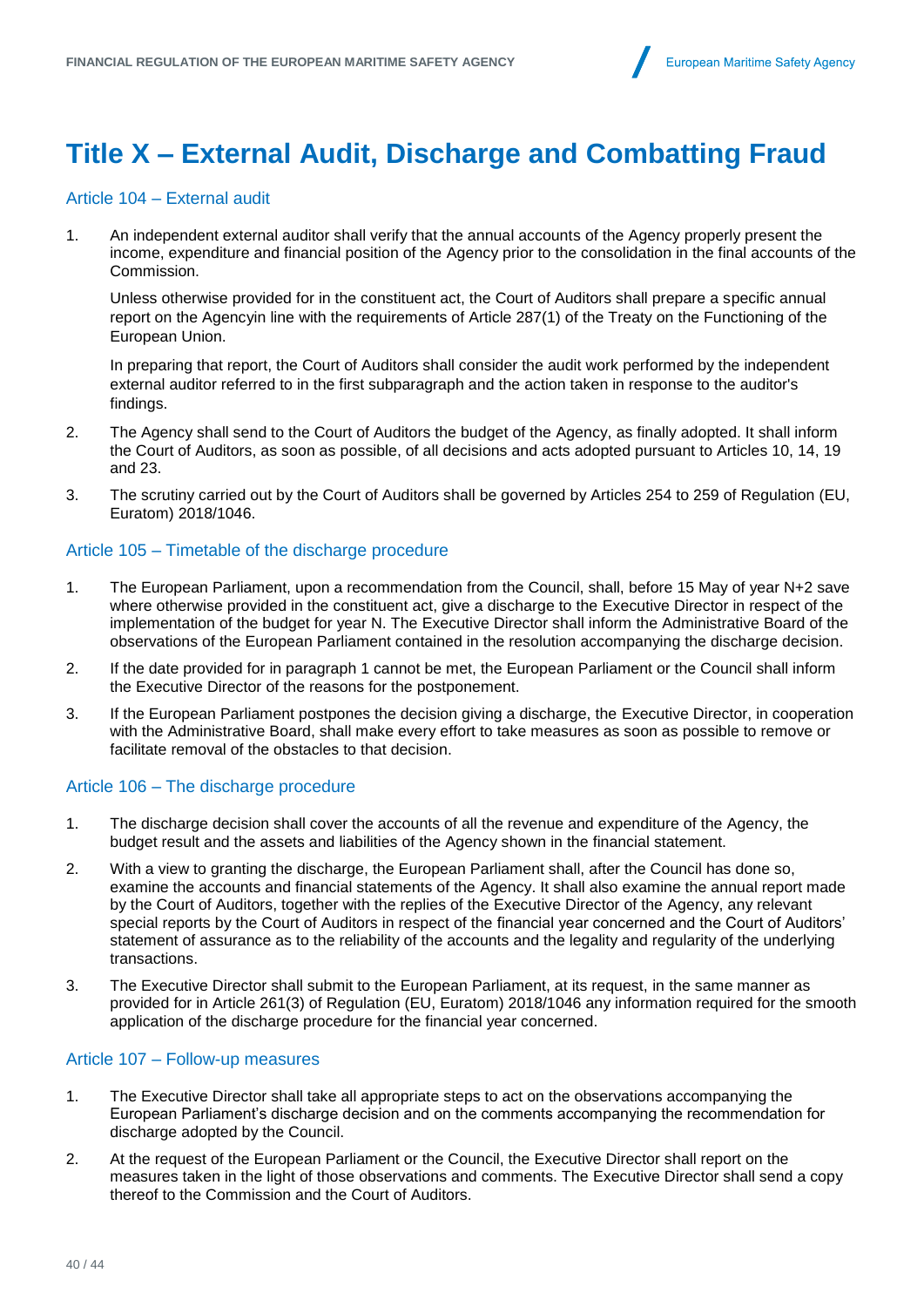# Title X – External Audit, Discharge and Combatting Fraud

## Article 104 – External audit

1. An independent external auditor shall verify that the annual accounts of the Agency properly present the income, expenditure and financial position of the Agency prior to the consolidation in the final accounts of the Commission.

   Unless otherwise provided for in the constituent act, the Court of Auditors shall prepare a specific annual report on the Agencyin line with the requirements of Article 287(1) of the Treaty on the Functioning of the European Union.

   In preparing that report, the Court of Auditors shall consider the audit work performed by the independent external auditor referred to in the first subparagraph and the action taken in response to the auditor's findings.

2. The Agency shall send to the Court of Auditors the budget of the Agency, as finally adopted. It shall inform the Court of Auditors, as soon as possible, of all decisions and acts adopted pursuant to Articles 10, 14, 19 and 23.

3. The scrutiny carried out by the Court of Auditors shall be governed by Articles 254 to 259 of Regulation (EU, Euratom) 2018/1046.

## Article 105 – Timetable of the discharge procedure

1. The European Parliament, upon a recommendation from the Council, shall, before 15 May of year N+2 save where otherwise provided in the constituent act, give a discharge to the Executive Director in respect of the implementation of the budget for year N. The Executive Director shall inform the Administrative Board of the observations of the European Parliament contained in the resolution accompanying the discharge decision.

2. If the date provided for in paragraph 1 cannot be met, the European Parliament or the Council shall inform the Executive Director of the reasons for the postponement.

3. If the European Parliament postpones the decision giving a discharge, the Executive Director, in cooperation with the Administrative Board, shall make every effort to take measures as soon as possible to remove or facilitate removal of the obstacles to that decision.

## Article 106 – The discharge procedure

1. The discharge decision shall cover the accounts of all the revenue and expenditure of the Agency, the budget result and the assets and liabilities of the Agency shown in the financial statement.

2. With a view to granting the discharge, the European Parliament shall, after the Council has done so, examine the accounts and financial statements of the Agency. It shall also examine the annual report made by the Court of Auditors, together with the replies of the Executive Director of the Agency, any relevant special reports by the Court of Auditors in respect of the financial year concerned and the Court of Auditors' statement of assurance as to the reliability of the accounts and the legality and regularity of the underlying transactions.

3. The Executive Director shall submit to the European Parliament, at its request, in the same manner as provided for in Article 261(3) of Regulation (EU, Euratom) 2018/1046 any information required for the smooth application of the discharge procedure for the financial year concerned.

## Article 107 – Follow-up measures

1. The Executive Director shall take all appropriate steps to act on the observations accompanying the European Parliament's discharge decision and on the comments accompanying the recommendation for discharge adopted by the Council.

2. At the request of the European Parliament or the Council, the Executive Director shall report on the measures taken in the light of those observations and comments. The Executive Director shall send a copy thereof to the Commission and the Court of Auditors.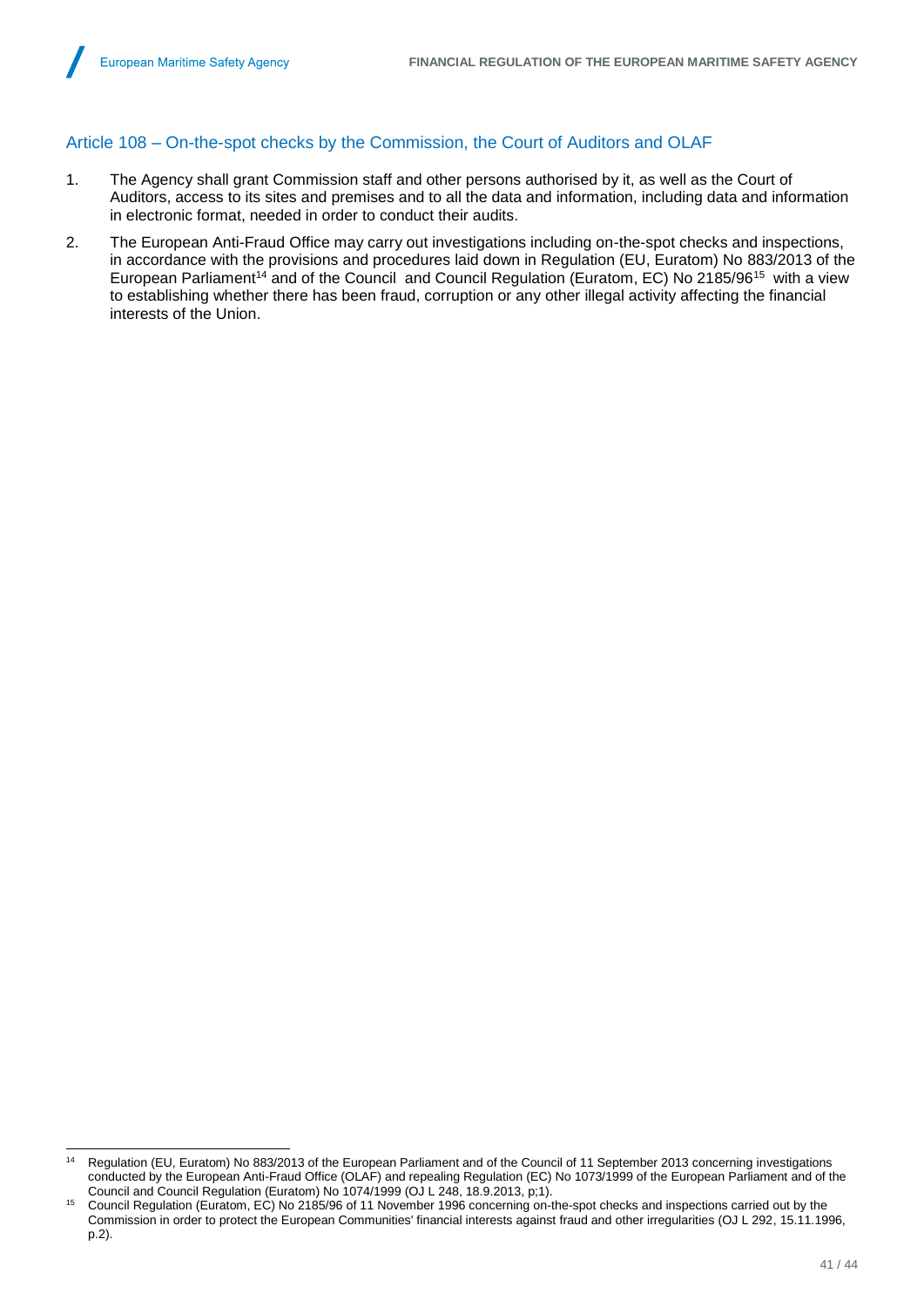## Article 108 – On-the-spot checks by the Commission, the Court of Auditors and OLAF

1. The Agency shall grant Commission staff and other persons authorised by it, as well as the Court of Auditors, access to its sites and premises and to all the data and information, including data and information in electronic format, needed in order to conduct their audits.
2. The European Anti-Fraud Office may carry out investigations including on-the-spot checks and inspections, in accordance with the provisions and procedures laid down in Regulation (EU, Euratom) No 883/2013 of the European Parliament[14] and of the Council and Council Regulation (Euratom, EC) No 2185/96[15] with a view to establishing whether there has been fraud, corruption or any other illegal activity affecting the financial interests of the Union.

---

[14] Regulation (EU, Euratom) No 883/2013 of the European Parliament and of the Council of 11 September 2013 concerning investigations conducted by the European Anti-Fraud Office (OLAF) and repealing Regulation (EC) No 1073/1999 of the European Parliament and of the Council and Council Regulation (Euratom) No 1074/1999 (OJ L 248, 18.9.2013, p;1).

[15] Council Regulation (Euratom, EC) No 2185/96 of 11 November 1996 concerning on-the-spot checks and inspections carried out by the Commission in order to protect the European Communities' financial interests against fraud and other irregularities (OJ L 292, 15.11.1996, p.2).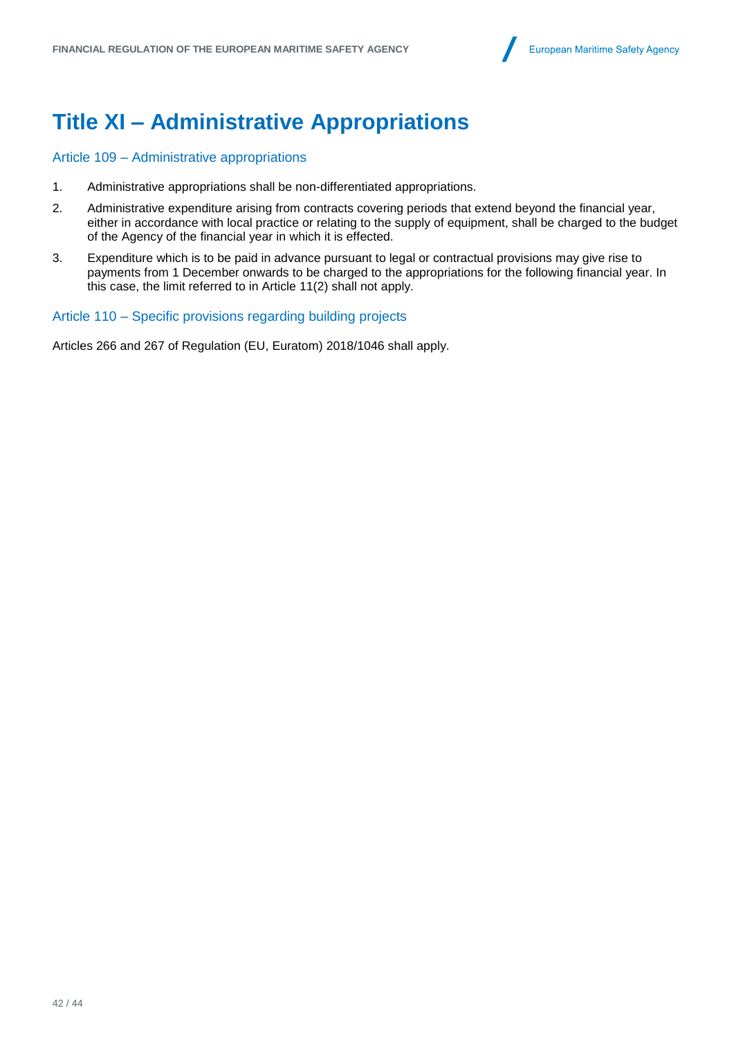# Title XI – Administrative Appropriations

## Article 109 – Administrative appropriations

1. Administrative appropriations shall be non-differentiated appropriations.
2. Administrative expenditure arising from contracts covering periods that extend beyond the financial year, either in accordance with local practice or relating to the supply of equipment, shall be charged to the budget of the Agency of the financial year in which it is effected.
3. Expenditure which is to be paid in advance pursuant to legal or contractual provisions may give rise to payments from 1 December onwards to be charged to the appropriations for the following financial year. In this case, the limit referred to in Article 11(2) shall not apply.

## Article 110 – Specific provisions regarding building projects

Articles 266 and 267 of Regulation (EU, Euratom) 2018/1046 shall apply.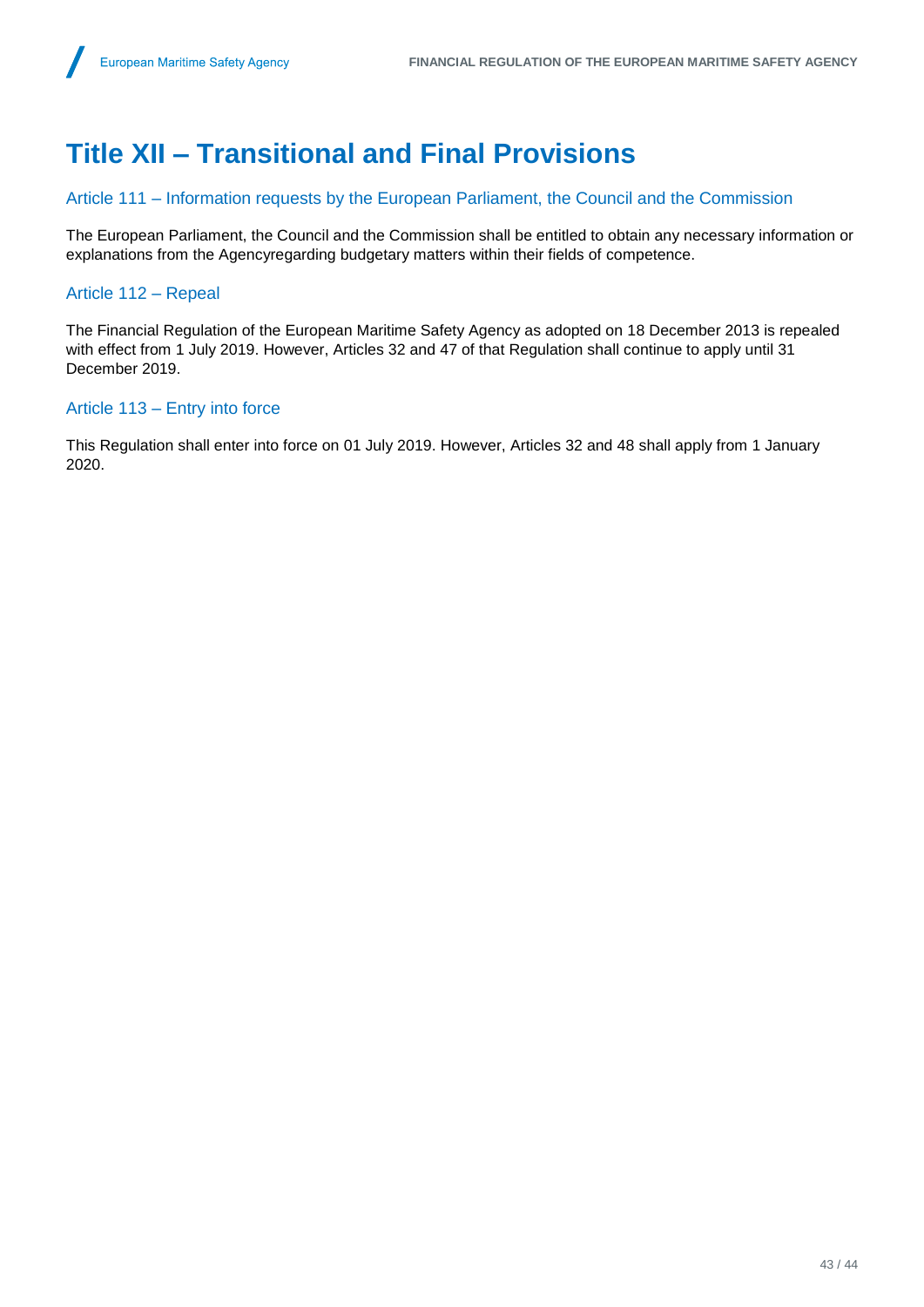# Title XII – Transitional and Final Provisions

## Article 111 – Information requests by the European Parliament, the Council and the Commission

The European Parliament, the Council and the Commission shall be entitled to obtain any necessary information or explanations from the Agencyregarding budgetary matters within their fields of competence.

## Article 112 – Repeal

The Financial Regulation of the European Maritime Safety Agency as adopted on 18 December 2013 is repealed with effect from 1 July 2019. However, Articles 32 and 47 of that Regulation shall continue to apply until 31 December 2019.

## Article 113 – Entry into force

This Regulation shall enter into force on 01 July 2019. However, Articles 32 and 48 shall apply from 1 January 2020.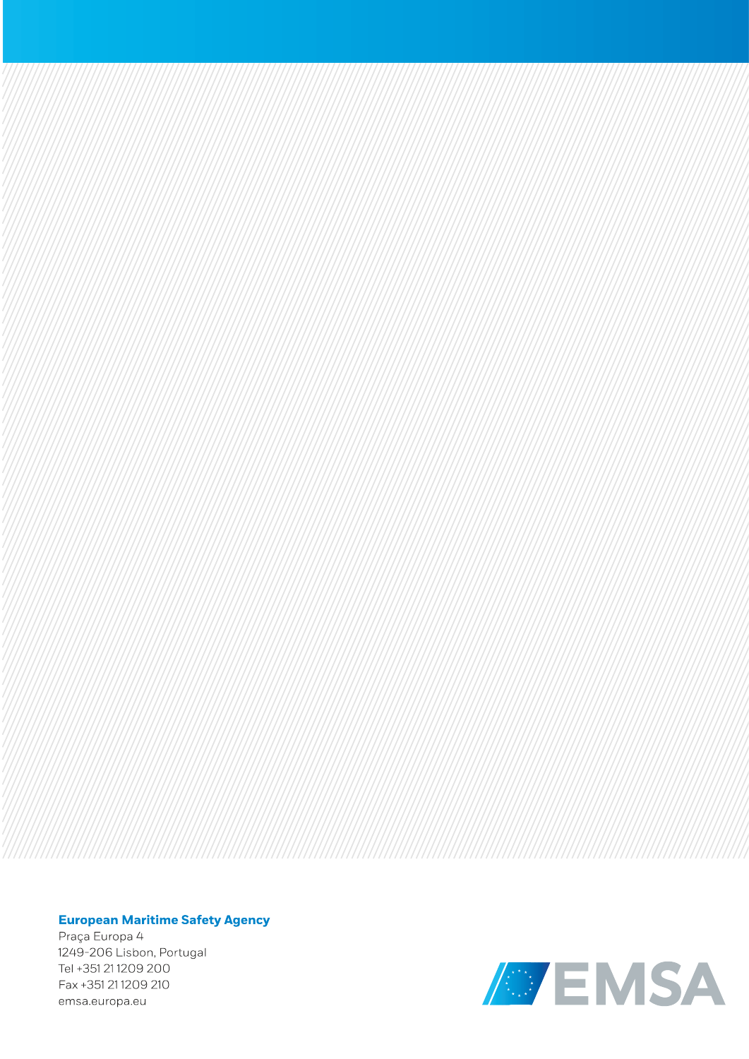**European Maritime Safety Agency**

Praça Europa 4
1249-206 Lisbon, Portugal
Tel +351 21 1209 200
Fax +351 21 1209 210
emsa.europa.eu

EMSA